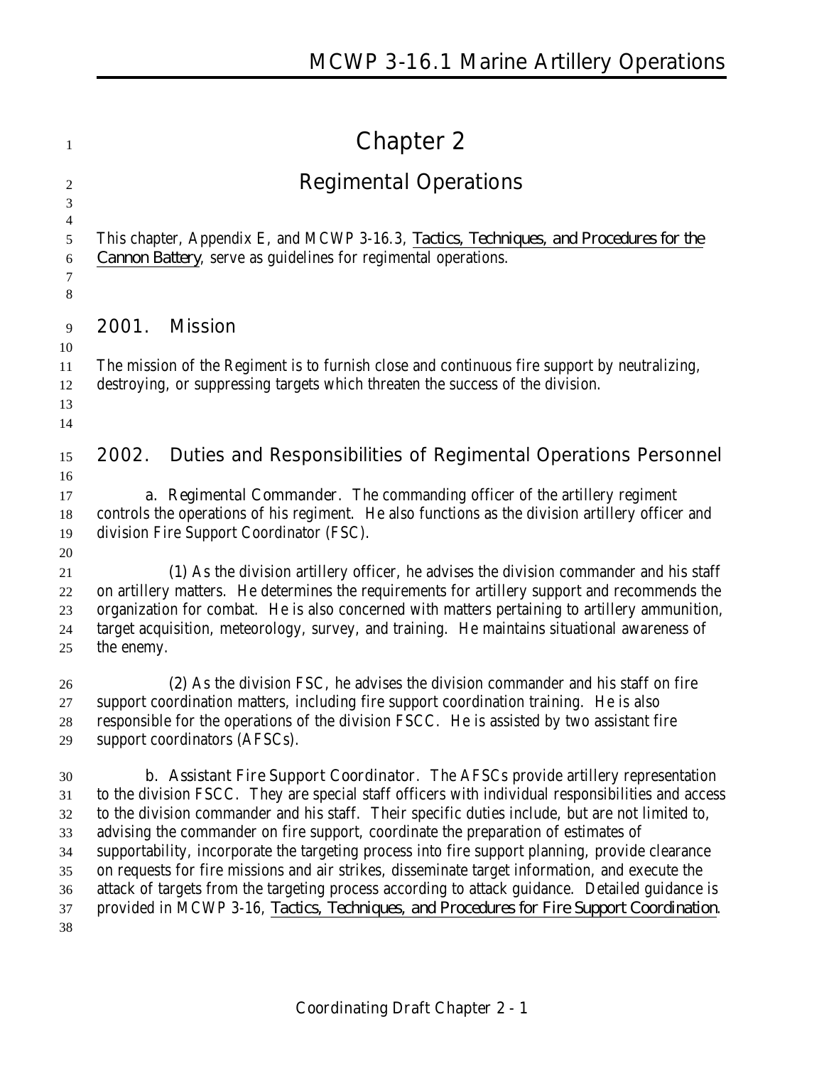# Chapter 2

## Regimental Operations

This chapter, Appendix E, and MCWP 3-16.3, Tactics, Techniques, and Procedures for the Cannon Battery, serve as guidelines for regimental operations.

## 2001. Mission

The mission of the Regiment is to furnish close and continuous fire support by neutralizing, destroying, or suppressing targets which threaten the success of the division.

## 2002. Duties and Responsibilities of Regimental Operations Personnel

**a. Regimental Commander.** The commanding officer of the artillery regiment controls the operations of his regiment. He also functions as the division artillery officer and division Fire Support Coordinator (FSC).

(1) As the division artillery officer, he advises the division commander and his staff on artillery matters. He determines the requirements for artillery support and recommends the organization for combat. He is also concerned with matters pertaining to artillery ammunition, target acquisition, meteorology, survey, and training. He maintains situational awareness of the enemy.

(2) As the division FSC, he advises the division commander and his staff on fire support coordination matters, including fire support coordination training. He is also responsible for the operations of the division FSCC. He is assisted by two assistant fire support coordinators (AFSCs).

**b. Assistant Fire Support Coordinator.** The AFSCs provide artillery representation to the division FSCC. They are special staff officers with individual responsibilities and access to the division commander and his staff. Their specific duties include, but are not limited to, advising the commander on fire support, coordinate the preparation of estimates of supportability, incorporate the targeting process into fire support planning, provide clearance on requests for fire missions and air strikes, disseminate target information, and execute the attack of targets from the targeting process according to attack guidance. Detailed guidance is provided in MCWP 3-16, Tactics, Techniques, and Procedures for Fire Support Coordination.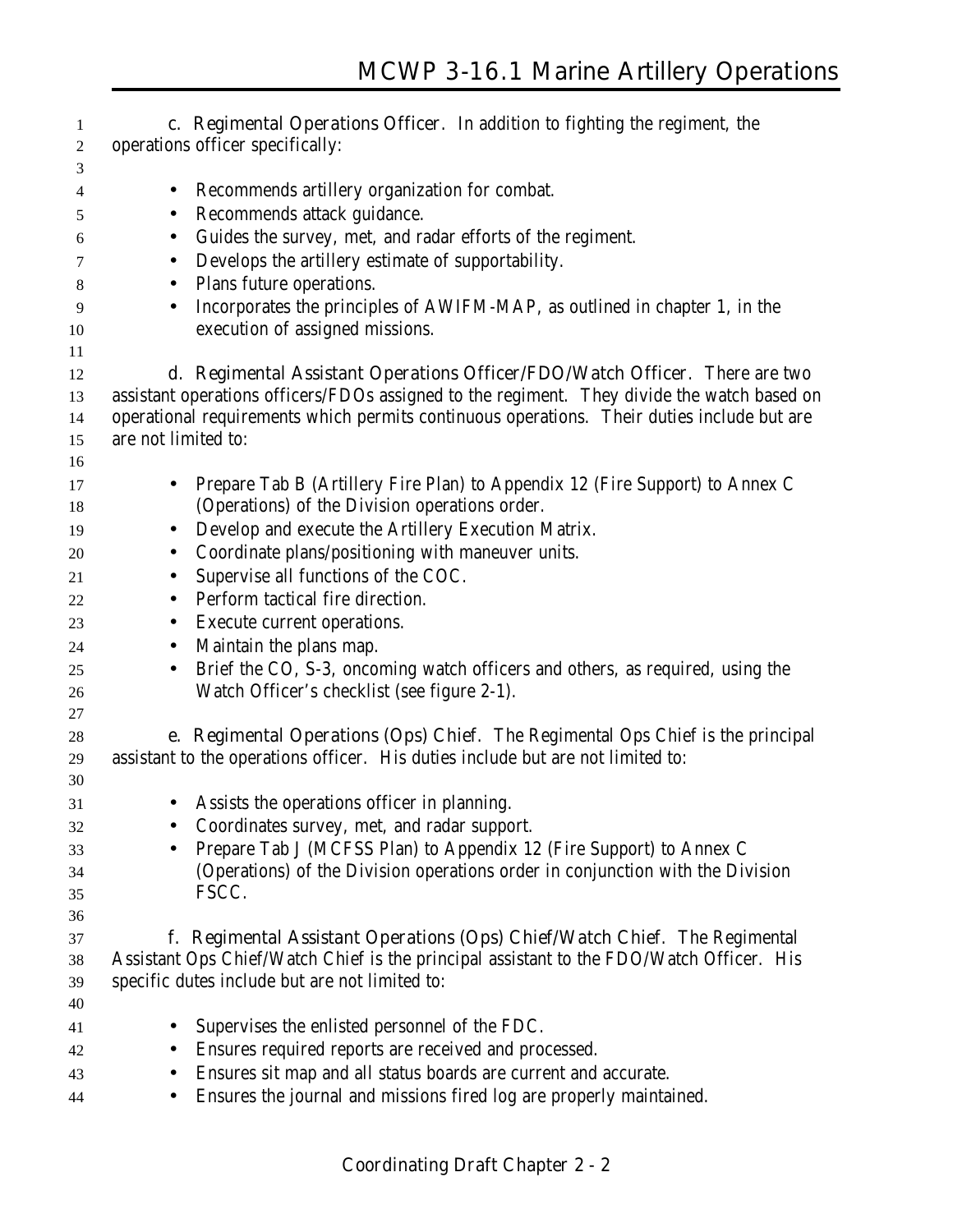c. Regimental Operations Officer. In addition to fighting the regiment, the operations officer specifically:

- Recommends artillery organization for combat.
- Recommends attack guidance.
- Guides the survey, met, and radar efforts of the regiment.
- Develops the artillery estimate of supportability.
- Plans future operations.
- Incorporates the principles of AWIFM-MAP, as outlined in chapter 1, in the execution of assigned missions.

d. Regimental Assistant Operations Officer/FDO/Watch Officer. There are two assistant operations officers/FDOs assigned to the regiment. They divide the watch based on operational requirements which permits continuous operations. Their duties include but are are not limited to:

- Prepare Tab B (Artillery Fire Plan) to Appendix 12 (Fire Support) to Annex C (Operations) of the Division operations order.
- Develop and execute the Artillery Execution Matrix.
- Coordinate plans/positioning with maneuver units.
- Supervise all functions of the COC.
- Perform tactical fire direction.
- Execute current operations.
- Maintain the plans map.
- Brief the CO, S-3, oncoming watch officers and others, as required, using the Watch Officer's checklist (see figure 2-1).

e. Regimental Operations (Ops) Chief. The Regimental Ops Chief is the principal assistant to the operations officer. His duties include but are not limited to:

- Assists the operations officer in planning.
- Coordinates survey, met, and radar support.
- Prepare Tab J (MCFSS Plan) to Appendix 12 (Fire Support) to Annex C (Operations) of the Division operations order in conjunction with the Division FSCC.

f. Regimental Assistant Operations (Ops) Chief/Watch Chief. The Regimental Assistant Ops Chief/Watch Chief is the principal assistant to the FDO/Watch Officer. His specific dutes include but are not limited to:

- Supervises the enlisted personnel of the FDC.
- Ensures required reports are received and processed.
- Ensures sit map and all status boards are current and accurate.
- Ensures the journal and missions fired log are properly maintained.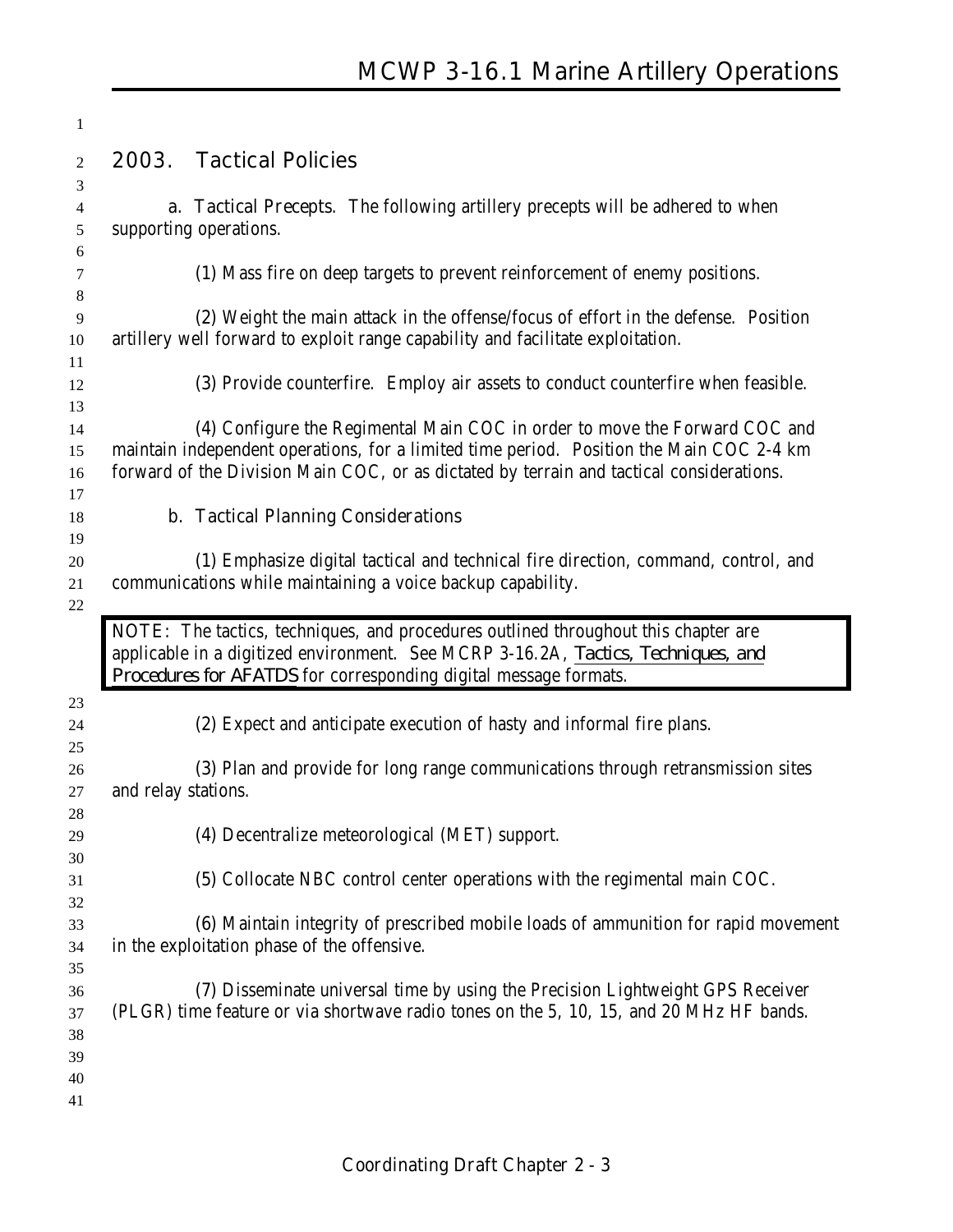## 2003. Tactical Policies

**a. Tactical Precepts.** The following artillery precepts will be adhered to when supporting operations.

(1) Mass fire on deep targets to prevent reinforcement of enemy positions.

(2) Weight the main attack in the offense/focus of effort in the defense. Position artillery well forward to exploit range capability and facilitate exploitation.

(3) Provide counterfire. Employ air assets to conduct counterfire when feasible.

(4) Configure the Regimental Main COC in order to move the Forward COC and maintain independent operations, for a limited time period. Position the Main COC 2-4 km forward of the Division Main COC, or as dictated by terrain and tactical considerations.

**b. Tactical Planning Considerations**

(1) Emphasize digital tactical and technical fire direction, command, control, and communications while maintaining a voice backup capability.

> NOTE: The tactics, techniques, and procedures outlined throughout this chapter are applicable in a digitized environment. See MCRP 3-16.2A, *Tactics, Techniques, and Procedures for AFATDS* for corresponding digital message formats.

(2) Expect and anticipate execution of hasty and informal fire plans.

(3) Plan and provide for long range communications through retransmission sites and relay stations.

(4) Decentralize meteorological (MET) support.

(5) Collocate NBC control center operations with the regimental main COC.

(6) Maintain integrity of prescribed mobile loads of ammunition for rapid movement in the exploitation phase of the offensive.

(7) Disseminate universal time by using the Precision Lightweight GPS Receiver (PLGR) time feature or via shortwave radio tones on the 5, 10, 15, and 20 MHz HF bands.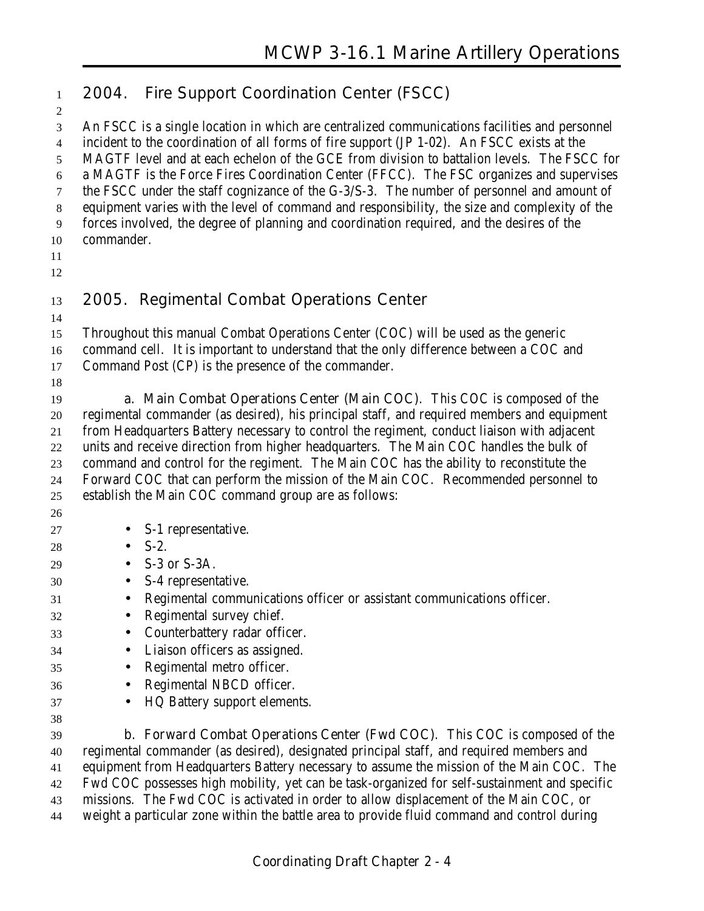## 2004. Fire Support Coordination Center (FSCC)

An FSCC is a single location in which are centralized communications facilities and personnel incident to the coordination of all forms of fire support (JP 1-02). An FSCC exists at the MAGTF level and at each echelon of the GCE from division to battalion levels. The FSCC for a MAGTF is the Force Fires Coordination Center (FFCC). The FSC organizes and supervises the FSCC under the staff cognizance of the G-3/S-3. The number of personnel and amount of equipment varies with the level of command and responsibility, the size and complexity of the forces involved, the degree of planning and coordination required, and the desires of the commander.

## 2005. Regimental Combat Operations Center

Throughout this manual Combat Operations Center (COC) will be used as the generic command cell. It is important to understand that the only difference between a COC and Command Post (CP) is the presence of the commander.

a. Main Combat Operations Center (Main COC). This COC is composed of the regimental commander (as desired), his principal staff, and required members and equipment from Headquarters Battery necessary to control the regiment, conduct liaison with adjacent units and receive direction from higher headquarters. The Main COC handles the bulk of command and control for the regiment. The Main COC has the ability to reconstitute the Forward COC that can perform the mission of the Main COC. Recommended personnel to establish the Main COC command group are as follows:

- S-1 representative.
- S-2.
- S-3 or S-3A.
- S-4 representative.
- Regimental communications officer or assistant communications officer.
- Regimental survey chief.
- Counterbattery radar officer.
- Liaison officers as assigned.
- Regimental metro officer.
- Regimental NBCD officer.
- HQ Battery support elements.

b. Forward Combat Operations Center (Fwd COC). This COC is composed of the regimental commander (as desired), designated principal staff, and required members and equipment from Headquarters Battery necessary to assume the mission of the Main COC. The Fwd COC possesses high mobility, yet can be task-organized for self-sustainment and specific missions. The Fwd COC is activated in order to allow displacement of the Main COC, or weight a particular zone within the battle area to provide fluid command and control during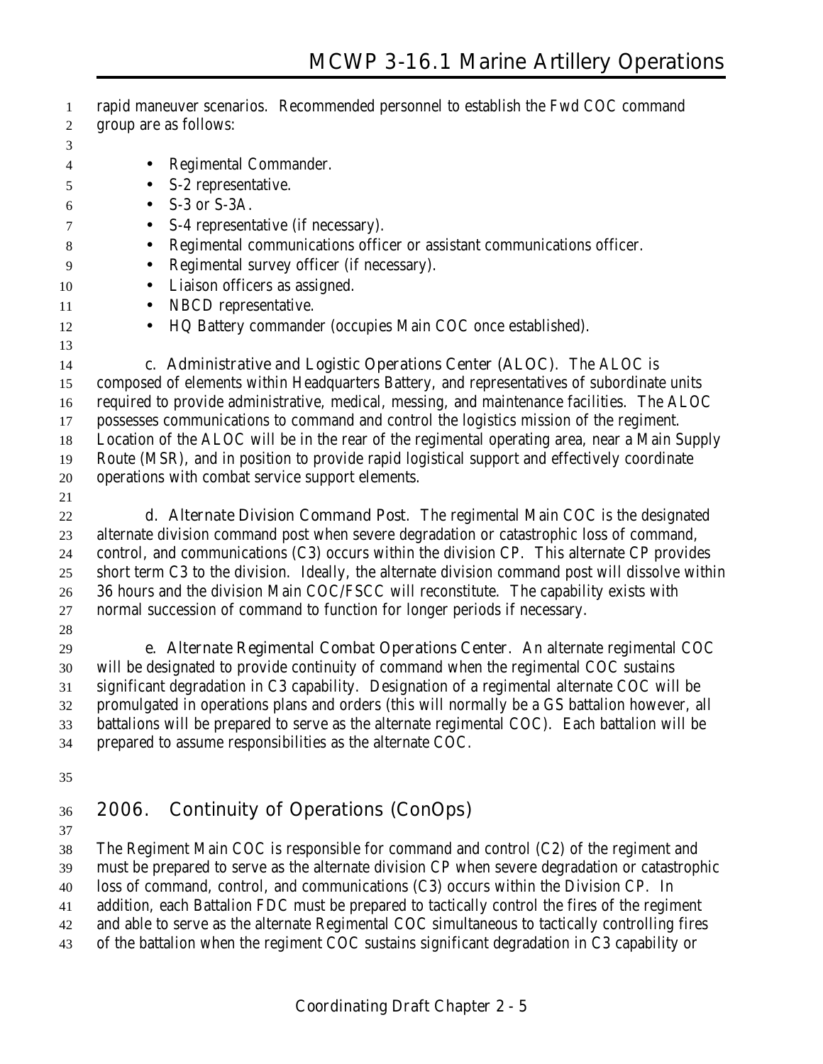rapid maneuver scenarios. Recommended personnel to establish the Fwd COC command group are as follows:

- Regimental Commander.
- S-2 representative.
- S-3 or S-3A.
- S-4 representative (if necessary).
- Regimental communications officer or assistant communications officer.
- Regimental survey officer (if necessary).
- Liaison officers as assigned.
- NBCD representative.
- HQ Battery commander (occupies Main COC once established).

**c. Administrative and Logistic Operations Center (ALOC).** The ALOC is composed of elements within Headquarters Battery, and representatives of subordinate units required to provide administrative, medical, messing, and maintenance facilities. The ALOC possesses communications to command and control the logistics mission of the regiment. Location of the ALOC will be in the rear of the regimental operating area, near a Main Supply Route (MSR), and in position to provide rapid logistical support and effectively coordinate operations with combat service support elements.

**d. Alternate Division Command Post.** The regimental Main COC is the designated alternate division command post when severe degradation or catastrophic loss of command, control, and communications (C3) occurs within the division CP. This alternate CP provides short term C3 to the division. Ideally, the alternate division command post will dissolve within 36 hours and the division Main COC/FSCC will reconstitute. The capability exists with normal succession of command to function for longer periods if necessary.

**e. Alternate Regimental Combat Operations Center.** An alternate regimental COC will be designated to provide continuity of command when the regimental COC sustains significant degradation in C3 capability. Designation of a regimental alternate COC will be promulgated in operations plans and orders (this will normally be a GS battalion however, all battalions will be prepared to serve as the alternate regimental COC). Each battalion will be prepared to assume responsibilities as the alternate COC.

## 2006. Continuity of Operations (ConOps)

The Regiment Main COC is responsible for command and control (C2) of the regiment and must be prepared to serve as the alternate division CP when severe degradation or catastrophic loss of command, control, and communications (C3) occurs within the Division CP. In addition, each Battalion FDC must be prepared to tactically control the fires of the regiment and able to serve as the alternate Regimental COC simultaneous to tactically controlling fires of the battalion when the regiment COC sustains significant degradation in C3 capability or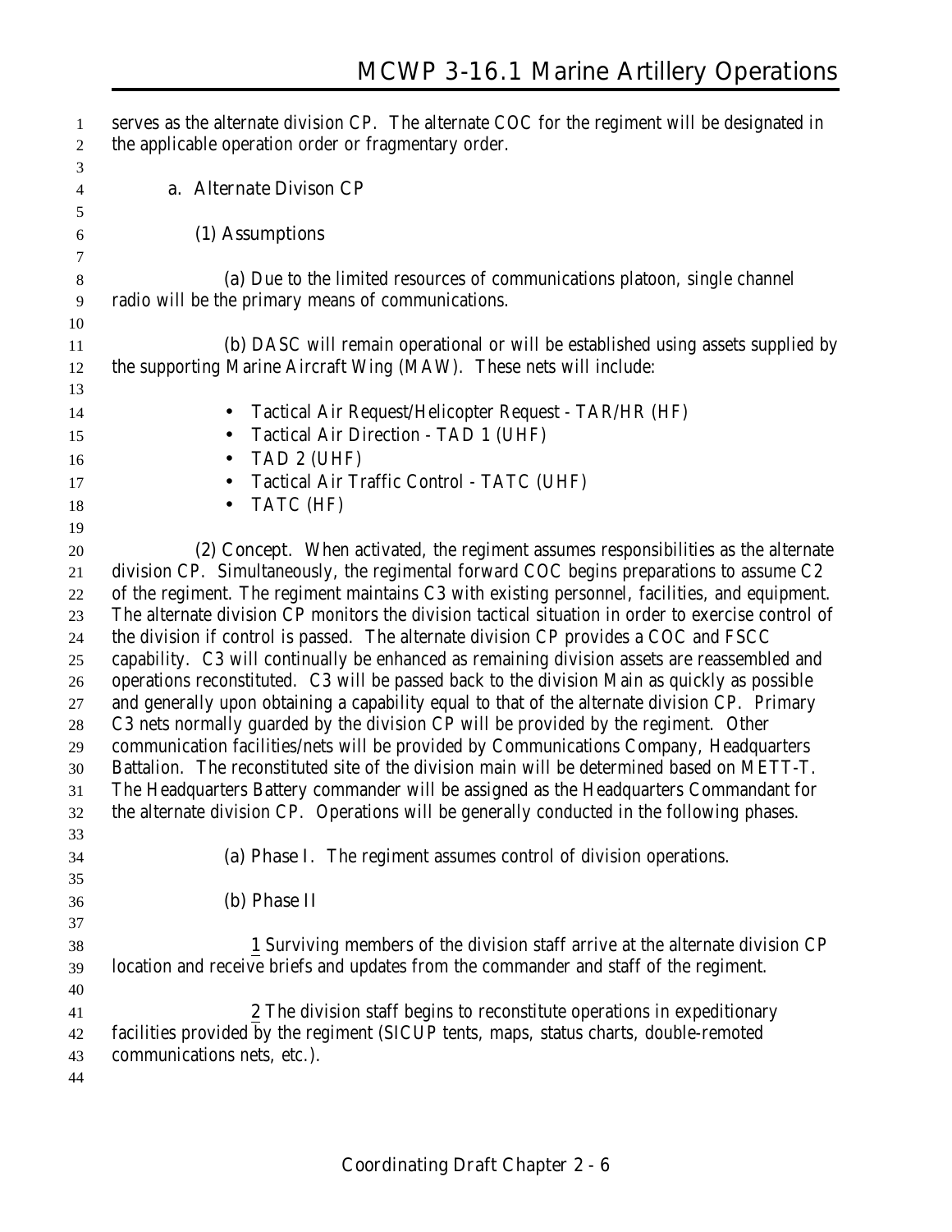serves as the alternate division CP. The alternate COC for the regiment will be designated in the applicable operation order or fragmentary order.

a. Alternate Divison CP

(1) Assumptions

(a) Due to the limited resources of communications platoon, single channel radio will be the primary means of communications.

(b) DASC will remain operational or will be established using assets supplied by the supporting Marine Aircraft Wing (MAW). These nets will include:

- Tactical Air Request/Helicopter Request - TAR/HR (HF)
- Tactical Air Direction - TAD 1 (UHF)
- TAD 2 (UHF)
- Tactical Air Traffic Control - TATC (UHF)
- TATC (HF)

(2) Concept. When activated, the regiment assumes responsibilities as the alternate division CP. Simultaneously, the regimental forward COC begins preparations to assume C2 of the regiment. The regiment maintains C3 with existing personnel, facilities, and equipment. The alternate division CP monitors the division tactical situation in order to exercise control of the division if control is passed. The alternate division CP provides a COC and FSCC capability. C3 will continually be enhanced as remaining division assets are reassembled and operations reconstituted. C3 will be passed back to the division Main as quickly as possible and generally upon obtaining a capability equal to that of the alternate division CP. Primary C3 nets normally guarded by the division CP will be provided by the regiment. Other communication facilities/nets will be provided by Communications Company, Headquarters Battalion. The reconstituted site of the division main will be determined based on METT-T. The Headquarters Battery commander will be assigned as the Headquarters Commandant for the alternate division CP. Operations will be generally conducted in the following phases.

(a) Phase I. The regiment assumes control of division operations.

(b) Phase II

1 Surviving members of the division staff arrive at the alternate division CP location and receive briefs and updates from the commander and staff of the regiment.

2 The division staff begins to reconstitute operations in expeditionary facilities provided by the regiment (SICUP tents, maps, status charts, double-remoted communications nets, etc.).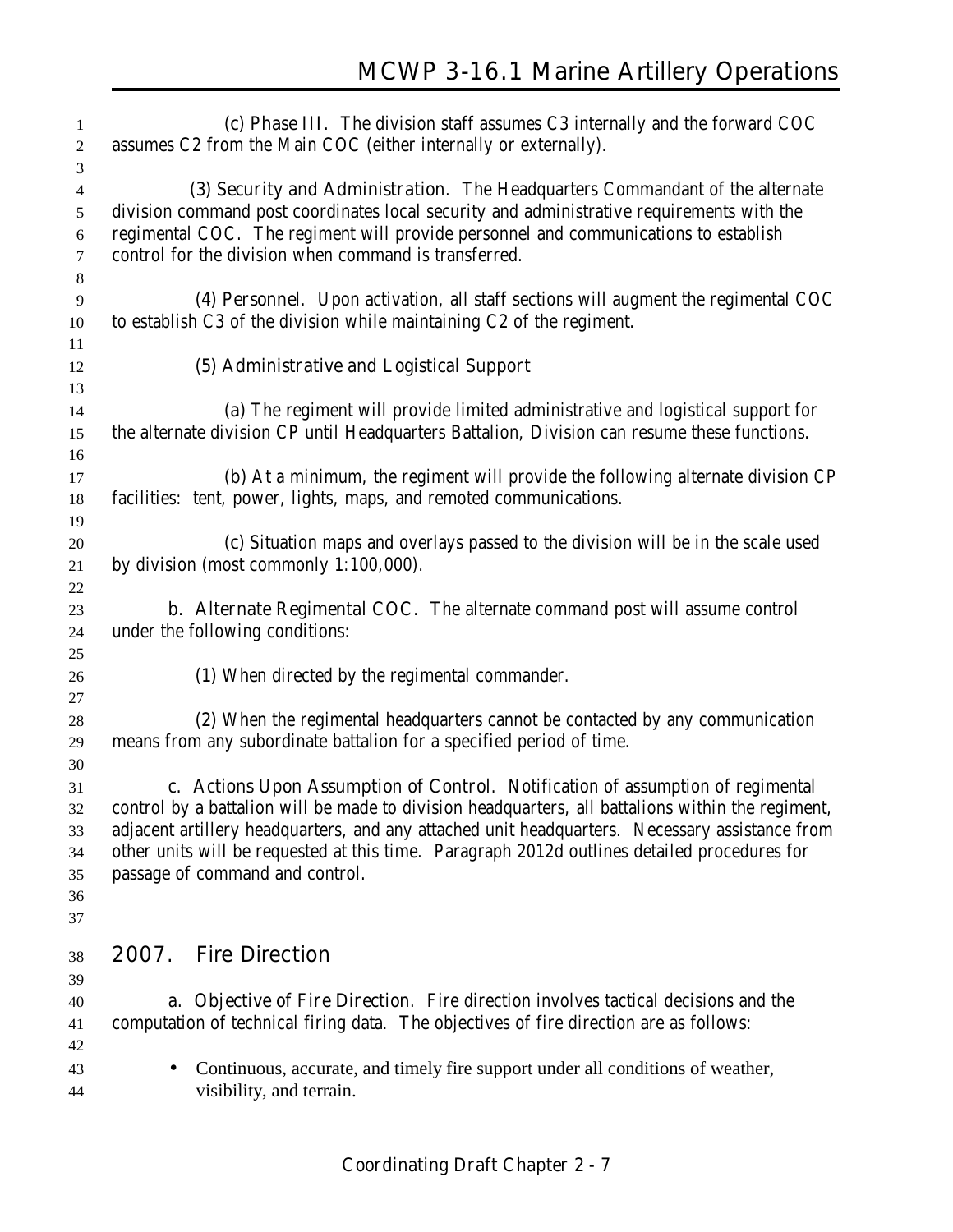(c) **Phase III.** The division staff assumes C3 internally and the forward COC assumes C2 from the Main COC (either internally or externally).

(3) **Security and Administration.** The Headquarters Commandant of the alternate division command post coordinates local security and administrative requirements with the regimental COC. The regiment will provide personnel and communications to establish control for the division when command is transferred.

(4) **Personnel.** Upon activation, all staff sections will augment the regimental COC to establish C3 of the division while maintaining C2 of the regiment.

(5) **Administrative and Logistical Support**

(a) The regiment will provide limited administrative and logistical support for the alternate division CP until Headquarters Battalion, Division can resume these functions.

(b) At a minimum, the regiment will provide the following alternate division CP facilities: tent, power, lights, maps, and remoted communications.

(c) Situation maps and overlays passed to the division will be in the scale used by division (most commonly 1:100,000).

b. **Alternate Regimental COC.** The alternate command post will assume control under the following conditions:

(1) When directed by the regimental commander.

(2) When the regimental headquarters cannot be contacted by any communication means from any subordinate battalion for a specified period of time.

c. **Actions Upon Assumption of Control.** Notification of assumption of regimental control by a battalion will be made to division headquarters, all battalions within the regiment, adjacent artillery headquarters, and any attached unit headquarters. Necessary assistance from other units will be requested at this time. Paragraph 2012d outlines detailed procedures for passage of command and control.

## 2007. Fire Direction

a. **Objective of Fire Direction.** Fire direction involves tactical decisions and the computation of technical firing data. The objectives of fire direction are as follows:

- Continuous, accurate, and timely fire support under all conditions of weather, visibility, and terrain.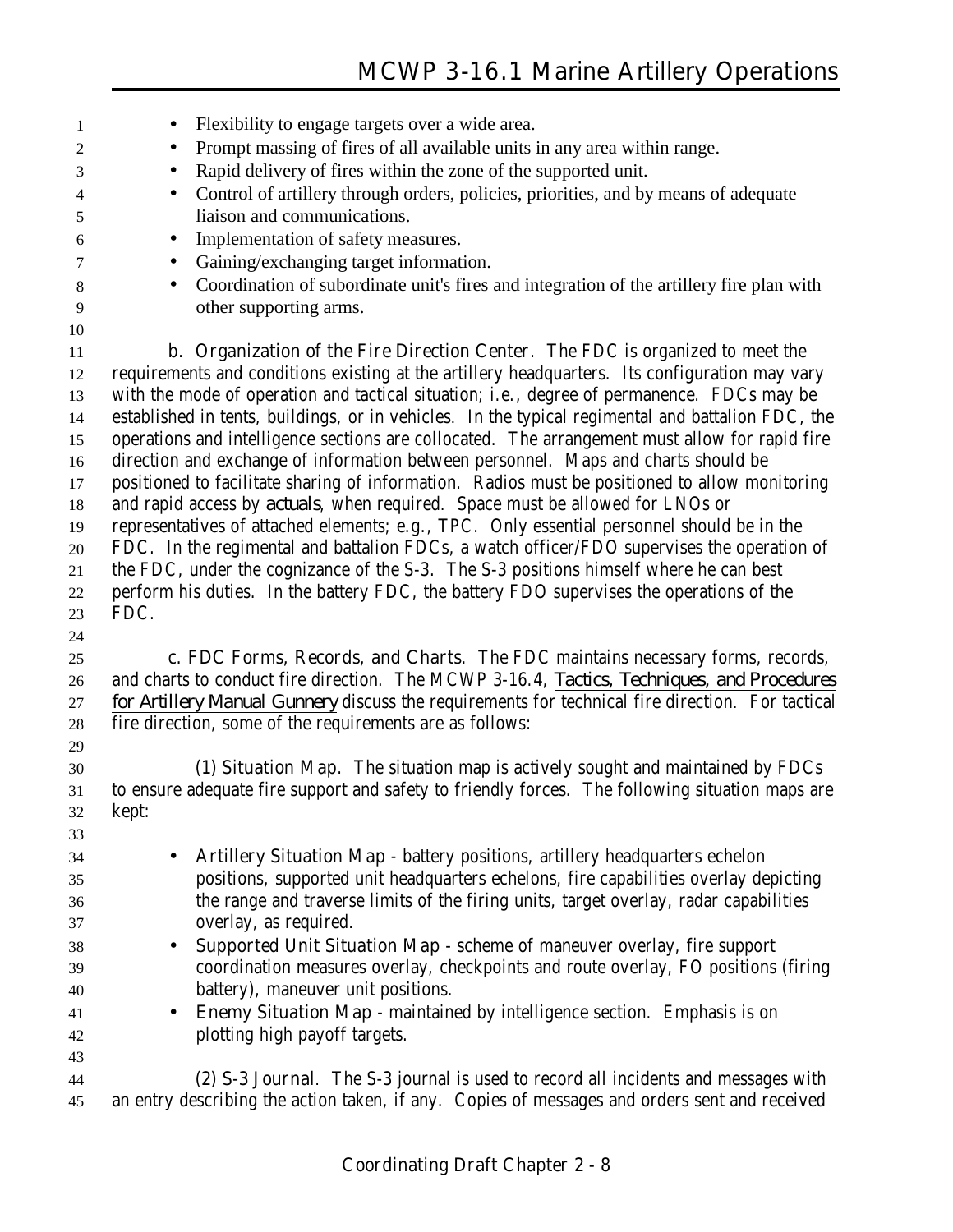- Flexibility to engage targets over a wide area.
- Prompt massing of fires of all available units in any area within range.
- Rapid delivery of fires within the zone of the supported unit.
- Control of artillery through orders, policies, priorities, and by means of adequate liaison and communications.
- Implementation of safety measures.
- Gaining/exchanging target information.
- Coordination of subordinate unit's fires and integration of the artillery fire plan with other supporting arms.

**b. Organization of the Fire Direction Center**. The FDC is organized to meet the requirements and conditions existing at the artillery headquarters. Its configuration may vary with the mode of operation and tactical situation; i.e., degree of permanence. FDCs may be established in tents, buildings, or in vehicles. In the typical regimental and battalion FDC, the operations and intelligence sections are collocated. The arrangement must allow for rapid fire direction and exchange of information between personnel. Maps and charts should be positioned to facilitate sharing of information. Radios must be positioned to allow monitoring and rapid access by *actuals*, when required. Space must be allowed for LNOs or representatives of attached elements; e.g., TPC. Only essential personnel should be in the FDC. In the regimental and battalion FDCs, a watch officer/FDO supervises the operation of the FDC, under the cognizance of the S-3. The S-3 positions himself where he can best perform his duties. In the battery FDC, the battery FDO supervises the operations of the FDC.

**c. FDC Forms, Records, and Charts**. The FDC maintains necessary forms, records, and charts to conduct fire direction. The MCWP 3-16.4, *Tactics, Techniques, and Procedures for Artillery Manual Gunnery* discuss the requirements for technical fire direction. For tactical fire direction, some of the requirements are as follows:

**(1) Situation Map**. The situation map is actively sought and maintained by FDCs to ensure adequate fire support and safety to friendly forces. The following situation maps are kept:

- **Artillery Situation Map** - battery positions, artillery headquarters echelon positions, supported unit headquarters echelons, fire capabilities overlay depicting the range and traverse limits of the firing units, target overlay, radar capabilities overlay, as required.
- **Supported Unit Situation Map** - scheme of maneuver overlay, fire support coordination measures overlay, checkpoints and route overlay, FO positions (firing battery), maneuver unit positions.
- **Enemy Situation Map** - maintained by intelligence section. Emphasis is on plotting high payoff targets.

**(2) S-3 Journal**. The S-3 journal is used to record all incidents and messages with an entry describing the action taken, if any. Copies of messages and orders sent and received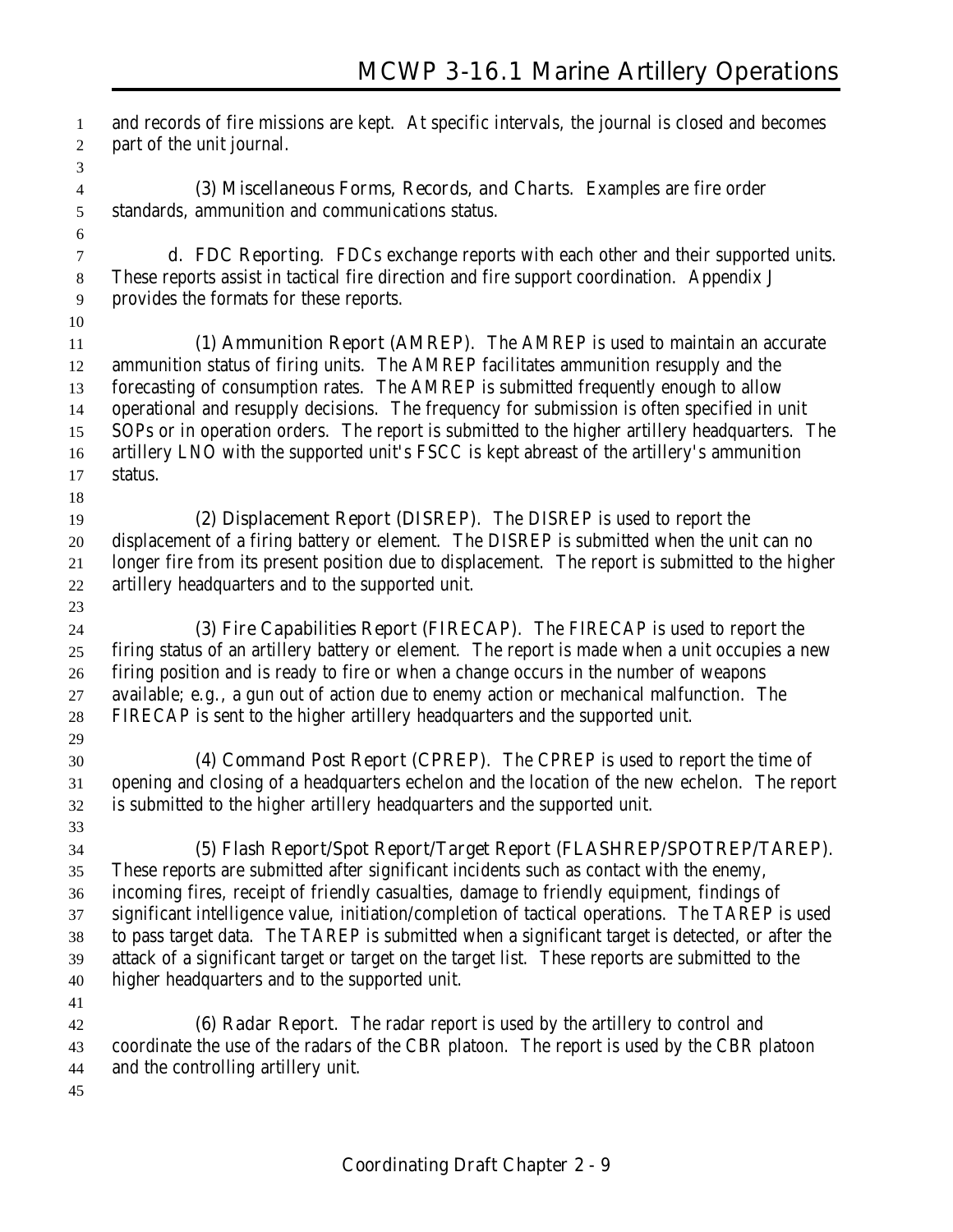and records of fire missions are kept. At specific intervals, the journal is closed and becomes part of the unit journal.

(3) **Miscellaneous Forms, Records, and Charts**. Examples are fire order standards, ammunition and communications status.

d. **FDC Reporting**. FDCs exchange reports with each other and their supported units. These reports assist in tactical fire direction and fire support coordination. Appendix J provides the formats for these reports.

(1) **Ammunition Report (AMREP)**. The AMREP is used to maintain an accurate ammunition status of firing units. The AMREP facilitates ammunition resupply and the forecasting of consumption rates. The AMREP is submitted frequently enough to allow operational and resupply decisions. The frequency for submission is often specified in unit SOPs or in operation orders. The report is submitted to the higher artillery headquarters. The artillery LNO with the supported unit's FSCC is kept abreast of the artillery's ammunition status.

(2) **Displacement Report (DISREP)**. The DISREP is used to report the displacement of a firing battery or element. The DISREP is submitted when the unit can no longer fire from its present position due to displacement. The report is submitted to the higher artillery headquarters and to the supported unit.

(3) **Fire Capabilities Report (FIRECAP)**. The FIRECAP is used to report the firing status of an artillery battery or element. The report is made when a unit occupies a new firing position and is ready to fire or when a change occurs in the number of weapons available; e.g., a gun out of action due to enemy action or mechanical malfunction. The FIRECAP is sent to the higher artillery headquarters and the supported unit.

(4) **Command Post Report (CPREP)**. The CPREP is used to report the time of opening and closing of a headquarters echelon and the location of the new echelon. The report is submitted to the higher artillery headquarters and the supported unit.

(5) **Flash Report/Spot Report/Target Report (FLASHREP/SPOTREP/TAREP)**. These reports are submitted after significant incidents such as contact with the enemy, incoming fires, receipt of friendly casualties, damage to friendly equipment, findings of significant intelligence value, initiation/completion of tactical operations. The TAREP is used to pass target data. The TAREP is submitted when a significant target is detected, or after the attack of a significant target or target on the target list. These reports are submitted to the higher headquarters and to the supported unit.

(6) **Radar Report**. The radar report is used by the artillery to control and coordinate the use of the radars of the CBR platoon. The report is used by the CBR platoon and the controlling artillery unit.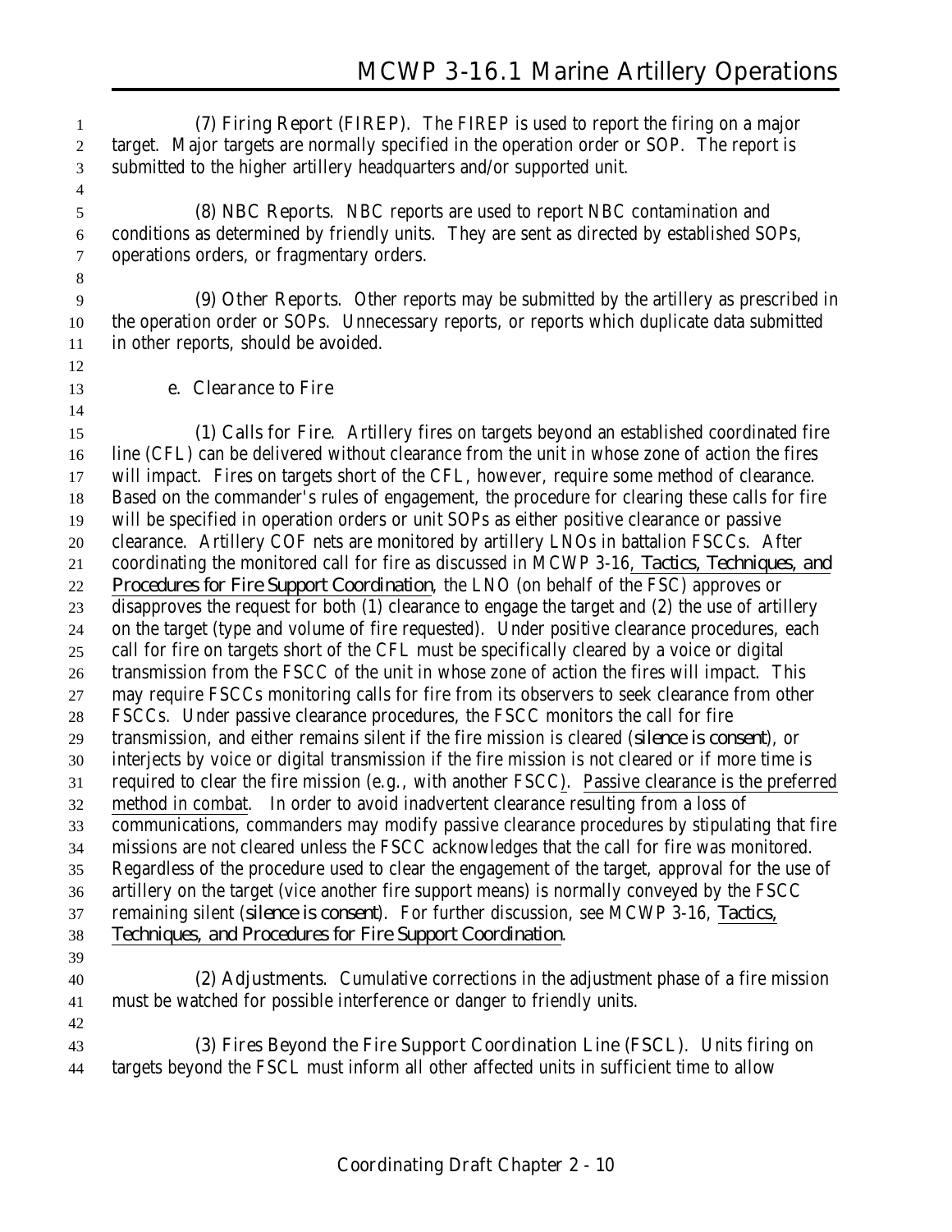(7) **Firing Report (FIREP)**. The FIREP is used to report the firing on a major target. Major targets are normally specified in the operation order or SOP. The report is submitted to the higher artillery headquarters and/or supported unit.

(8) **NBC Reports**. NBC reports are used to report NBC contamination and conditions as determined by friendly units. They are sent as directed by established SOPs, operations orders, or fragmentary orders.

(9) **Other Reports**. Other reports may be submitted by the artillery as prescribed in the operation order or SOPs. Unnecessary reports, or reports which duplicate data submitted in other reports, should be avoided.

**e. Clearance to Fire**

(1) **Calls for Fire**. Artillery fires on targets beyond an established coordinated fire line (CFL) can be delivered without clearance from the unit in whose zone of action the fires will impact. Fires on targets short of the CFL, however, require some method of clearance. Based on the commander's rules of engagement, the procedure for clearing these calls for fire will be specified in operation orders or unit SOPs as either positive clearance or passive clearance. Artillery COF nets are monitored by artillery LNOs in battalion FSCCs. After coordinating the monitored call for fire as discussed in MCWP 3-16, *Tactics, Techniques, and Procedures for Fire Support Coordination*, the LNO (on behalf of the FSC) approves or disapproves the request for both (1) clearance to engage the target and (2) the use of artillery on the target (type and volume of fire requested). Under positive clearance procedures, each call for fire on targets short of the CFL must be specifically cleared by a voice or digital transmission from the FSCC of the unit in whose zone of action the fires will impact. This may require FSCCs monitoring calls for fire from its observers to seek clearance from other FSCCs. Under passive clearance procedures, the FSCC monitors the call for fire transmission, and either remains silent if the fire mission is cleared (*silence is consent*), or interjects by voice or digital transmission if the fire mission is not cleared or if more time is required to clear the fire mission (e.g., with another FSCC). Passive clearance is the preferred method in combat. In order to avoid inadvertent clearance resulting from a loss of communications, commanders may modify passive clearance procedures by stipulating that fire missions are not cleared unless the FSCC acknowledges that the call for fire was monitored. Regardless of the procedure used to clear the engagement of the target, approval for the use of artillery on the target (vice another fire support means) is normally conveyed by the FSCC remaining silent (*silence is consent*). For further discussion, see MCWP 3-16, *Tactics, Techniques, and Procedures for Fire Support Coordination*.

(2) **Adjustments**. Cumulative corrections in the adjustment phase of a fire mission must be watched for possible interference or danger to friendly units.

(3) **Fires Beyond the Fire Support Coordination Line (FSCL)**. Units firing on targets beyond the FSCL must inform all other affected units in sufficient time to allow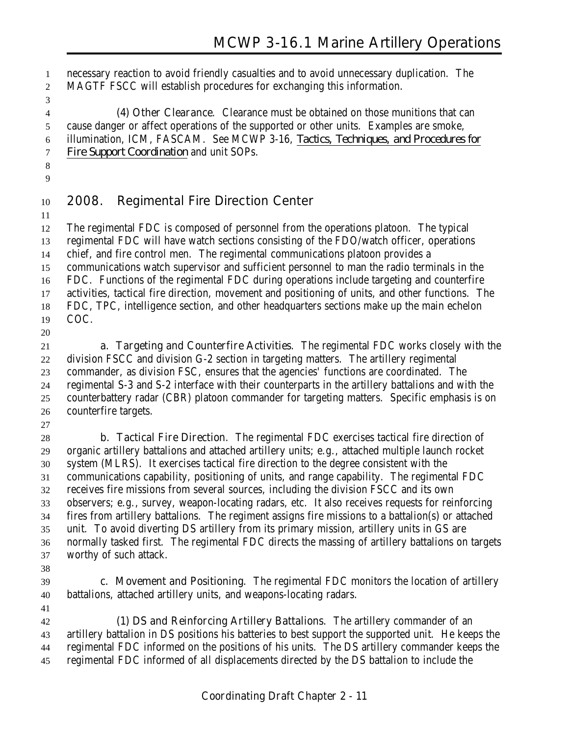necessary reaction to avoid friendly casualties and to avoid unnecessary duplication. The MAGTF FSCC will establish procedures for exchanging this information.

(4) Other Clearance. Clearance must be obtained on those munitions that can cause danger or affect operations of the supported or other units. Examples are smoke, illumination, ICM, FASCAM. See MCWP 3-16, *Tactics, Techniques, and Procedures for Fire Support Coordination* and unit SOPs.

## 2008. Regimental Fire Direction Center

The regimental FDC is composed of personnel from the operations platoon. The typical regimental FDC will have watch sections consisting of the FDO/watch officer, operations chief, and fire control men. The regimental communications platoon provides a communications watch supervisor and sufficient personnel to man the radio terminals in the FDC. Functions of the regimental FDC during operations include targeting and counterfire activities, tactical fire direction, movement and positioning of units, and other functions. The FDC, TPC, intelligence section, and other headquarters sections make up the main echelon COC.

a. Targeting and Counterfire Activities. The regimental FDC works closely with the division FSCC and division G-2 section in targeting matters. The artillery regimental commander, as division FSC, ensures that the agencies' functions are coordinated. The regimental S-3 and S-2 interface with their counterparts in the artillery battalions and with the counterbattery radar (CBR) platoon commander for targeting matters. Specific emphasis is on counterfire targets.

b. Tactical Fire Direction. The regimental FDC exercises tactical fire direction of organic artillery battalions and attached artillery units; e.g., attached multiple launch rocket system (MLRS). It exercises tactical fire direction to the degree consistent with the communications capability, positioning of units, and range capability. The regimental FDC receives fire missions from several sources, including the division FSCC and its own observers; e.g., survey, weapon-locating radars, etc. It also receives requests for reinforcing fires from artillery battalions. The regiment assigns fire missions to a battalion(s) or attached unit. To avoid diverting DS artillery from its primary mission, artillery units in GS are normally tasked first. The regimental FDC directs the massing of artillery battalions on targets worthy of such attack.

c. Movement and Positioning. The regimental FDC monitors the location of artillery battalions, attached artillery units, and weapons-locating radars.

(1) DS and Reinforcing Artillery Battalions. The artillery commander of an artillery battalion in DS positions his batteries to best support the supported unit. He keeps the regimental FDC informed on the positions of his units. The DS artillery commander keeps the regimental FDC informed of all displacements directed by the DS battalion to include the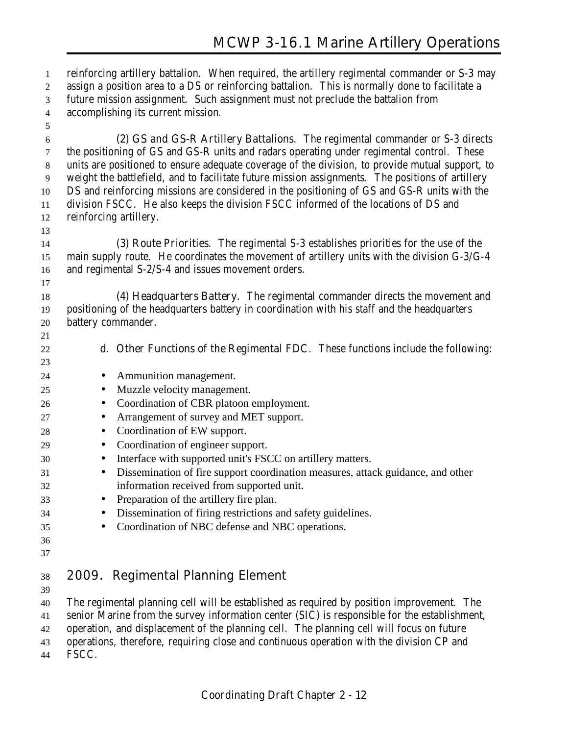reinforcing artillery battalion. When required, the artillery regimental commander or S-3 may assign a position area to a DS or reinforcing battalion. This is normally done to facilitate a future mission assignment. Such assignment must not preclude the battalion from accomplishing its current mission.

(2) GS and GS-R Artillery Battalions. The regimental commander or S-3 directs the positioning of GS and GS-R units and radars operating under regimental control. These units are positioned to ensure adequate coverage of the division, to provide mutual support, to weight the battlefield, and to facilitate future mission assignments. The positions of artillery DS and reinforcing missions are considered in the positioning of GS and GS-R units with the division FSCC. He also keeps the division FSCC informed of the locations of DS and reinforcing artillery.

(3) Route Priorities. The regimental S-3 establishes priorities for the use of the main supply route. He coordinates the movement of artillery units with the division G-3/G-4 and regimental S-2/S-4 and issues movement orders.

(4) Headquarters Battery. The regimental commander directs the movement and positioning of the headquarters battery in coordination with his staff and the headquarters battery commander.

d. Other Functions of the Regimental FDC. These functions include the following:

- Ammunition management.
- Muzzle velocity management.
- Coordination of CBR platoon employment.
- Arrangement of survey and MET support.
- Coordination of EW support.
- Coordination of engineer support.
- Interface with supported unit's FSCC on artillery matters.
- Dissemination of fire support coordination measures, attack guidance, and other information received from supported unit.
- Preparation of the artillery fire plan.
- Dissemination of firing restrictions and safety guidelines.
- Coordination of NBC defense and NBC operations.

## 2009. Regimental Planning Element

The regimental planning cell will be established as required by position improvement. The senior Marine from the survey information center (SIC) is responsible for the establishment, operation, and displacement of the planning cell. The planning cell will focus on future operations, therefore, requiring close and continuous operation with the division CP and FSCC.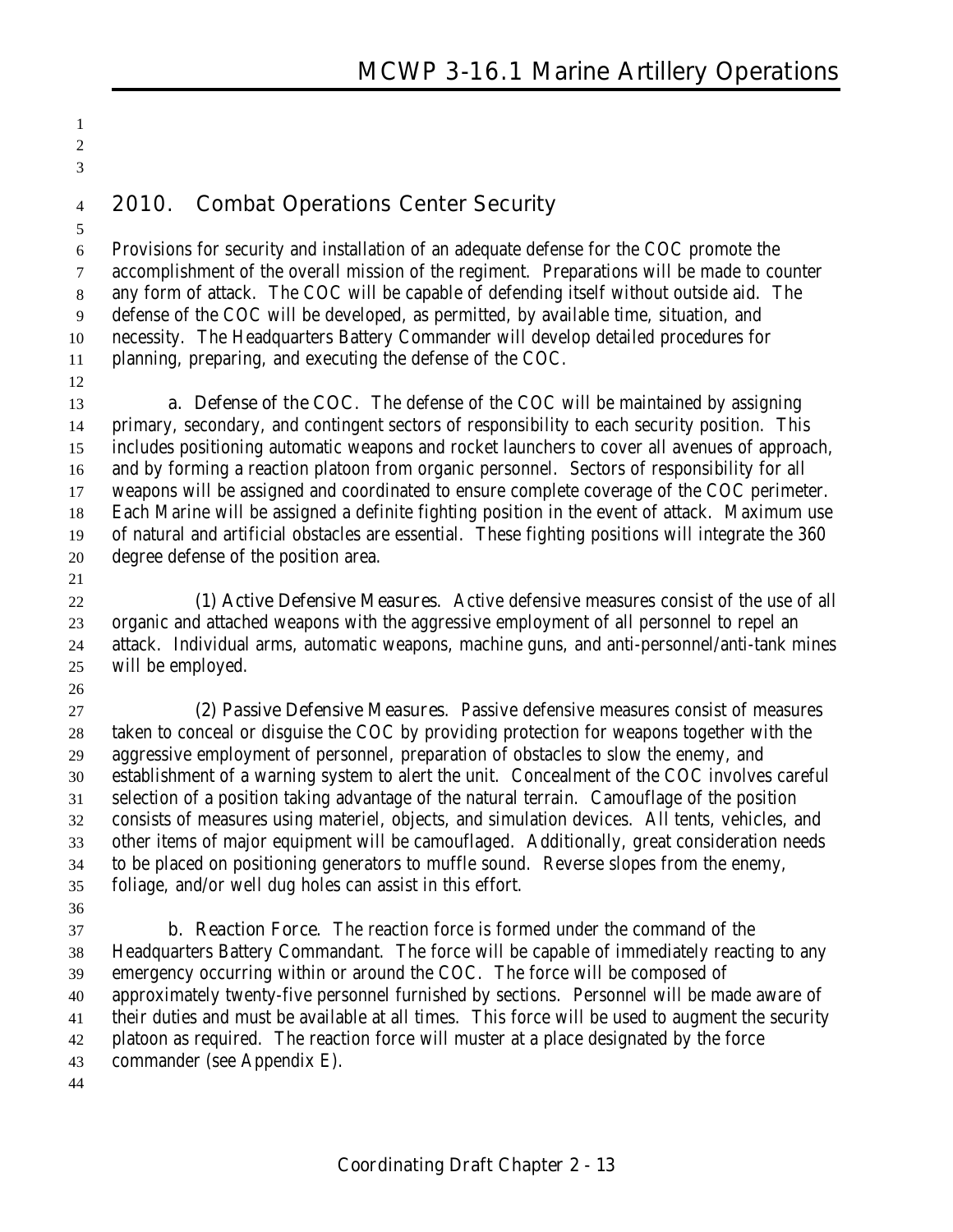## 2010. Combat Operations Center Security

Provisions for security and installation of an adequate defense for the COC promote the accomplishment of the overall mission of the regiment. Preparations will be made to counter any form of attack. The COC will be capable of defending itself without outside aid. The defense of the COC will be developed, as permitted, by available time, situation, and necessity. The Headquarters Battery Commander will develop detailed procedures for planning, preparing, and executing the defense of the COC.

**a. Defense of the COC.** The defense of the COC will be maintained by assigning primary, secondary, and contingent sectors of responsibility to each security position. This includes positioning automatic weapons and rocket launchers to cover all avenues of approach, and by forming a reaction platoon from organic personnel. Sectors of responsibility for all weapons will be assigned and coordinated to ensure complete coverage of the COC perimeter. Each Marine will be assigned a definite fighting position in the event of attack. Maximum use of natural and artificial obstacles are essential. These fighting positions will integrate the 360 degree defense of the position area.

**(1) Active Defensive Measures.** Active defensive measures consist of the use of all organic and attached weapons with the aggressive employment of all personnel to repel an attack. Individual arms, automatic weapons, machine guns, and anti-personnel/anti-tank mines will be employed.

**(2) Passive Defensive Measures.** Passive defensive measures consist of measures taken to conceal or disguise the COC by providing protection for weapons together with the aggressive employment of personnel, preparation of obstacles to slow the enemy, and establishment of a warning system to alert the unit. Concealment of the COC involves careful selection of a position taking advantage of the natural terrain. Camouflage of the position consists of measures using materiel, objects, and simulation devices. All tents, vehicles, and other items of major equipment will be camouflaged. Additionally, great consideration needs to be placed on positioning generators to muffle sound. Reverse slopes from the enemy, foliage, and/or well dug holes can assist in this effort.

**b. Reaction Force.** The reaction force is formed under the command of the Headquarters Battery Commandant. The force will be capable of immediately reacting to any emergency occurring within or around the COC. The force will be composed of approximately twenty-five personnel furnished by sections. Personnel will be made aware of their duties and must be available at all times. This force will be used to augment the security platoon as required. The reaction force will muster at a place designated by the force commander (see Appendix E).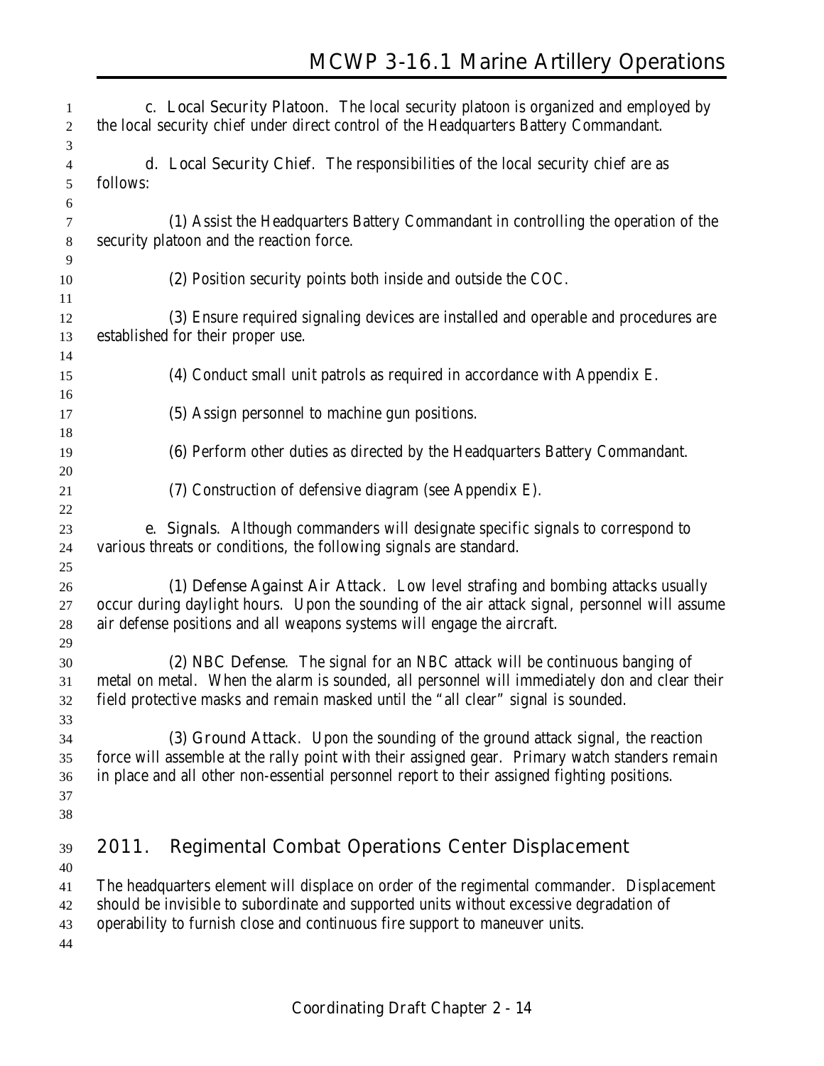**c. Local Security Platoon.** The local security platoon is organized and employed by the local security chief under direct control of the Headquarters Battery Commandant.

**d. Local Security Chief.** The responsibilities of the local security chief are as follows:

(1) Assist the Headquarters Battery Commandant in controlling the operation of the security platoon and the reaction force.

(2) Position security points both inside and outside the COC.

(3) Ensure required signaling devices are installed and operable and procedures are established for their proper use.

(4) Conduct small unit patrols as required in accordance with Appendix E.

(5) Assign personnel to machine gun positions.

(6) Perform other duties as directed by the Headquarters Battery Commandant.

(7) Construction of defensive diagram (see Appendix E).

**e. Signals.** Although commanders will designate specific signals to correspond to various threats or conditions, the following signals are standard.

**(1) Defense Against Air Attack.** Low level strafing and bombing attacks usually occur during daylight hours. Upon the sounding of the air attack signal, personnel will assume air defense positions and all weapons systems will engage the aircraft.

**(2) NBC Defense.** The signal for an NBC attack will be continuous banging of metal on metal. When the alarm is sounded, all personnel will immediately don and clear their field protective masks and remain masked until the "all clear" signal is sounded.

**(3) Ground Attack.** Upon the sounding of the ground attack signal, the reaction force will assemble at the rally point with their assigned gear. Primary watch standers remain in place and all other non-essential personnel report to their assigned fighting positions.

## 2011. Regimental Combat Operations Center Displacement

The headquarters element will displace on order of the regimental commander. Displacement should be invisible to subordinate and supported units without excessive degradation of operability to furnish close and continuous fire support to maneuver units.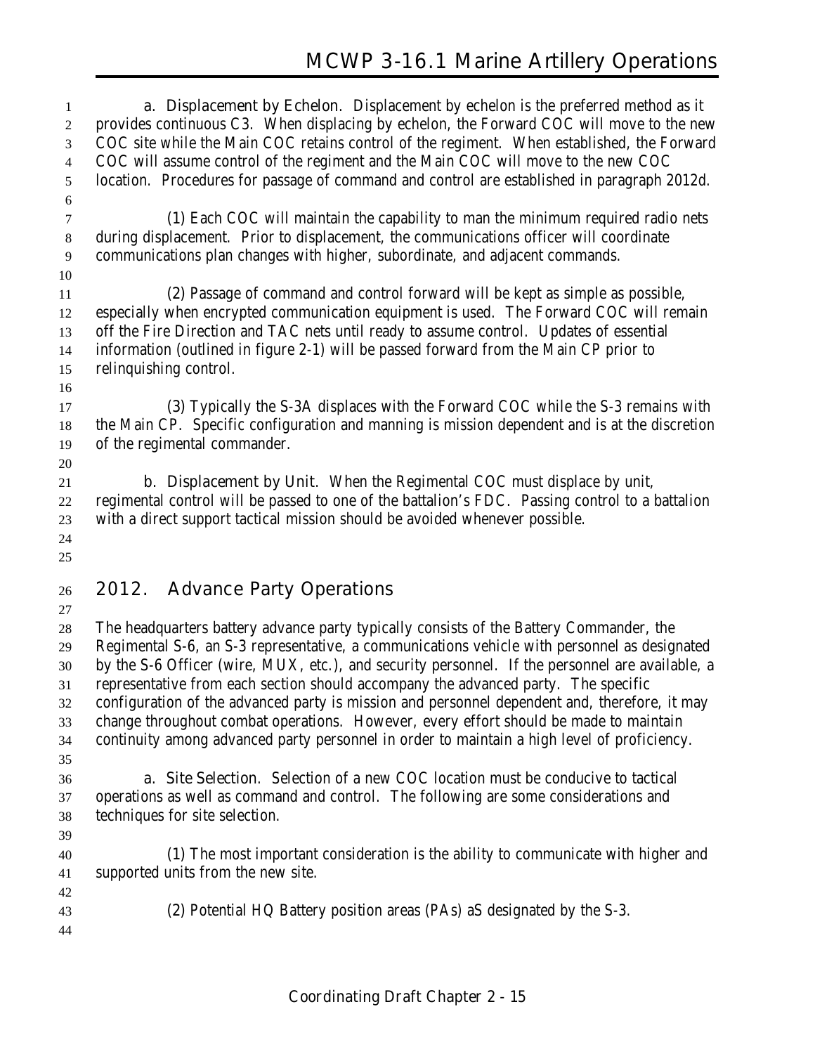a. Displacement by Echelon. Displacement by echelon is the preferred method as it provides continuous C3. When displacing by echelon, the Forward COC will move to the new COC site while the Main COC retains control of the regiment. When established, the Forward COC will assume control of the regiment and the Main COC will move to the new COC location. Procedures for passage of command and control are established in paragraph 2012d.

(1) Each COC will maintain the capability to man the minimum required radio nets during displacement. Prior to displacement, the communications officer will coordinate communications plan changes with higher, subordinate, and adjacent commands.

(2) Passage of command and control forward will be kept as simple as possible, especially when encrypted communication equipment is used. The Forward COC will remain off the Fire Direction and TAC nets until ready to assume control. Updates of essential information (outlined in figure 2-1) will be passed forward from the Main CP prior to relinquishing control.

(3) Typically the S-3A displaces with the Forward COC while the S-3 remains with the Main CP. Specific configuration and manning is mission dependent and is at the discretion of the regimental commander.

b. Displacement by Unit. When the Regimental COC must displace by unit, regimental control will be passed to one of the battalion's FDC. Passing control to a battalion with a direct support tactical mission should be avoided whenever possible.

## 2012. Advance Party Operations

The headquarters battery advance party typically consists of the Battery Commander, the Regimental S-6, an S-3 representative, a communications vehicle with personnel as designated by the S-6 Officer (wire, MUX, etc.), and security personnel. If the personnel are available, a representative from each section should accompany the advanced party. The specific configuration of the advanced party is mission and personnel dependent and, therefore, it may change throughout combat operations. However, every effort should be made to maintain continuity among advanced party personnel in order to maintain a high level of proficiency.

a. Site Selection. Selection of a new COC location must be conducive to tactical operations as well as command and control. The following are some considerations and techniques for site selection.

(1) The most important consideration is the ability to communicate with higher and supported units from the new site.

(2) Potential HQ Battery position areas (PAs) aS designated by the S-3.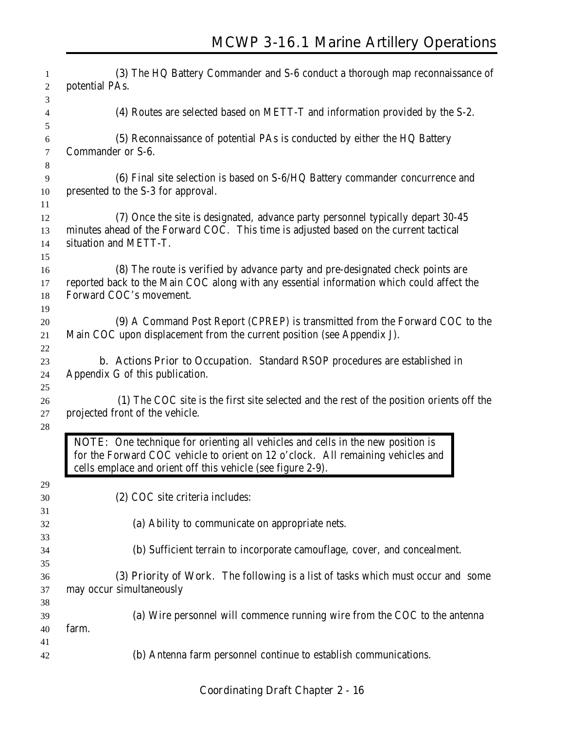(3) The HQ Battery Commander and S-6 conduct a thorough map reconnaissance of potential PAs.

(4) Routes are selected based on METT-T and information provided by the S-2.

(5) Reconnaissance of potential PAs is conducted by either the HQ Battery Commander or S-6.

(6) Final site selection is based on S-6/HQ Battery commander concurrence and presented to the S-3 for approval.

(7) Once the site is designated, advance party personnel typically depart 30-45 minutes ahead of the Forward COC. This time is adjusted based on the current tactical situation and METT-T.

(8) The route is verified by advance party and pre-designated check points are reported back to the Main COC along with any essential information which could affect the Forward COC's movement.

(9) A Command Post Report (CPREP) is transmitted from the Forward COC to the Main COC upon displacement from the current position (see Appendix J).

**b. Actions Prior to Occupation.** Standard RSOP procedures are established in Appendix G of this publication.

(1) The COC site is the first site selected and the rest of the position orients off the projected front of the vehicle.

> NOTE: One technique for orienting all vehicles and cells in the new position is for the Forward COC vehicle to orient on 12 o'clock. All remaining vehicles and cells emplace and orient off this vehicle (see figure 2-9).

(2) COC site criteria includes:

(a) Ability to communicate on appropriate nets.

(b) Sufficient terrain to incorporate camouflage, cover, and concealment.

(3) Priority of Work. The following is a list of tasks which must occur and some may occur simultaneously

(a) Wire personnel will commence running wire from the COC to the antenna farm.

(b) Antenna farm personnel continue to establish communications.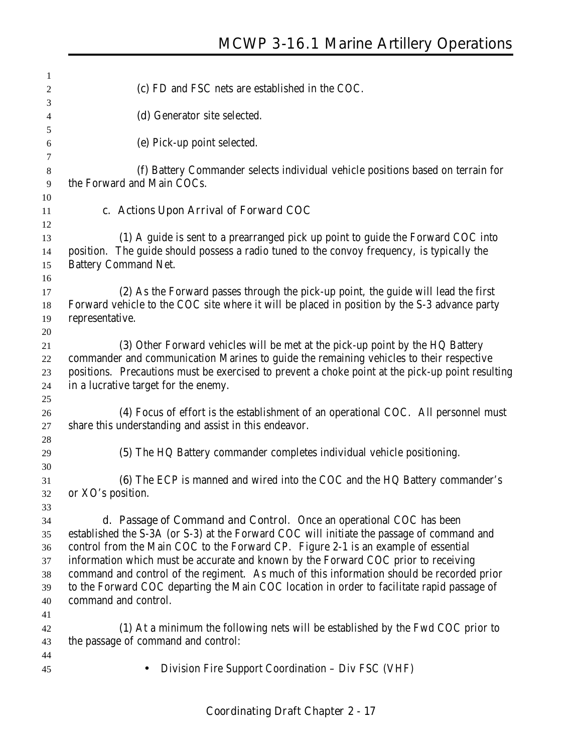(c) FD and FSC nets are established in the COC.

(d) Generator site selected.

(e) Pick-up point selected.

(f) Battery Commander selects individual vehicle positions based on terrain for the Forward and Main COCs.

**c. Actions Upon Arrival of Forward COC**

(1) A guide is sent to a prearranged pick up point to guide the Forward COC into position. The guide should possess a radio tuned to the convoy frequency, is typically the Battery Command Net.

(2) As the Forward passes through the pick-up point, the guide will lead the first Forward vehicle to the COC site where it will be placed in position by the S-3 advance party representative.

(3) Other Forward vehicles will be met at the pick-up point by the HQ Battery commander and communication Marines to guide the remaining vehicles to their respective positions. Precautions must be exercised to prevent a choke point at the pick-up point resulting in a lucrative target for the enemy.

(4) Focus of effort is the establishment of an operational COC. All personnel must share this understanding and assist in this endeavor.

(5) The HQ Battery commander completes individual vehicle positioning.

(6) The ECP is manned and wired into the COC and the HQ Battery commander's or XO's position.

**d. Passage of Command and Control.** Once an operational COC has been established the S-3A (or S-3) at the Forward COC will initiate the passage of command and control from the Main COC to the Forward CP. Figure 2-1 is an example of essential information which must be accurate and known by the Forward COC prior to receiving command and control of the regiment. As much of this information should be recorded prior to the Forward COC departing the Main COC location in order to facilitate rapid passage of command and control.

(1) At a minimum the following nets will be established by the Fwd COC prior to the passage of command and control:

- Division Fire Support Coordination – Div FSC (VHF)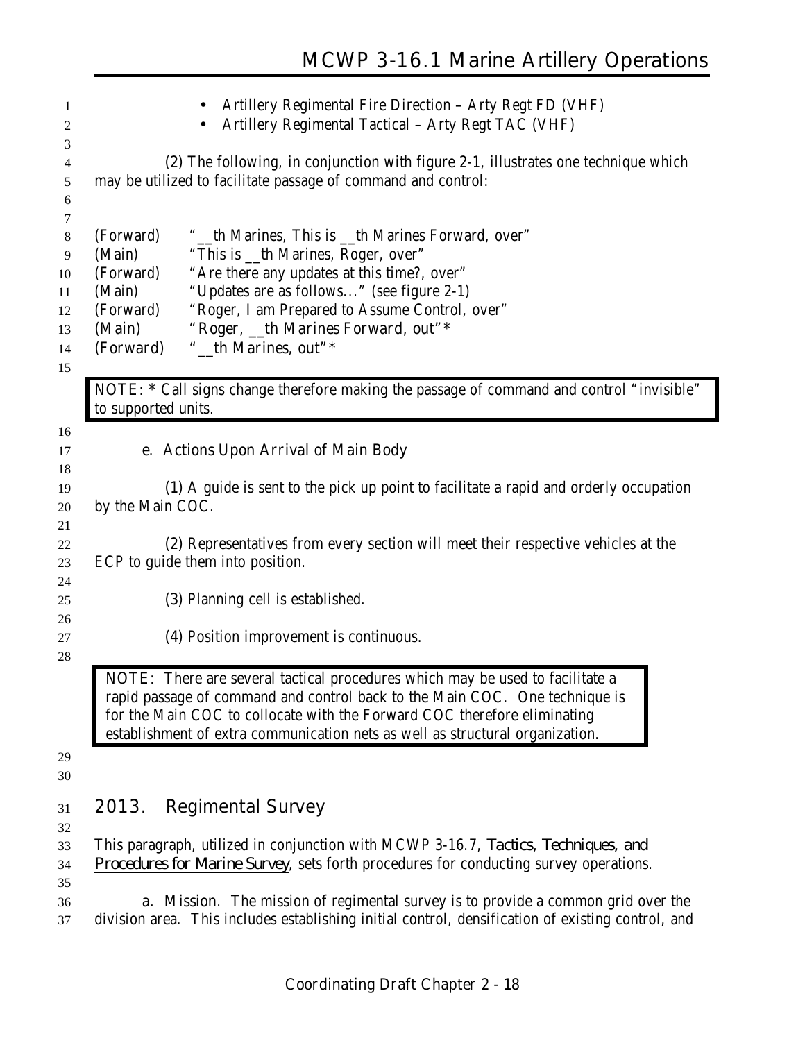- Artillery Regimental Fire Direction – Arty Regt FD (VHF)
- Artillery Regimental Tactical – Arty Regt TAC (VHF)

(2) The following, in conjunction with figure 2-1, illustrates one technique which may be utilized to facilitate passage of command and control:

(Forward) "__th Marines, This is __th Marines Forward, over"
(Main) "This is __th Marines, Roger, over"
(Forward) "Are there any updates at this time?, over"
(Main) "Updates are as follows..." (see figure 2-1)
(Forward) "Roger, I am Prepared to Assume Control, over"
(Main) "Roger, __th Marines Forward, out"*
(Forward) "__th Marines, out"*

> NOTE: * Call signs change therefore making the passage of command and control "invisible" to supported units.

e. Actions Upon Arrival of Main Body

(1) A guide is sent to the pick up point to facilitate a rapid and orderly occupation by the Main COC.

(2) Representatives from every section will meet their respective vehicles at the ECP to guide them into position.

(3) Planning cell is established.

(4) Position improvement is continuous.

> NOTE: There are several tactical procedures which may be used to facilitate a rapid passage of command and control back to the Main COC. One technique is for the Main COC to collocate with the Forward COC therefore eliminating establishment of extra communication nets as well as structural organization.

## 2013. Regimental Survey

This paragraph, utilized in conjunction with MCWP 3-16.7, *Tactics, Techniques, and Procedures for Marine Survey*, sets forth procedures for conducting survey operations.

a. Mission. The mission of regimental survey is to provide a common grid over the division area. This includes establishing initial control, densification of existing control, and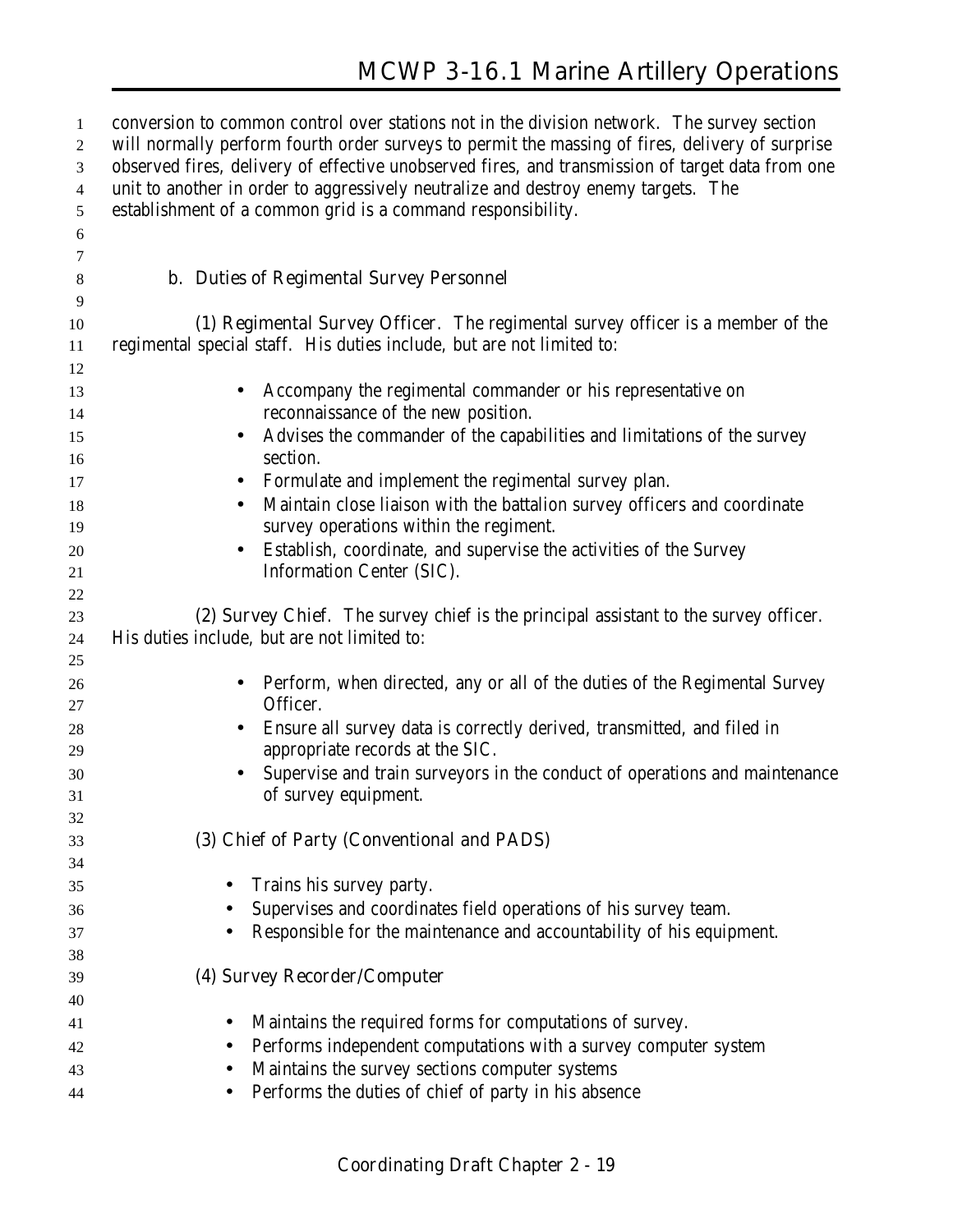conversion to common control over stations not in the division network. The survey section will normally perform fourth order surveys to permit the massing of fires, delivery of surprise observed fires, delivery of effective unobserved fires, and transmission of target data from one unit to another in order to aggressively neutralize and destroy enemy targets. The establishment of a common grid is a command responsibility.

### b. Duties of Regimental Survey Personnel

(1) Regimental Survey Officer. The regimental survey officer is a member of the regimental special staff. His duties include, but are not limited to:

- Accompany the regimental commander or his representative on reconnaissance of the new position.
- Advises the commander of the capabilities and limitations of the survey section.
- Formulate and implement the regimental survey plan.
- Maintain close liaison with the battalion survey officers and coordinate survey operations within the regiment.
- Establish, coordinate, and supervise the activities of the Survey Information Center (SIC).

(2) Survey Chief. The survey chief is the principal assistant to the survey officer. His duties include, but are not limited to:

- Perform, when directed, any or all of the duties of the Regimental Survey Officer.
- Ensure all survey data is correctly derived, transmitted, and filed in appropriate records at the SIC.
- Supervise and train surveyors in the conduct of operations and maintenance of survey equipment.

(3) Chief of Party (Conventional and PADS)

- Trains his survey party.
- Supervises and coordinates field operations of his survey team.
- Responsible for the maintenance and accountability of his equipment.

(4) Survey Recorder/Computer

- Maintains the required forms for computations of survey.
- Performs independent computations with a survey computer system
- Maintains the survey sections computer systems
- Performs the duties of chief of party in his absence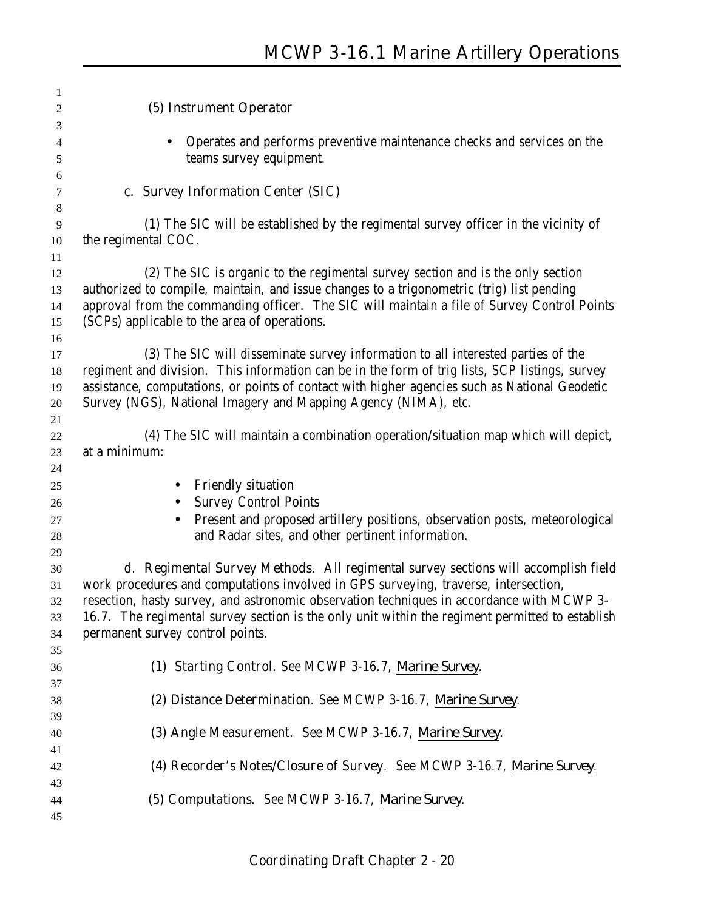(5) Instrument Operator

- Operates and performs preventive maintenance checks and services on the teams survey equipment.

c. Survey Information Center (SIC)

(1) The SIC will be established by the regimental survey officer in the vicinity of the regimental COC.

(2) The SIC is organic to the regimental survey section and is the only section authorized to compile, maintain, and issue changes to a trigonometric (trig) list pending approval from the commanding officer. The SIC will maintain a file of Survey Control Points (SCPs) applicable to the area of operations.

(3) The SIC will disseminate survey information to all interested parties of the regiment and division. This information can be in the form of trig lists, SCP listings, survey assistance, computations, or points of contact with higher agencies such as National Geodetic Survey (NGS), National Imagery and Mapping Agency (NIMA), etc.

(4) The SIC will maintain a combination operation/situation map which will depict, at a minimum:

- Friendly situation
- Survey Control Points
- Present and proposed artillery positions, observation posts, meteorological and Radar sites, and other pertinent information.

d. Regimental Survey Methods. All regimental survey sections will accomplish field work procedures and computations involved in GPS surveying, traverse, intersection, resection, hasty survey, and astronomic observation techniques in accordance with MCWP 3-16.7. The regimental survey section is the only unit within the regiment permitted to establish permanent survey control points.

(1) Starting Control. See MCWP 3-16.7, *Marine Survey*.

(2) Distance Determination. See MCWP 3-16.7, *Marine Survey*.

(3) Angle Measurement. See MCWP 3-16.7, *Marine Survey*.

(4) Recorder's Notes/Closure of Survey. See MCWP 3-16.7, *Marine Survey*.

(5) Computations. See MCWP 3-16.7, *Marine Survey*.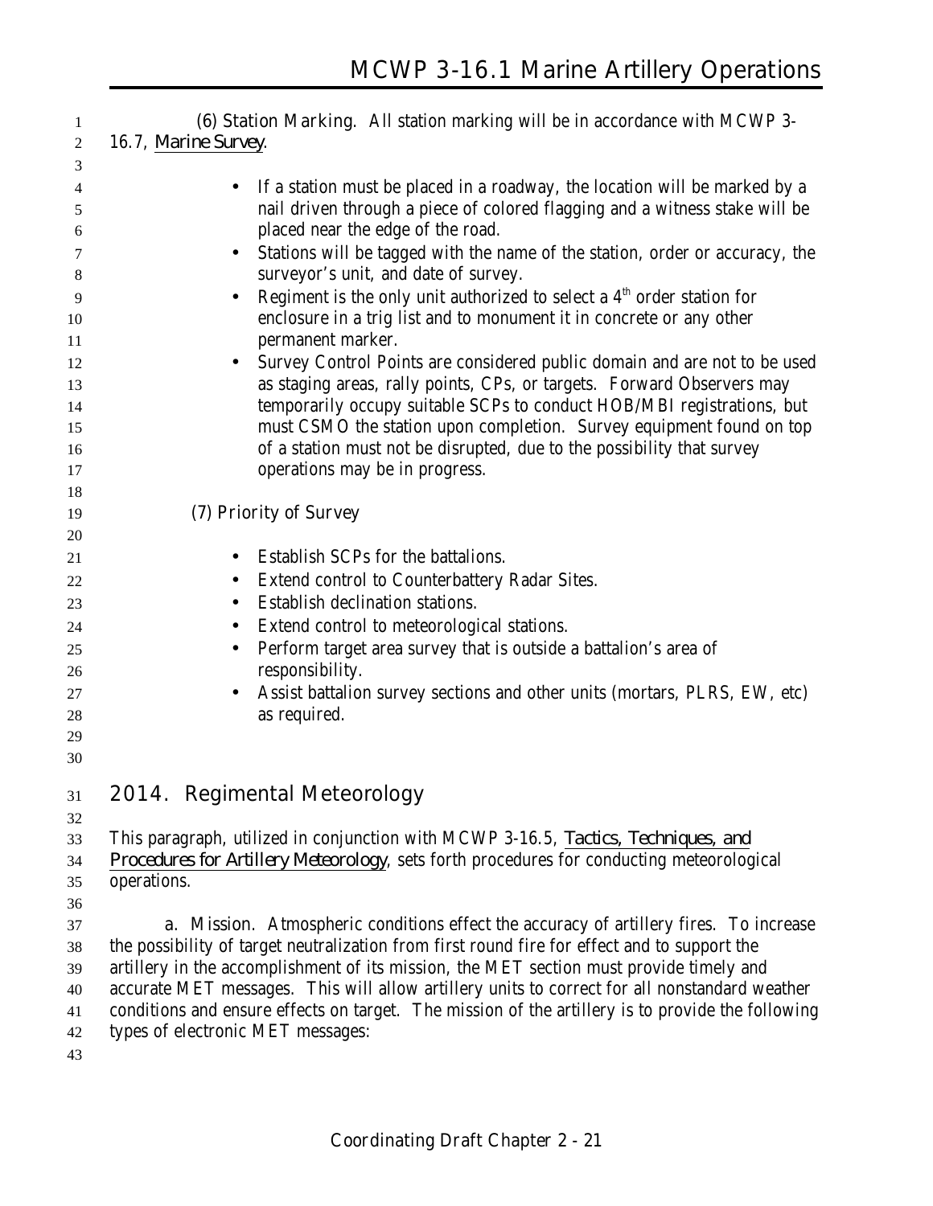(6) Station Marking. All station marking will be in accordance with MCWP 3-16.7, *Marine Survey*.

- If a station must be placed in a roadway, the location will be marked by a nail driven through a piece of colored flagging and a witness stake will be placed near the edge of the road.
- Stations will be tagged with the name of the station, order or accuracy, the surveyor's unit, and date of survey.
- Regiment is the only unit authorized to select a 4th order station for enclosure in a trig list and to monument it in concrete or any other permanent marker.
- Survey Control Points are considered public domain and are not to be used as staging areas, rally points, CPs, or targets. Forward Observers may temporarily occupy suitable SCPs to conduct HOB/MBI registrations, but must CSMO the station upon completion. Survey equipment found on top of a station must not be disrupted, due to the possibility that survey operations may be in progress.

(7) Priority of Survey

- Establish SCPs for the battalions.
- Extend control to Counterbattery Radar Sites.
- Establish declination stations.
- Extend control to meteorological stations.
- Perform target area survey that is outside a battalion's area of responsibility.
- Assist battalion survey sections and other units (mortars, PLRS, EW, etc) as required.

## 2014. Regimental Meteorology

This paragraph, utilized in conjunction with MCWP 3-16.5, *Tactics, Techniques, and Procedures for Artillery Meteorology*, sets forth procedures for conducting meteorological operations.

a. Mission. Atmospheric conditions effect the accuracy of artillery fires. To increase the possibility of target neutralization from first round fire for effect and to support the artillery in the accomplishment of its mission, the MET section must provide timely and accurate MET messages. This will allow artillery units to correct for all nonstandard weather conditions and ensure effects on target. The mission of the artillery is to provide the following types of electronic MET messages: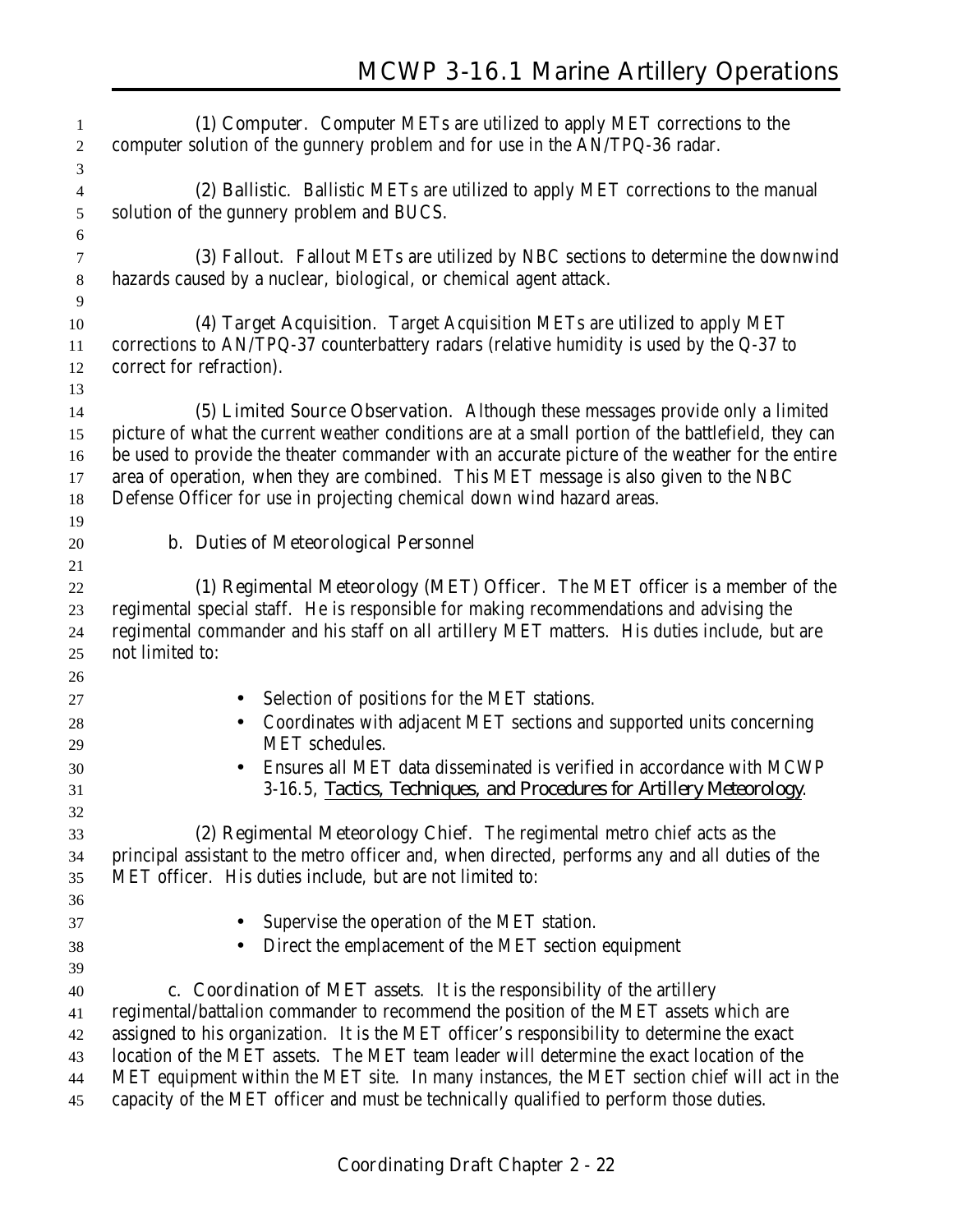(1) Computer. Computer METs are utilized to apply MET corrections to the computer solution of the gunnery problem and for use in the AN/TPQ-36 radar.

(2) Ballistic. Ballistic METs are utilized to apply MET corrections to the manual solution of the gunnery problem and BUCS.

(3) Fallout. Fallout METs are utilized by NBC sections to determine the downwind hazards caused by a nuclear, biological, or chemical agent attack.

(4) Target Acquisition. Target Acquisition METs are utilized to apply MET corrections to AN/TPQ-37 counterbattery radars (relative humidity is used by the Q-37 to correct for refraction).

(5) Limited Source Observation. Although these messages provide only a limited picture of what the current weather conditions are at a small portion of the battlefield, they can be used to provide the theater commander with an accurate picture of the weather for the entire area of operation, when they are combined. This MET message is also given to the NBC Defense Officer for use in projecting chemical down wind hazard areas.

b. Duties of Meteorological Personnel

(1) Regimental Meteorology (MET) Officer. The MET officer is a member of the regimental special staff. He is responsible for making recommendations and advising the regimental commander and his staff on all artillery MET matters. His duties include, but are not limited to:

- Selection of positions for the MET stations.
- Coordinates with adjacent MET sections and supported units concerning MET schedules.
- Ensures all MET data disseminated is verified in accordance with MCWP 3-16.5, *Tactics, Techniques, and Procedures for Artillery Meteorology*.

(2) Regimental Meteorology Chief. The regimental metro chief acts as the principal assistant to the metro officer and, when directed, performs any and all duties of the MET officer. His duties include, but are not limited to:

- Supervise the operation of the MET station.
- Direct the emplacement of the MET section equipment

c. Coordination of MET assets. It is the responsibility of the artillery regimental/battalion commander to recommend the position of the MET assets which are assigned to his organization. It is the MET officer's responsibility to determine the exact location of the MET assets. The MET team leader will determine the exact location of the MET equipment within the MET site. In many instances, the MET section chief will act in the capacity of the MET officer and must be technically qualified to perform those duties.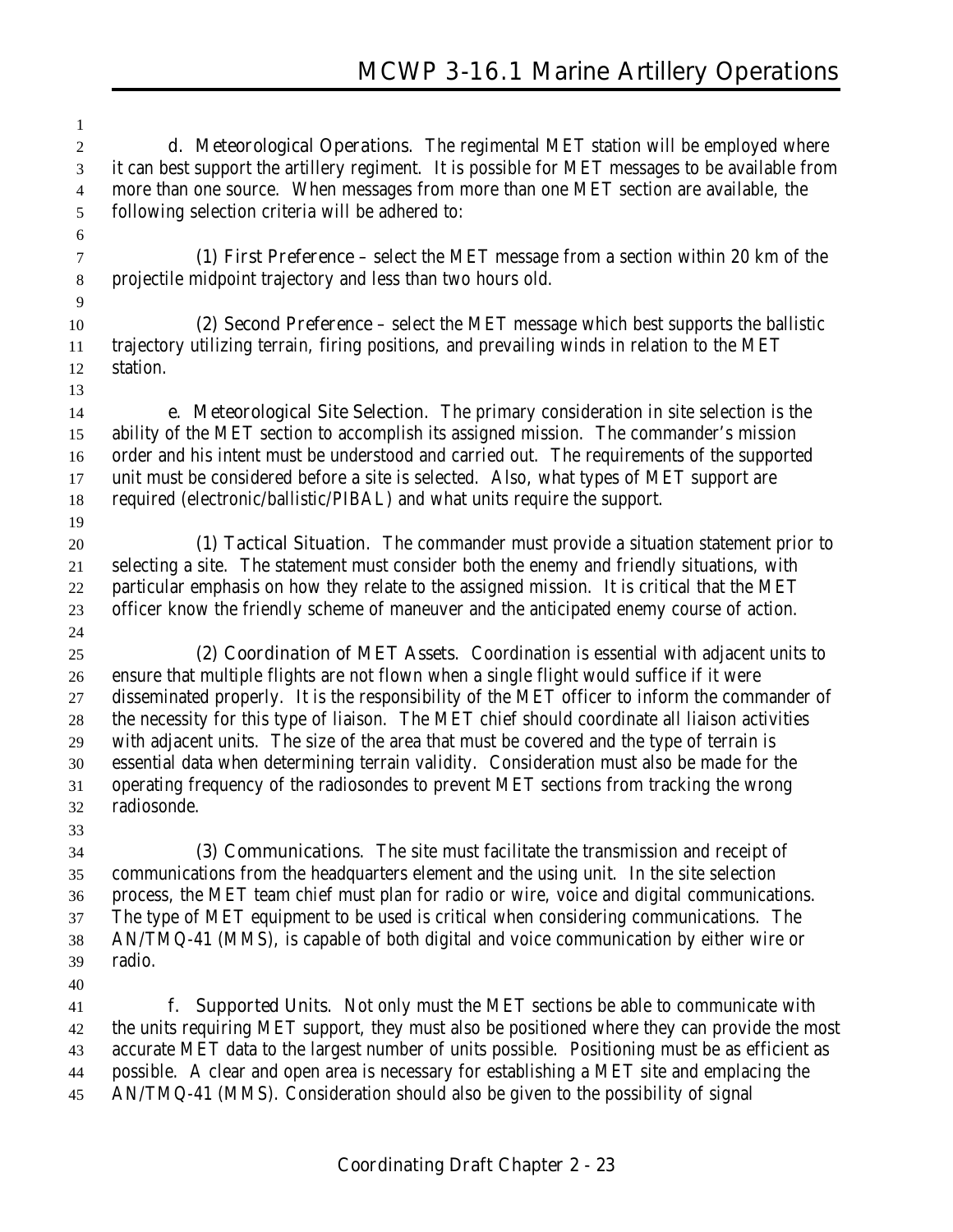d. Meteorological Operations. The regimental MET station will be employed where it can best support the artillery regiment. It is possible for MET messages to be available from more than one source. When messages from more than one MET section are available, the following selection criteria will be adhered to:

(1) First Preference – select the MET message from a section within 20 km of the projectile midpoint trajectory and less than two hours old.

(2) Second Preference – select the MET message which best supports the ballistic trajectory utilizing terrain, firing positions, and prevailing winds in relation to the MET station.

e. Meteorological Site Selection. The primary consideration in site selection is the ability of the MET section to accomplish its assigned mission. The commander's mission order and his intent must be understood and carried out. The requirements of the supported unit must be considered before a site is selected. Also, what types of MET support are required (electronic/ballistic/PIBAL) and what units require the support.

(1) Tactical Situation. The commander must provide a situation statement prior to selecting a site. The statement must consider both the enemy and friendly situations, with particular emphasis on how they relate to the assigned mission. It is critical that the MET officer know the friendly scheme of maneuver and the anticipated enemy course of action.

(2) Coordination of MET Assets. Coordination is essential with adjacent units to ensure that multiple flights are not flown when a single flight would suffice if it were disseminated properly. It is the responsibility of the MET officer to inform the commander of the necessity for this type of liaison. The MET chief should coordinate all liaison activities with adjacent units. The size of the area that must be covered and the type of terrain is essential data when determining terrain validity. Consideration must also be made for the operating frequency of the radiosondes to prevent MET sections from tracking the wrong radiosonde.

(3) Communications. The site must facilitate the transmission and receipt of communications from the headquarters element and the using unit. In the site selection process, the MET team chief must plan for radio or wire, voice and digital communications. The type of MET equipment to be used is critical when considering communications. The AN/TMQ-41 (MMS), is capable of both digital and voice communication by either wire or radio.

f. Supported Units. Not only must the MET sections be able to communicate with the units requiring MET support, they must also be positioned where they can provide the most accurate MET data to the largest number of units possible. Positioning must be as efficient as possible. A clear and open area is necessary for establishing a MET site and emplacing the AN/TMQ-41 (MMS). Consideration should also be given to the possibility of signal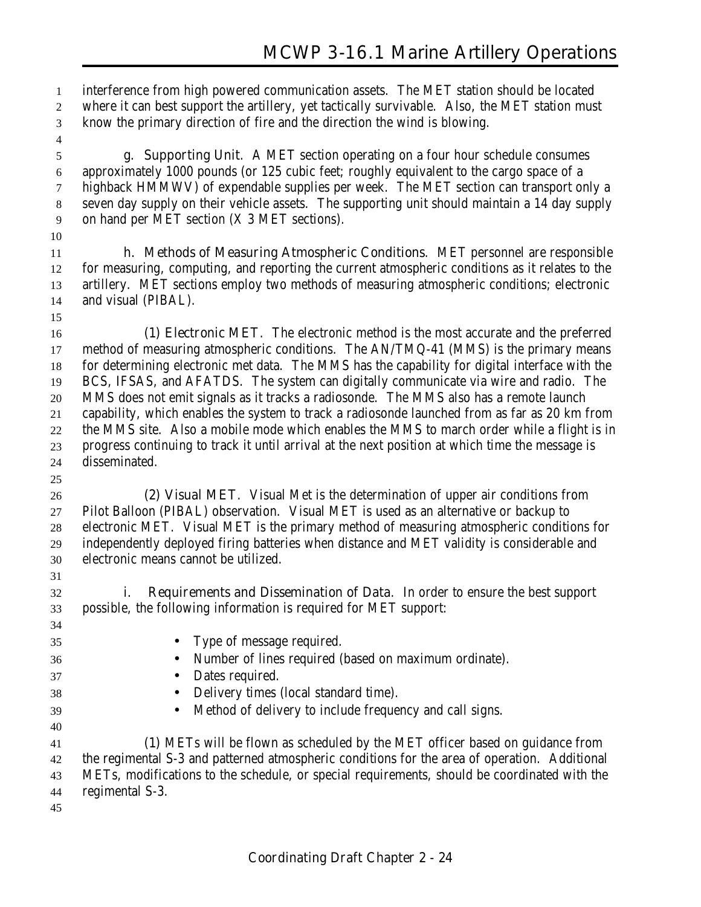interference from high powered communication assets. The MET station should be located where it can best support the artillery, yet tactically survivable. Also, the MET station must know the primary direction of fire and the direction the wind is blowing.

**g. Supporting Unit.** A MET section operating on a four hour schedule consumes approximately 1000 pounds (or 125 cubic feet; roughly equivalent to the cargo space of a highback HMMWV) of expendable supplies per week. The MET section can transport only a seven day supply on their vehicle assets. The supporting unit should maintain a 14 day supply on hand per MET section (X 3 MET sections).

**h. Methods of Measuring Atmospheric Conditions.** MET personnel are responsible for measuring, computing, and reporting the current atmospheric conditions as it relates to the artillery. MET sections employ two methods of measuring atmospheric conditions; electronic and visual (PIBAL).

**(1) Electronic MET.** The electronic method is the most accurate and the preferred method of measuring atmospheric conditions. The AN/TMQ-41 (MMS) is the primary means for determining electronic met data. The MMS has the capability for digital interface with the BCS, IFSAS, and AFATDS. The system can digitally communicate via wire and radio. The MMS does not emit signals as it tracks a radiosonde. The MMS also has a remote launch capability, which enables the system to track a radiosonde launched from as far as 20 km from the MMS site. Also a mobile mode which enables the MMS to march order while a flight is in progress continuing to track it until arrival at the next position at which time the message is disseminated.

**(2) Visual MET.** Visual Met is the determination of upper air conditions from Pilot Balloon (PIBAL) observation. Visual MET is used as an alternative or backup to electronic MET. Visual MET is the primary method of measuring atmospheric conditions for independently deployed firing batteries when distance and MET validity is considerable and electronic means cannot be utilized.

**i. Requirements and Dissemination of Data.** In order to ensure the best support possible, the following information is required for MET support:

- Type of message required.
- Number of lines required (based on maximum ordinate).
- Dates required.
- Delivery times (local standard time).
- Method of delivery to include frequency and call signs.

(1) METs will be flown as scheduled by the MET officer based on guidance from the regimental S-3 and patterned atmospheric conditions for the area of operation. Additional METs, modifications to the schedule, or special requirements, should be coordinated with the regimental S-3.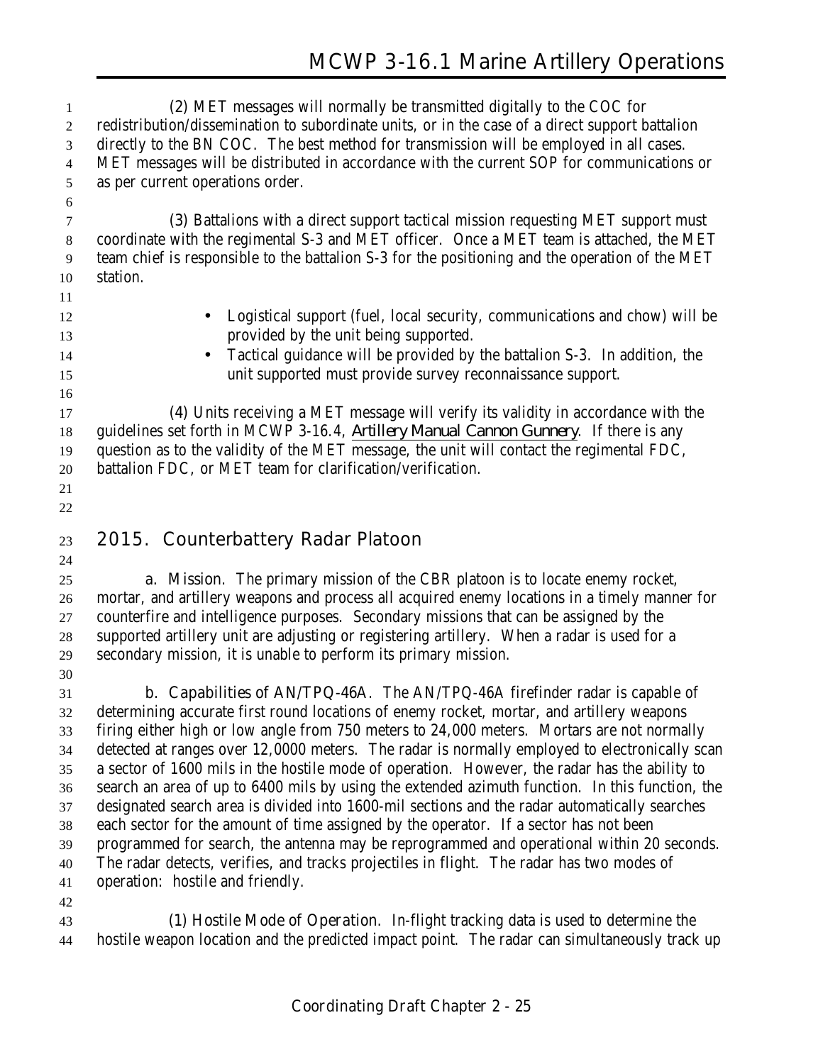(2) MET messages will normally be transmitted digitally to the COC for redistribution/dissemination to subordinate units, or in the case of a direct support battalion directly to the BN COC. The best method for transmission will be employed in all cases. MET messages will be distributed in accordance with the current SOP for communications or as per current operations order.

(3) Battalions with a direct support tactical mission requesting MET support must coordinate with the regimental S-3 and MET officer. Once a MET team is attached, the MET team chief is responsible to the battalion S-3 for the positioning and the operation of the MET station.

- Logistical support (fuel, local security, communications and chow) will be provided by the unit being supported.
- Tactical guidance will be provided by the battalion S-3. In addition, the unit supported must provide survey reconnaissance support.

(4) Units receiving a MET message will verify its validity in accordance with the guidelines set forth in MCWP 3-16.4, *Artillery Manual Cannon Gunnery*. If there is any question as to the validity of the MET message, the unit will contact the regimental FDC, battalion FDC, or MET team for clarification/verification.

## 2015. Counterbattery Radar Platoon

**a. Mission.** The primary mission of the CBR platoon is to locate enemy rocket, mortar, and artillery weapons and process all acquired enemy locations in a timely manner for counterfire and intelligence purposes. Secondary missions that can be assigned by the supported artillery unit are adjusting or registering artillery. When a radar is used for a secondary mission, it is unable to perform its primary mission.

**b. Capabilities of AN/TPQ-46A.** The AN/TPQ-46A firefinder radar is capable of determining accurate first round locations of enemy rocket, mortar, and artillery weapons firing either high or low angle from 750 meters to 24,000 meters. Mortars are not normally detected at ranges over 12,0000 meters. The radar is normally employed to electronically scan a sector of 1600 mils in the hostile mode of operation. However, the radar has the ability to search an area of up to 6400 mils by using the extended azimuth function. In this function, the designated search area is divided into 1600-mil sections and the radar automatically searches each sector for the amount of time assigned by the operator. If a sector has not been programmed for search, the antenna may be reprogrammed and operational within 20 seconds. The radar detects, verifies, and tracks projectiles in flight. The radar has two modes of operation: hostile and friendly.

**(1) Hostile Mode of Operation.** In-flight tracking data is used to determine the hostile weapon location and the predicted impact point. The radar can simultaneously track up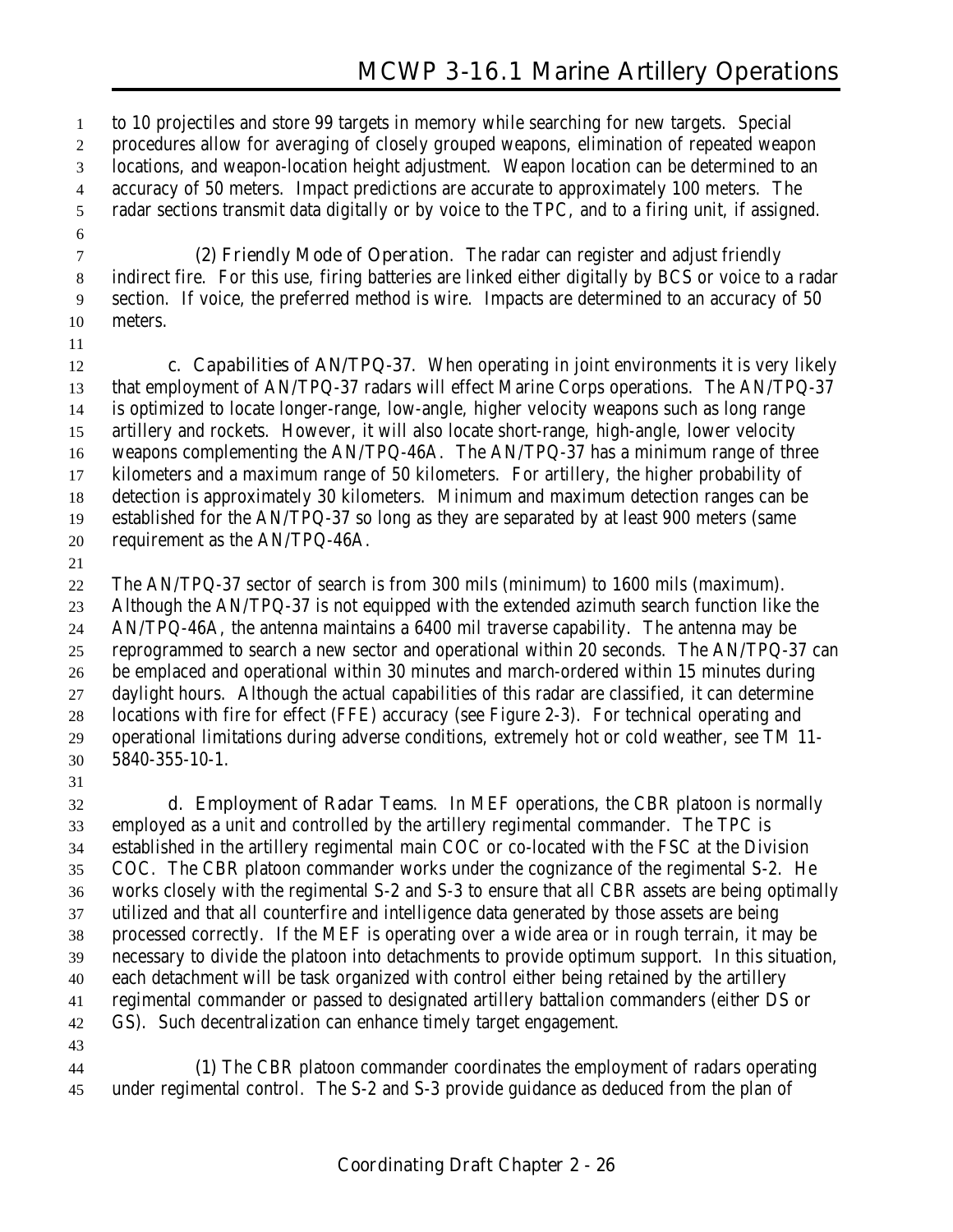to 10 projectiles and store 99 targets in memory while searching for new targets. Special procedures allow for averaging of closely grouped weapons, elimination of repeated weapon locations, and weapon-location height adjustment. Weapon location can be determined to an accuracy of 50 meters. Impact predictions are accurate to approximately 100 meters. The radar sections transmit data digitally or by voice to the TPC, and to a firing unit, if assigned.

(2) Friendly Mode of Operation. The radar can register and adjust friendly indirect fire. For this use, firing batteries are linked either digitally by BCS or voice to a radar section. If voice, the preferred method is wire. Impacts are determined to an accuracy of 50 meters.

c. Capabilities of AN/TPQ-37. When operating in joint environments it is very likely that employment of AN/TPQ-37 radars will effect Marine Corps operations. The AN/TPQ-37 is optimized to locate longer-range, low-angle, higher velocity weapons such as long range artillery and rockets. However, it will also locate short-range, high-angle, lower velocity weapons complementing the AN/TPQ-46A. The AN/TPQ-37 has a minimum range of three kilometers and a maximum range of 50 kilometers. For artillery, the higher probability of detection is approximately 30 kilometers. Minimum and maximum detection ranges can be established for the AN/TPQ-37 so long as they are separated by at least 900 meters (same requirement as the AN/TPQ-46A.

The AN/TPQ-37 sector of search is from 300 mils (minimum) to 1600 mils (maximum). Although the AN/TPQ-37 is not equipped with the extended azimuth search function like the AN/TPQ-46A, the antenna maintains a 6400 mil traverse capability. The antenna may be reprogrammed to search a new sector and operational within 20 seconds. The AN/TPQ-37 can be emplaced and operational within 30 minutes and march-ordered within 15 minutes during daylight hours. Although the actual capabilities of this radar are classified, it can determine locations with fire for effect (FFE) accuracy (see Figure 2-3). For technical operating and operational limitations during adverse conditions, extremely hot or cold weather, see TM 11-5840-355-10-1.

d. Employment of Radar Teams. In MEF operations, the CBR platoon is normally employed as a unit and controlled by the artillery regimental commander. The TPC is established in the artillery regimental main COC or co-located with the FSC at the Division COC. The CBR platoon commander works under the cognizance of the regimental S-2. He works closely with the regimental S-2 and S-3 to ensure that all CBR assets are being optimally utilized and that all counterfire and intelligence data generated by those assets are being processed correctly. If the MEF is operating over a wide area or in rough terrain, it may be necessary to divide the platoon into detachments to provide optimum support. In this situation, each detachment will be task organized with control either being retained by the artillery regimental commander or passed to designated artillery battalion commanders (either DS or GS). Such decentralization can enhance timely target engagement.

(1) The CBR platoon commander coordinates the employment of radars operating under regimental control. The S-2 and S-3 provide guidance as deduced from the plan of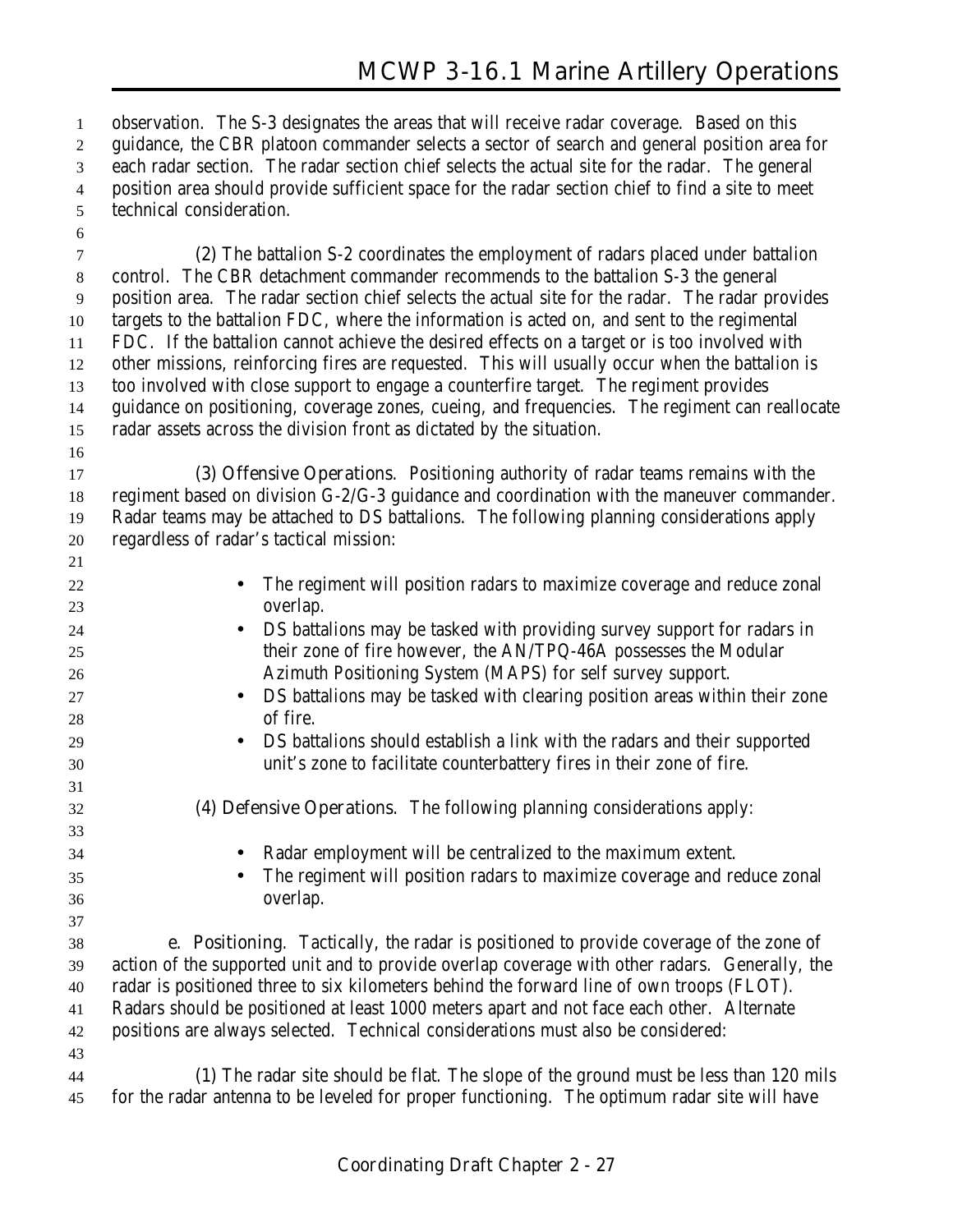observation. The S-3 designates the areas that will receive radar coverage. Based on this guidance, the CBR platoon commander selects a sector of search and general position area for each radar section. The radar section chief selects the actual site for the radar. The general position area should provide sufficient space for the radar section chief to find a site to meet technical consideration.

(2) The battalion S-2 coordinates the employment of radars placed under battalion control. The CBR detachment commander recommends to the battalion S-3 the general position area. The radar section chief selects the actual site for the radar. The radar provides targets to the battalion FDC, where the information is acted on, and sent to the regimental FDC. If the battalion cannot achieve the desired effects on a target or is too involved with other missions, reinforcing fires are requested. This will usually occur when the battalion is too involved with close support to engage a counterfire target. The regiment provides guidance on positioning, coverage zones, cueing, and frequencies. The regiment can reallocate radar assets across the division front as dictated by the situation.

(3) *Offensive Operations*. Positioning authority of radar teams remains with the regiment based on division G-2/G-3 guidance and coordination with the maneuver commander. Radar teams may be attached to DS battalions. The following planning considerations apply regardless of radar's tactical mission:

- The regiment will position radars to maximize coverage and reduce zonal overlap.
- DS battalions may be tasked with providing survey support for radars in their zone of fire however, the AN/TPQ-46A possesses the Modular Azimuth Positioning System (MAPS) for self survey support.
- DS battalions may be tasked with clearing position areas within their zone of fire.
- DS battalions should establish a link with the radars and their supported unit's zone to facilitate counterbattery fires in their zone of fire.

(4) *Defensive Operations*. The following planning considerations apply:

- Radar employment will be centralized to the maximum extent.
- The regiment will position radars to maximize coverage and reduce zonal overlap.

e. *Positioning*. Tactically, the radar is positioned to provide coverage of the zone of action of the supported unit and to provide overlap coverage with other radars. Generally, the radar is positioned three to six kilometers behind the forward line of own troops (FLOT). Radars should be positioned at least 1000 meters apart and not face each other. Alternate positions are always selected. Technical considerations must also be considered:

(1) The radar site should be flat. The slope of the ground must be less than 120 mils for the radar antenna to be leveled for proper functioning. The optimum radar site will have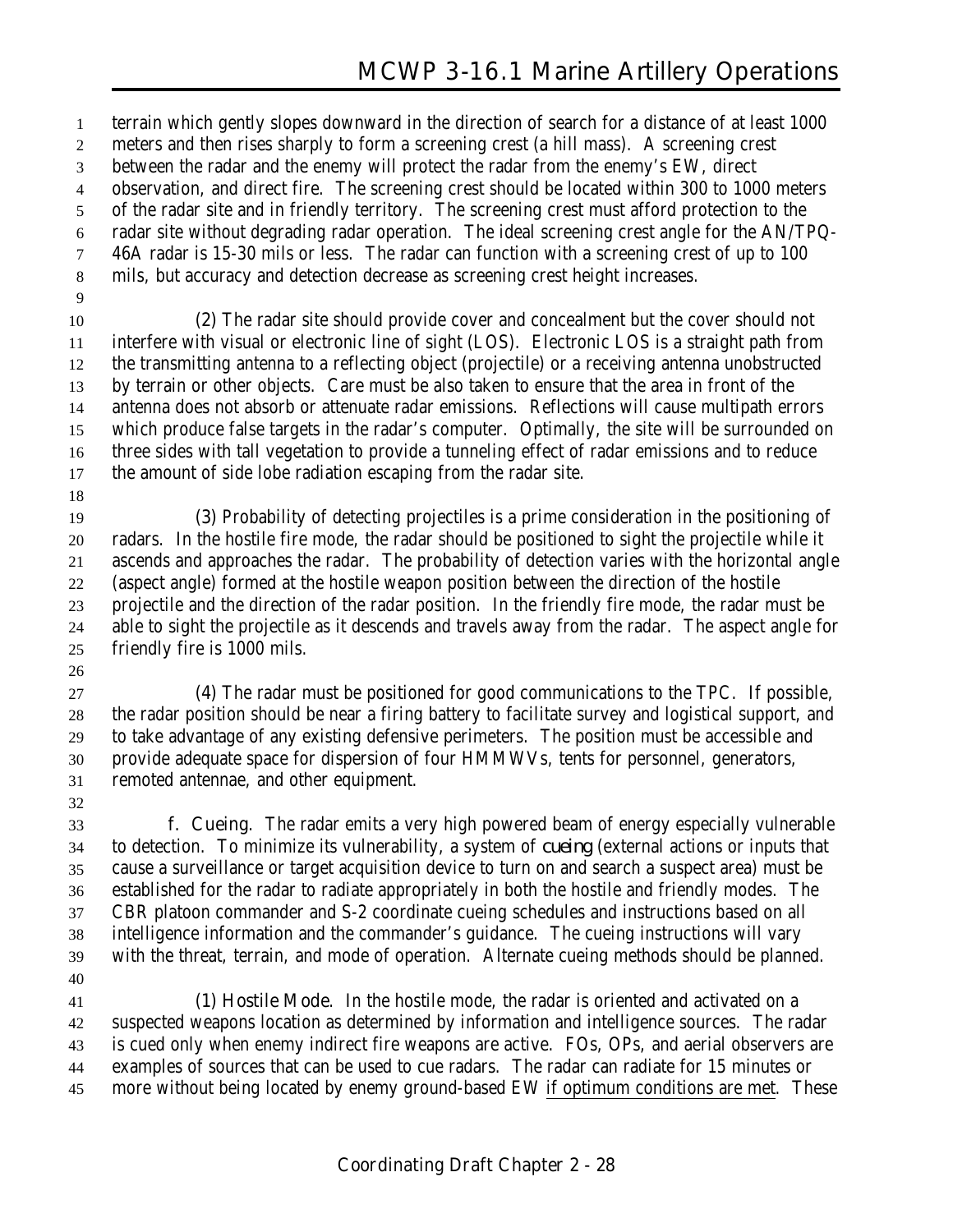terrain which gently slopes downward in the direction of search for a distance of at least 1000 meters and then rises sharply to form a screening crest (a hill mass). A screening crest between the radar and the enemy will protect the radar from the enemy's EW, direct observation, and direct fire. The screening crest should be located within 300 to 1000 meters of the radar site and in friendly territory. The screening crest must afford protection to the radar site without degrading radar operation. The ideal screening crest angle for the AN/TPQ-46A radar is 15-30 mils or less. The radar can function with a screening crest of up to 100 mils, but accuracy and detection decrease as screening crest height increases.

(2) The radar site should provide cover and concealment but the cover should not interfere with visual or electronic line of sight (LOS). Electronic LOS is a straight path from the transmitting antenna to a reflecting object (projectile) or a receiving antenna unobstructed by terrain or other objects. Care must be also taken to ensure that the area in front of the antenna does not absorb or attenuate radar emissions. Reflections will cause multipath errors which produce false targets in the radar's computer. Optimally, the site will be surrounded on three sides with tall vegetation to provide a tunneling effect of radar emissions and to reduce the amount of side lobe radiation escaping from the radar site.

(3) Probability of detecting projectiles is a prime consideration in the positioning of radars. In the hostile fire mode, the radar should be positioned to sight the projectile while it ascends and approaches the radar. The probability of detection varies with the horizontal angle (aspect angle) formed at the hostile weapon position between the direction of the hostile projectile and the direction of the radar position. In the friendly fire mode, the radar must be able to sight the projectile as it descends and travels away from the radar. The aspect angle for friendly fire is 1000 mils.

(4) The radar must be positioned for good communications to the TPC. If possible, the radar position should be near a firing battery to facilitate survey and logistical support, and to take advantage of any existing defensive perimeters. The position must be accessible and provide adequate space for dispersion of four HMMWVs, tents for personnel, generators, remoted antennae, and other equipment.

**f. Cueing**. The radar emits a very high powered beam of energy especially vulnerable to detection. To minimize its vulnerability, a system of *cueing* (external actions or inputs that cause a surveillance or target acquisition device to turn on and search a suspect area) must be established for the radar to radiate appropriately in both the hostile and friendly modes. The CBR platoon commander and S-2 coordinate cueing schedules and instructions based on all intelligence information and the commander's guidance. The cueing instructions will vary with the threat, terrain, and mode of operation. Alternate cueing methods should be planned.

**(1) Hostile Mode**. In the hostile mode, the radar is oriented and activated on a suspected weapons location as determined by information and intelligence sources. The radar is cued only when enemy indirect fire weapons are active. FOs, OPs, and aerial observers are examples of sources that can be used to cue radars. The radar can radiate for 15 minutes or more without being located by enemy ground-based EW <u>if optimum conditions are met</u>. These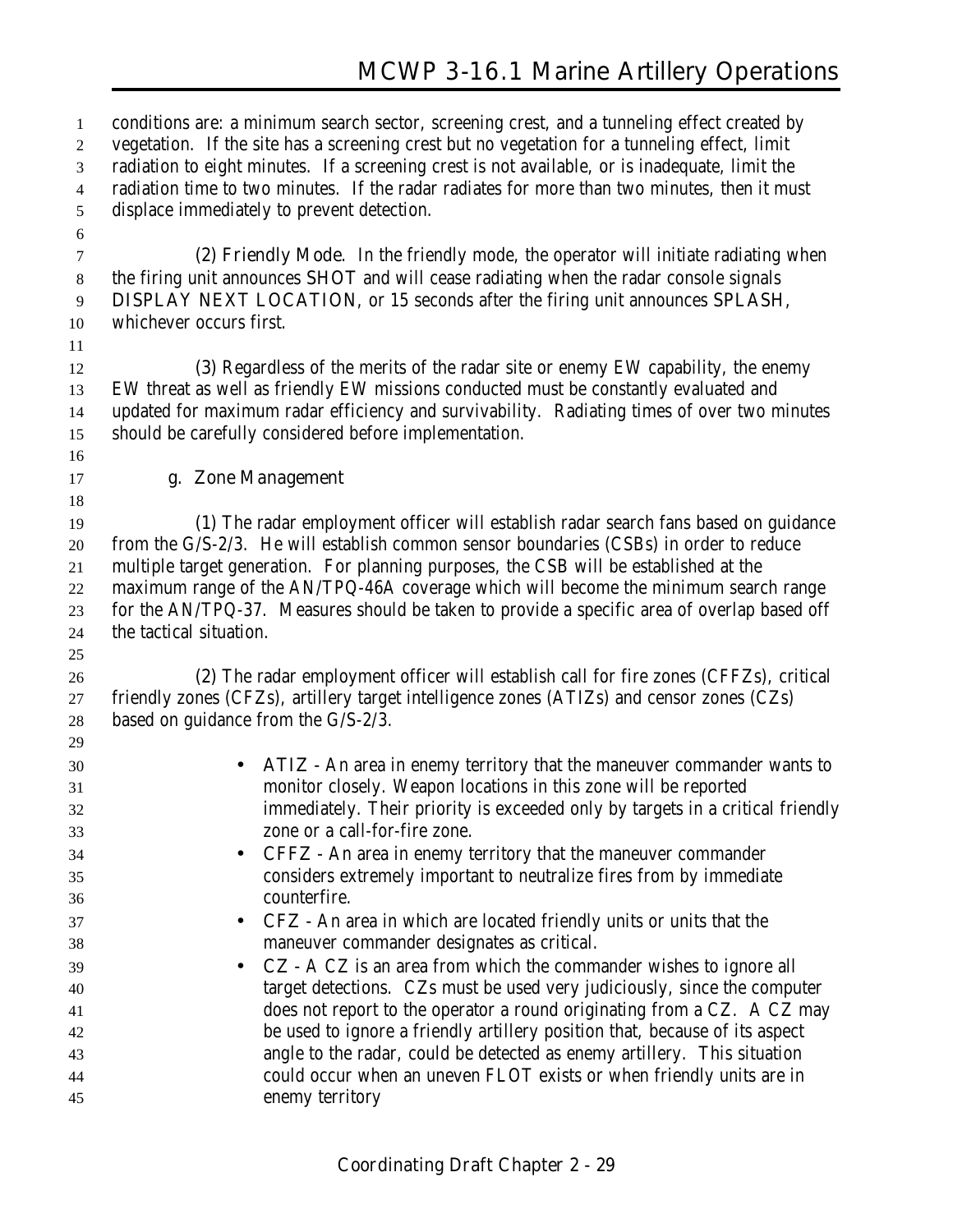conditions are: a minimum search sector, screening crest, and a tunneling effect created by vegetation. If the site has a screening crest but no vegetation for a tunneling effect, limit radiation to eight minutes. If a screening crest is not available, or is inadequate, limit the radiation time to two minutes. If the radar radiates for more than two minutes, then it must displace immediately to prevent detection.

(2) Friendly Mode. In the friendly mode, the operator will initiate radiating when the firing unit announces SHOT and will cease radiating when the radar console signals DISPLAY NEXT LOCATION, or 15 seconds after the firing unit announces SPLASH, whichever occurs first.

(3) Regardless of the merits of the radar site or enemy EW capability, the enemy EW threat as well as friendly EW missions conducted must be constantly evaluated and updated for maximum radar efficiency and survivability. Radiating times of over two minutes should be carefully considered before implementation.

g. Zone Management

(1) The radar employment officer will establish radar search fans based on guidance from the G/S-2/3. He will establish common sensor boundaries (CSBs) in order to reduce multiple target generation. For planning purposes, the CSB will be established at the maximum range of the AN/TPQ-46A coverage which will become the minimum search range for the AN/TPQ-37. Measures should be taken to provide a specific area of overlap based off the tactical situation.

(2) The radar employment officer will establish call for fire zones (CFFZs), critical friendly zones (CFZs), artillery target intelligence zones (ATIZs) and censor zones (CZs) based on guidance from the G/S-2/3.

- ATIZ - An area in enemy territory that the maneuver commander wants to monitor closely. Weapon locations in this zone will be reported immediately. Their priority is exceeded only by targets in a critical friendly zone or a call-for-fire zone.
- CFFZ - An area in enemy territory that the maneuver commander considers extremely important to neutralize fires from by immediate counterfire.
- CFZ - An area in which are located friendly units or units that the maneuver commander designates as critical.
- CZ - A CZ is an area from which the commander wishes to ignore all target detections. CZs must be used very judiciously, since the computer does not report to the operator a round originating from a CZ. A CZ may be used to ignore a friendly artillery position that, because of its aspect angle to the radar, could be detected as enemy artillery. This situation could occur when an uneven FLOT exists or when friendly units are in enemy territory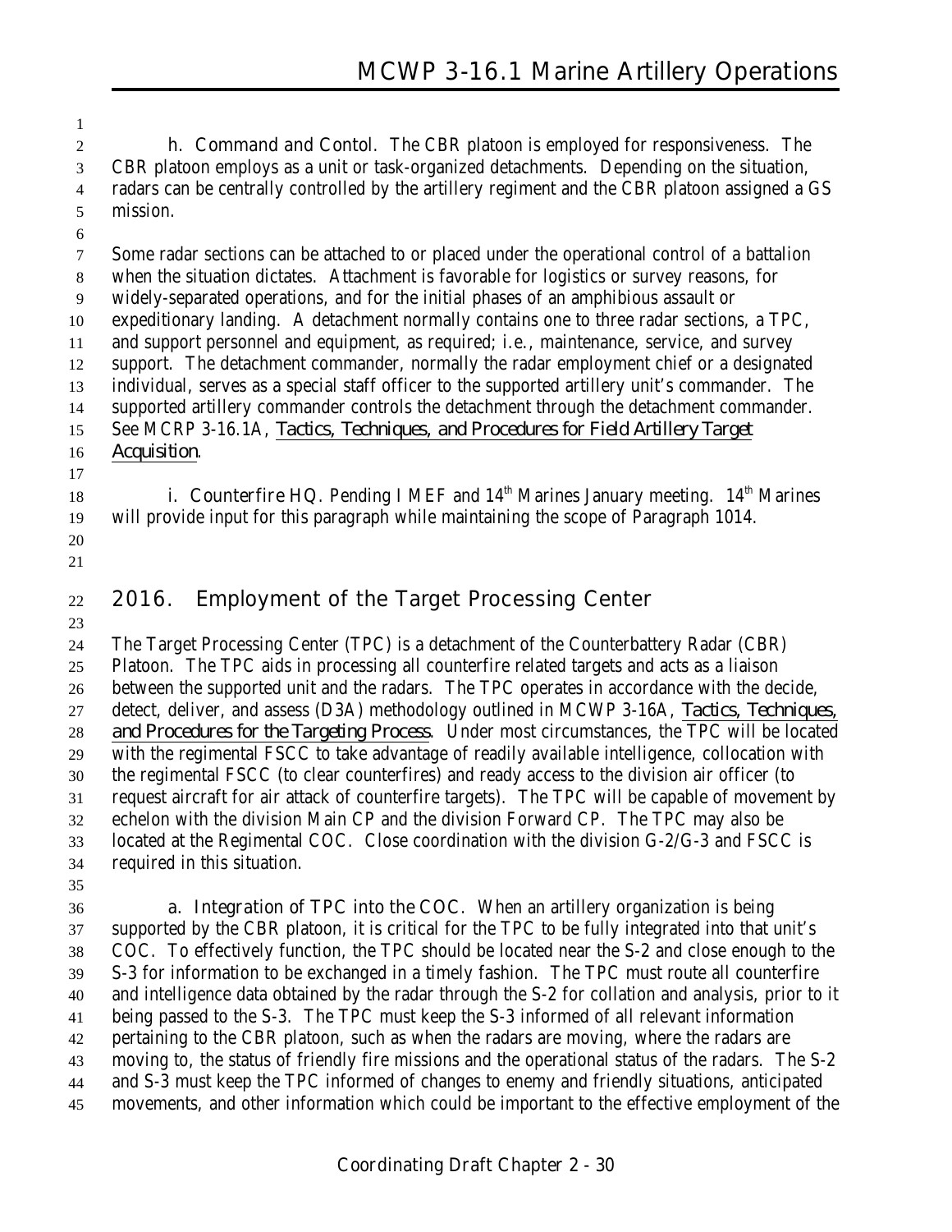**h. Command and Contol.** The CBR platoon is employed for responsiveness. The CBR platoon employs as a unit or task-organized detachments. Depending on the situation, radars can be centrally controlled by the artillery regiment and the CBR platoon assigned a GS mission.

Some radar sections can be attached to or placed under the operational control of a battalion when the situation dictates. Attachment is favorable for logistics or survey reasons, for widely-separated operations, and for the initial phases of an amphibious assault or expeditionary landing. A detachment normally contains one to three radar sections, a TPC, and support personnel and equipment, as required; i.e., maintenance, service, and survey support. The detachment commander, normally the radar employment chief or a designated individual, serves as a special staff officer to the supported artillery unit's commander. The supported artillery commander controls the detachment through the detachment commander. See MCRP 3-16.1A, *Tactics, Techniques, and Procedures for Field Artillery Target Acquisition*.

**i. Counterfire HQ.** Pending I MEF and 14th Marines January meeting. 14th Marines will provide input for this paragraph while maintaining the scope of Paragraph 1014.

## 2016. Employment of the Target Processing Center

The Target Processing Center (TPC) is a detachment of the Counterbattery Radar (CBR) Platoon. The TPC aids in processing all counterfire related targets and acts as a liaison between the supported unit and the radars. The TPC operates in accordance with the decide, detect, deliver, and assess (D3A) methodology outlined in MCWP 3-16A, *Tactics, Techniques, and Procedures for the Targeting Process*. Under most circumstances, the TPC will be located with the regimental FSCC to take advantage of readily available intelligence, collocation with the regimental FSCC (to clear counterfires) and ready access to the division air officer (to request aircraft for air attack of counterfire targets). The TPC will be capable of movement by echelon with the division Main CP and the division Forward CP. The TPC may also be located at the Regimental COC. Close coordination with the division G-2/G-3 and FSCC is required in this situation.

**a. Integration of TPC into the COC.** When an artillery organization is being supported by the CBR platoon, it is critical for the TPC to be fully integrated into that unit's COC. To effectively function, the TPC should be located near the S-2 and close enough to the S-3 for information to be exchanged in a timely fashion. The TPC must route all counterfire and intelligence data obtained by the radar through the S-2 for collation and analysis, prior to it being passed to the S-3. The TPC must keep the S-3 informed of all relevant information pertaining to the CBR platoon, such as when the radars are moving, where the radars are moving to, the status of friendly fire missions and the operational status of the radars. The S-2 and S-3 must keep the TPC informed of changes to enemy and friendly situations, anticipated movements, and other information which could be important to the effective employment of the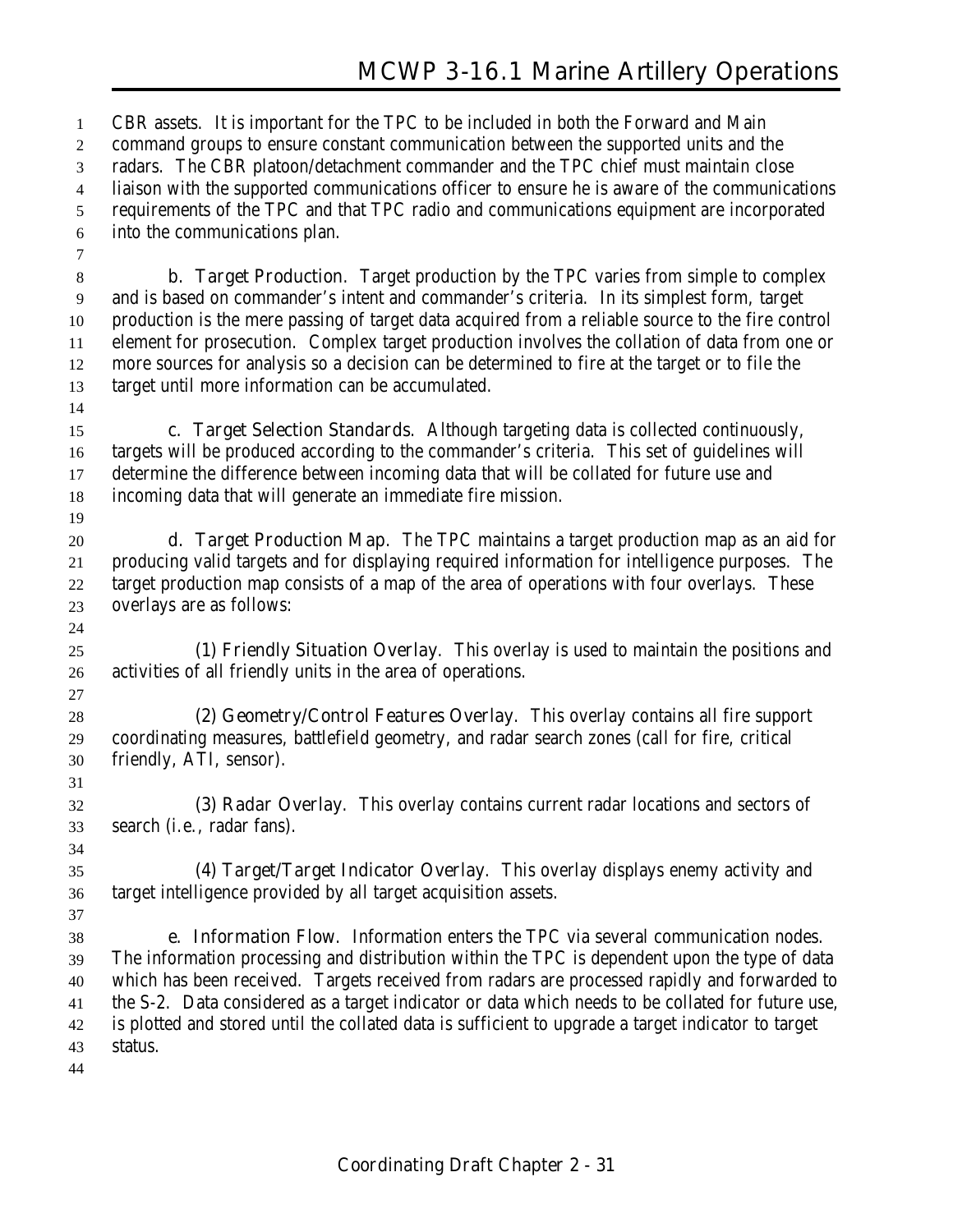CBR assets. It is important for the TPC to be included in both the Forward and Main command groups to ensure constant communication between the supported units and the radars. The CBR platoon/detachment commander and the TPC chief must maintain close liaison with the supported communications officer to ensure he is aware of the communications requirements of the TPC and that TPC radio and communications equipment are incorporated into the communications plan.

**b. Target Production.** Target production by the TPC varies from simple to complex and is based on commander's intent and commander's criteria. In its simplest form, target production is the mere passing of target data acquired from a reliable source to the fire control element for prosecution. Complex target production involves the collation of data from one or more sources for analysis so a decision can be determined to fire at the target or to file the target until more information can be accumulated.

**c. Target Selection Standards.** Although targeting data is collected continuously, targets will be produced according to the commander's criteria. This set of guidelines will determine the difference between incoming data that will be collated for future use and incoming data that will generate an immediate fire mission.

**d. Target Production Map.** The TPC maintains a target production map as an aid for producing valid targets and for displaying required information for intelligence purposes. The target production map consists of a map of the area of operations with four overlays. These overlays are as follows:

**(1) Friendly Situation Overlay.** This overlay is used to maintain the positions and activities of all friendly units in the area of operations.

**(2) Geometry/Control Features Overlay.** This overlay contains all fire support coordinating measures, battlefield geometry, and radar search zones (call for fire, critical friendly, ATI, sensor).

**(3) Radar Overlay.** This overlay contains current radar locations and sectors of search (i.e., radar fans).

**(4) Target/Target Indicator Overlay.** This overlay displays enemy activity and target intelligence provided by all target acquisition assets.

**e. Information Flow.** Information enters the TPC via several communication nodes. The information processing and distribution within the TPC is dependent upon the type of data which has been received. Targets received from radars are processed rapidly and forwarded to the S-2. Data considered as a target indicator or data which needs to be collated for future use, is plotted and stored until the collated data is sufficient to upgrade a target indicator to target status.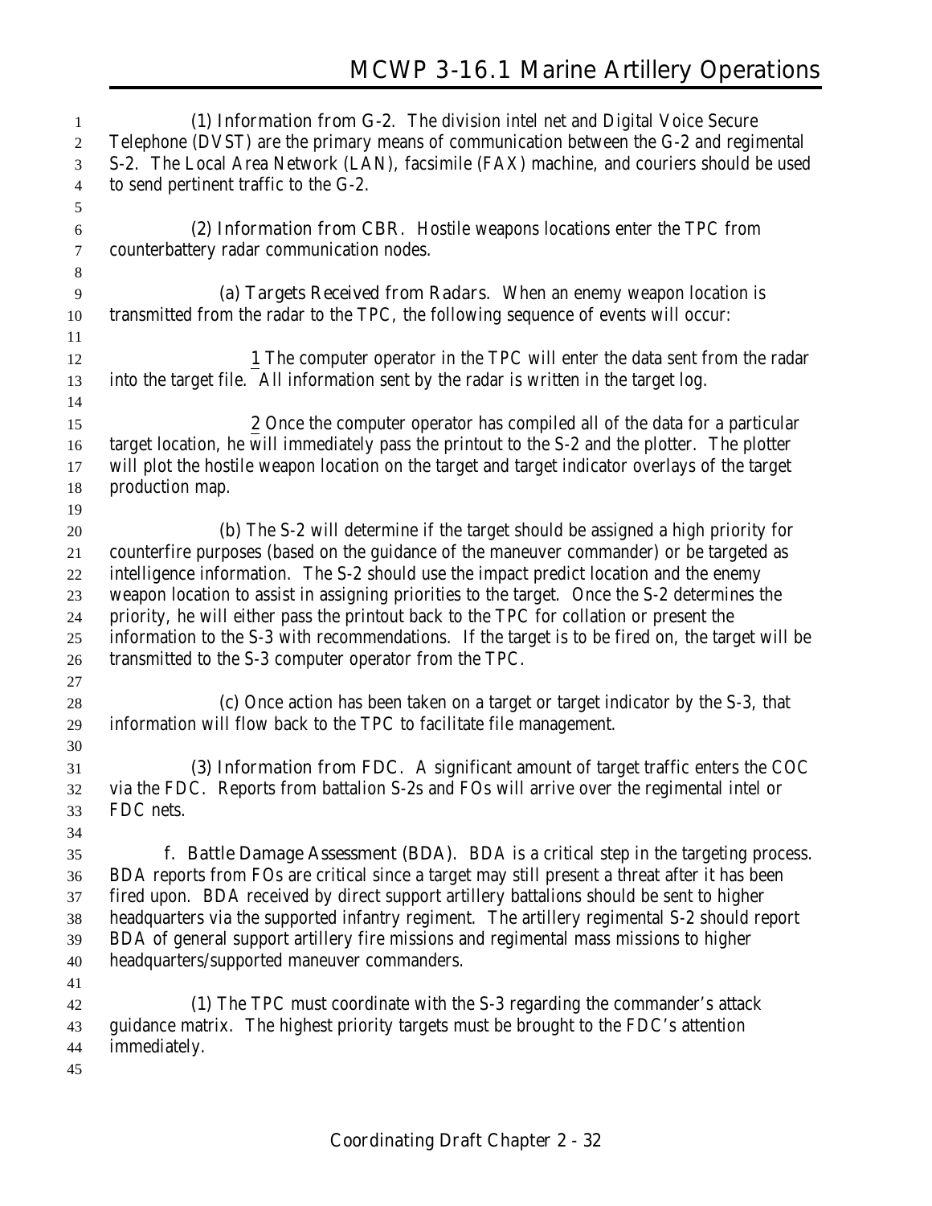(1) Information from G-2. The division intel net and Digital Voice Secure Telephone (DVST) are the primary means of communication between the G-2 and regimental S-2. The Local Area Network (LAN), facsimile (FAX) machine, and couriers should be used to send pertinent traffic to the G-2.

(2) Information from CBR. Hostile weapons locations enter the TPC from counterbattery radar communication nodes.

(a) Targets Received from Radars. When an enemy weapon location is transmitted from the radar to the TPC, the following sequence of events will occur:

1 The computer operator in the TPC will enter the data sent from the radar into the target file. All information sent by the radar is written in the target log.

2 Once the computer operator has compiled all of the data for a particular target location, he will immediately pass the printout to the S-2 and the plotter. The plotter will plot the hostile weapon location on the target and target indicator overlays of the target production map.

(b) The S-2 will determine if the target should be assigned a high priority for counterfire purposes (based on the guidance of the maneuver commander) or be targeted as intelligence information. The S-2 should use the impact predict location and the enemy weapon location to assist in assigning priorities to the target. Once the S-2 determines the priority, he will either pass the printout back to the TPC for collation or present the information to the S-3 with recommendations. If the target is to be fired on, the target will be transmitted to the S-3 computer operator from the TPC.

(c) Once action has been taken on a target or target indicator by the S-3, that information will flow back to the TPC to facilitate file management.

(3) Information from FDC. A significant amount of target traffic enters the COC via the FDC. Reports from battalion S-2s and FOs will arrive over the regimental intel or FDC nets.

f. Battle Damage Assessment (BDA). BDA is a critical step in the targeting process. BDA reports from FOs are critical since a target may still present a threat after it has been fired upon. BDA received by direct support artillery battalions should be sent to higher headquarters via the supported infantry regiment. The artillery regimental S-2 should report BDA of general support artillery fire missions and regimental mass missions to higher headquarters/supported maneuver commanders.

(1) The TPC must coordinate with the S-3 regarding the commander's attack guidance matrix. The highest priority targets must be brought to the FDC's attention immediately.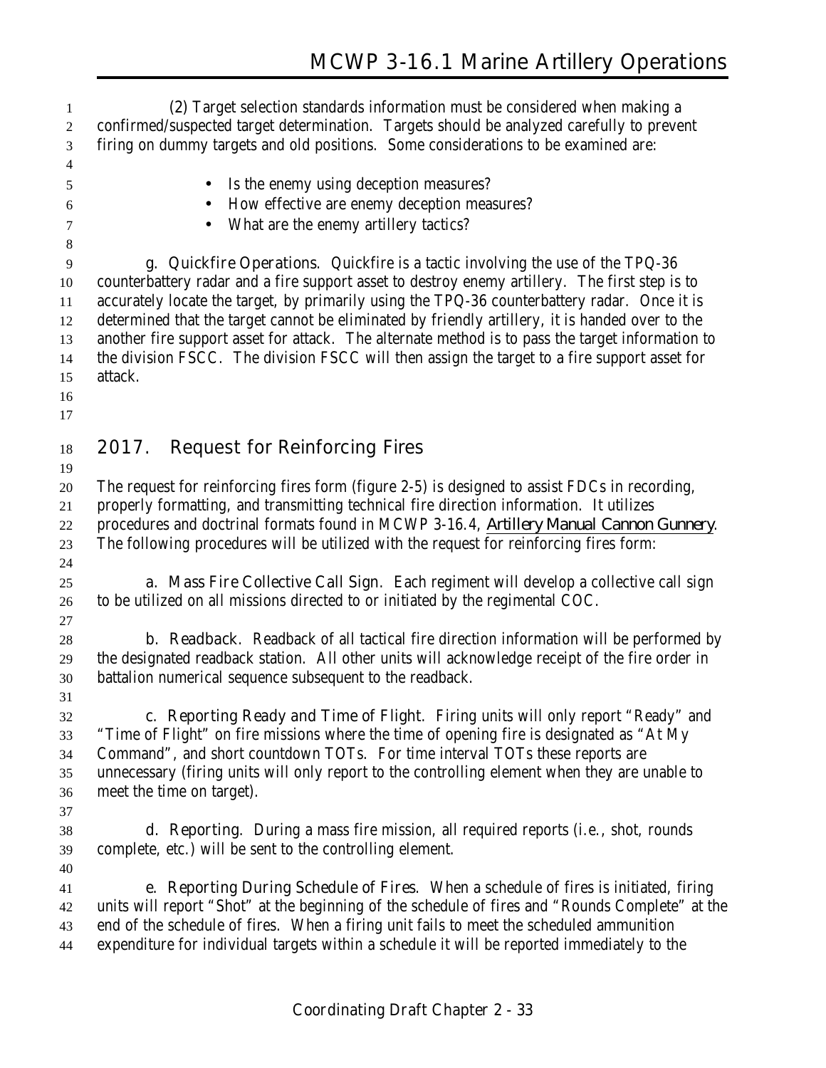(2) Target selection standards information must be considered when making a confirmed/suspected target determination. Targets should be analyzed carefully to prevent firing on dummy targets and old positions. Some considerations to be examined are:

- Is the enemy using deception measures?
- How effective are enemy deception measures?
- What are the enemy artillery tactics?

**g. Quickfire Operations**. Quickfire is a tactic involving the use of the TPQ-36 counterbattery radar and a fire support asset to destroy enemy artillery. The first step is to accurately locate the target, by primarily using the TPQ-36 counterbattery radar. Once it is determined that the target cannot be eliminated by friendly artillery, it is handed over to the another fire support asset for attack. The alternate method is to pass the target information to the division FSCC. The division FSCC will then assign the target to a fire support asset for attack.

## 2017. Request for Reinforcing Fires

The request for reinforcing fires form (figure 2-5) is designed to assist FDCs in recording, properly formatting, and transmitting technical fire direction information. It utilizes procedures and doctrinal formats found in MCWP 3-16.4, *Artillery Manual Cannon Gunnery*. The following procedures will be utilized with the request for reinforcing fires form:

**a. Mass Fire Collective Call Sign**. Each regiment will develop a collective call sign to be utilized on all missions directed to or initiated by the regimental COC.

**b. Readback**. Readback of all tactical fire direction information will be performed by the designated readback station. All other units will acknowledge receipt of the fire order in battalion numerical sequence subsequent to the readback.

**c. Reporting Ready and Time of Flight**. Firing units will only report "Ready" and "Time of Flight" on fire missions where the time of opening fire is designated as "At My Command", and short countdown TOTs. For time interval TOTs these reports are unnecessary (firing units will only report to the controlling element when they are unable to meet the time on target).

**d. Reporting**. During a mass fire mission, all required reports (i.e., shot, rounds complete, etc.) will be sent to the controlling element.

**e. Reporting During Schedule of Fires**. When a schedule of fires is initiated, firing units will report "Shot" at the beginning of the schedule of fires and "Rounds Complete" at the end of the schedule of fires. When a firing unit fails to meet the scheduled ammunition expenditure for individual targets within a schedule it will be reported immediately to the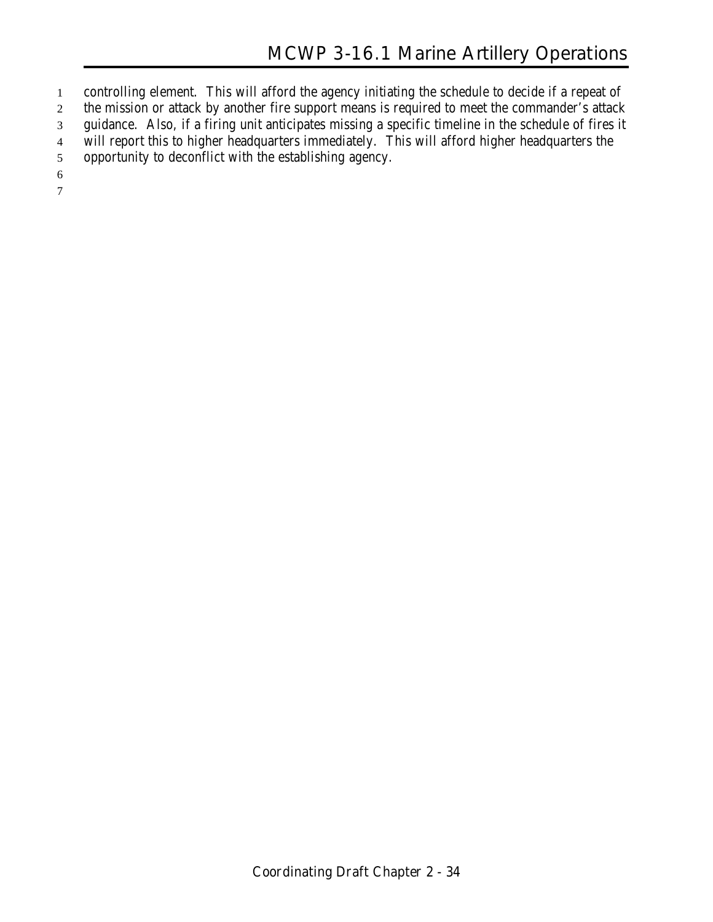controlling element. This will afford the agency initiating the schedule to decide if a repeat of the mission or attack by another fire support means is required to meet the commander's attack guidance. Also, if a firing unit anticipates missing a specific timeline in the schedule of fires it will report this to higher headquarters immediately. This will afford higher headquarters the opportunity to deconflict with the establishing agency.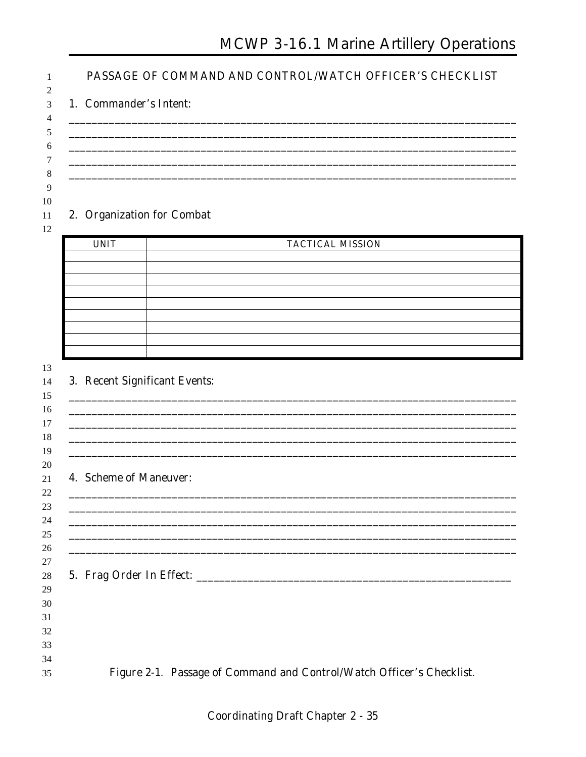## PASSAGE OF COMMAND AND CONTROL/WATCH OFFICER'S CHECKLIST

1. Commander's Intent:

______________________________________________________________________________
______________________________________________________________________________
______________________________________________________________________________
______________________________________________________________________________
______________________________________________________________________________

2. Organization for Combat

| UNIT | TACTICAL MISSION |
|---|---|
| | |
| | |
| | |
| | |
| | |
| | |
| | |
| | |
| | |

3. Recent Significant Events:

______________________________________________________________________________
______________________________________________________________________________
______________________________________________________________________________
______________________________________________________________________________
______________________________________________________________________________

4. Scheme of Maneuver:

______________________________________________________________________________
______________________________________________________________________________
______________________________________________________________________________
______________________________________________________________________________
______________________________________________________________________________

5. Frag Order In Effect: ______________________________________________________

Figure 2-1. Passage of Command and Control/Watch Officer's Checklist.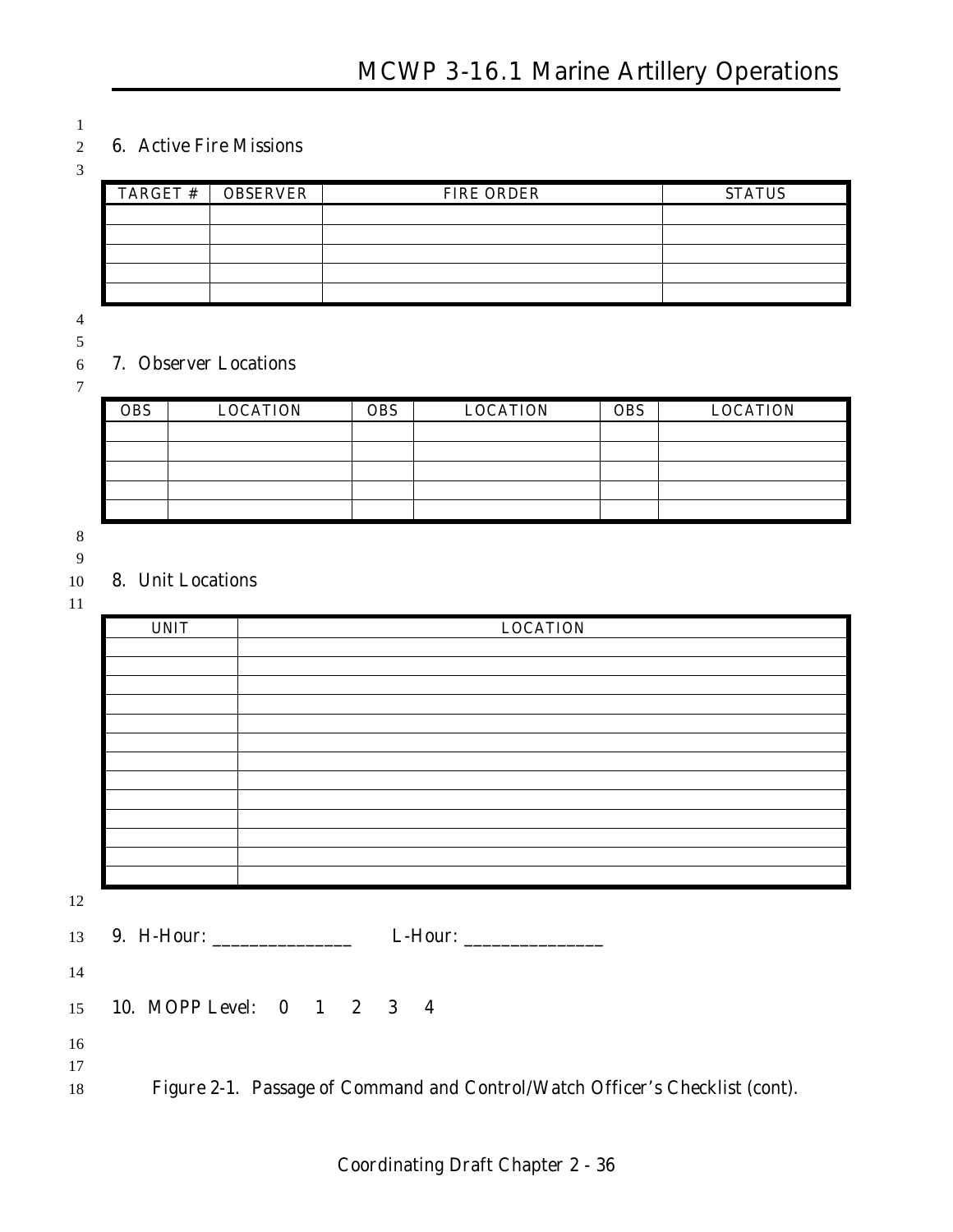6. Active Fire Missions

| TARGET # | OBSERVER | FIRE ORDER | STATUS |
|---|---|---|---|
| | | | |
| | | | |
| | | | |
| | | | |
| | | | |

7. Observer Locations

| OBS | LOCATION | OBS | LOCATION | OBS | LOCATION |
|---|---|---|---|---|---|
| | | | | | |
| | | | | | |
| | | | | | |
| | | | | | |
| | | | | | |

8. Unit Locations

| UNIT | LOCATION |
|---|---|
| | |
| | |
| | |
| | |
| | |
| | |
| | |
| | |
| | |
| | |
| | |
| | |
| | |

9. H-Hour: _______________ L-Hour: _______________

10. MOPP Level: 0 1 2 3 4

Figure 2-1. Passage of Command and Control/Watch Officer's Checklist (cont).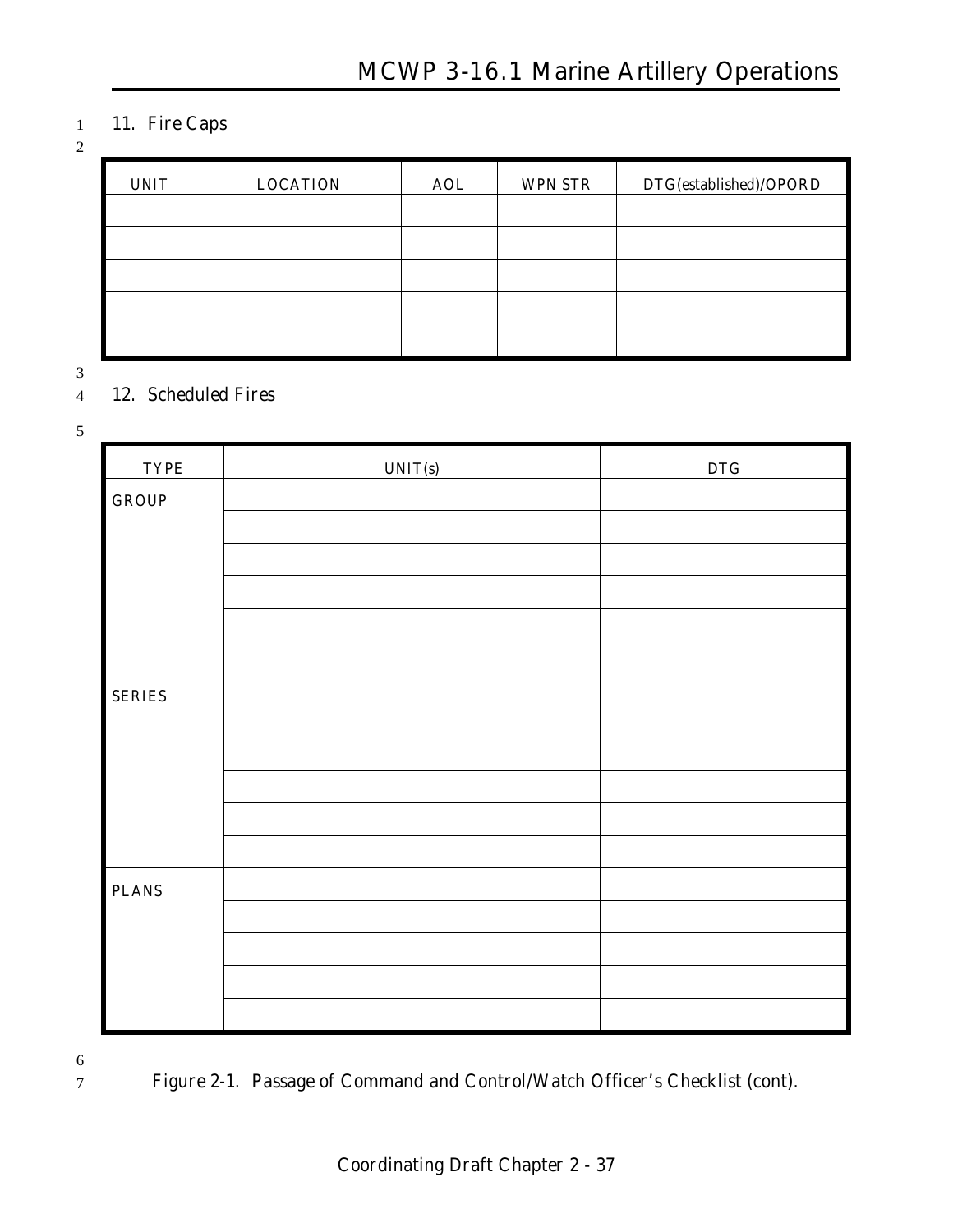## 11. Fire Caps

| UNIT | LOCATION | AOL | WPN STR | DTG(established)/OPORD |
|---|---|---|---|---|
| | | | | |
| | | | | |
| | | | | |
| | | | | |
| | | | | |

## 12. Scheduled Fires

| TYPE | UNIT(s) | DTG |
|---|---|---|
| GROUP | | |
| | | |
| | | |
| | | |
| | | |
| | | |
| SERIES | | |
| | | |
| | | |
| | | |
| | | |
| | | |
| PLANS | | |
| | | |
| | | |
| | | |
| | | |

Figure 2-1. Passage of Command and Control/Watch Officer's Checklist (cont).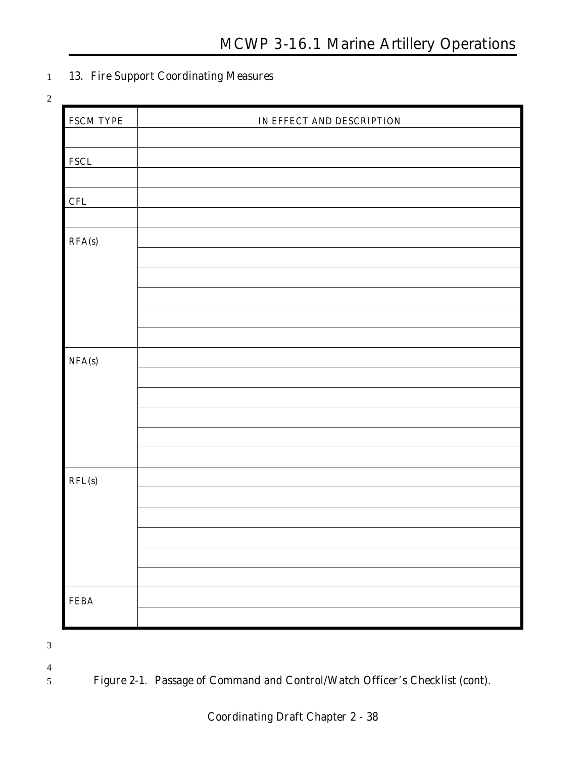13. Fire Support Coordinating Measures

| FSCM TYPE | IN EFFECT AND DESCRIPTION |
|---|---|
| | |
| FSCL | |
| | |
| CFL | |
| | |
| RFA(s) | |
| | |
| | |
| | |
| | |
| | |
| NFA(s) | |
| | |
| | |
| | |
| | |
| | |
| RFL(s) | |
| | |
| | |
| | |
| | |
| | |
| FEBA | |
| | |

Figure 2-1. Passage of Command and Control/Watch Officer's Checklist (cont).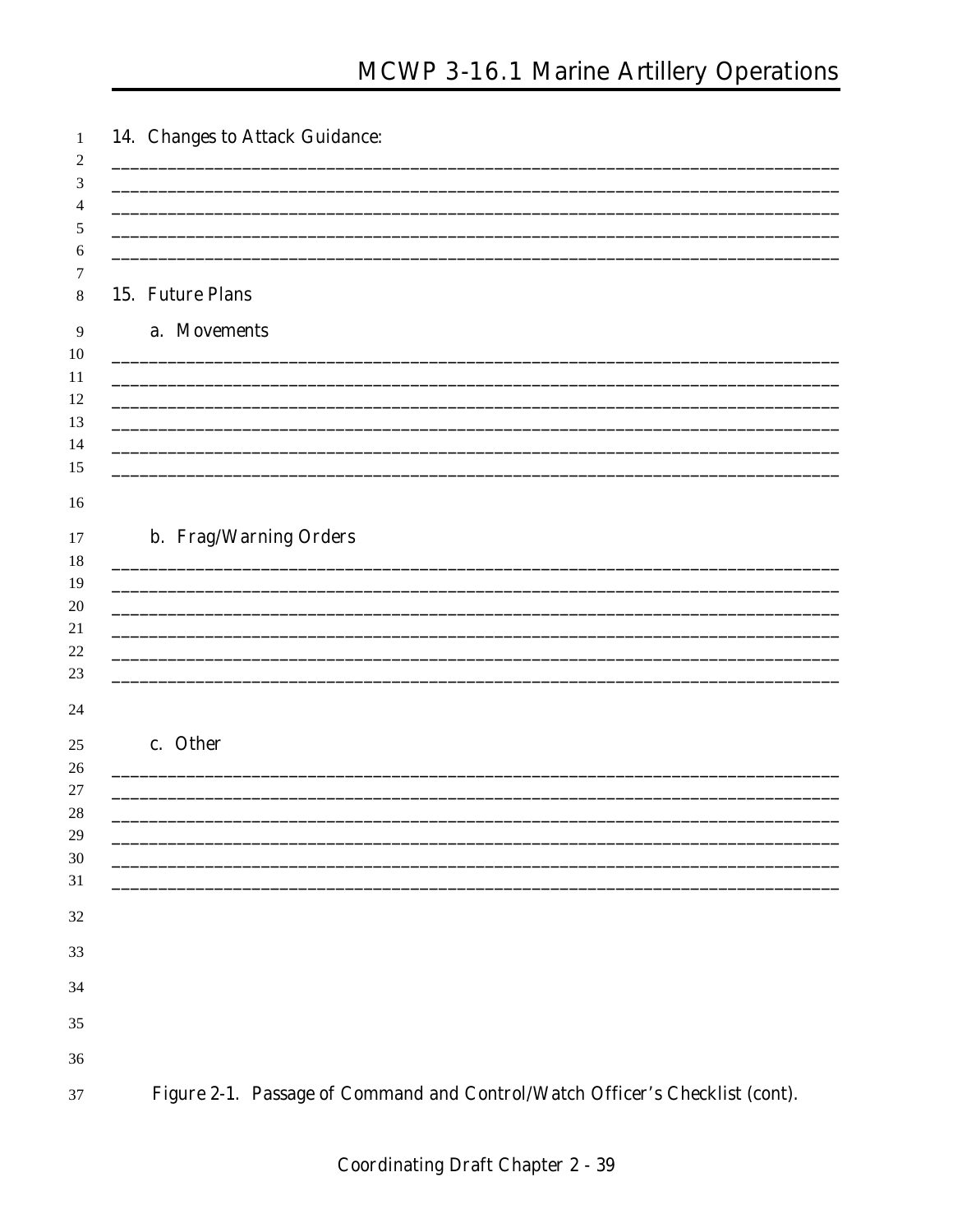14. Changes to Attack Guidance:

_______________________________________________________________________________
_______________________________________________________________________________
_______________________________________________________________________________
_______________________________________________________________________________
_______________________________________________________________________________

15. Future Plans

a. Movements

_______________________________________________________________________________
_______________________________________________________________________________
_______________________________________________________________________________
_______________________________________________________________________________
_______________________________________________________________________________
_______________________________________________________________________________

b. Frag/Warning Orders

_______________________________________________________________________________
_______________________________________________________________________________
_______________________________________________________________________________
_______________________________________________________________________________
_______________________________________________________________________________
_______________________________________________________________________________

c. Other

_______________________________________________________________________________
_______________________________________________________________________________
_______________________________________________________________________________
_______________________________________________________________________________
_______________________________________________________________________________
_______________________________________________________________________________

*Figure 2-1. Passage of Command and Control/Watch Officer's Checklist (cont).*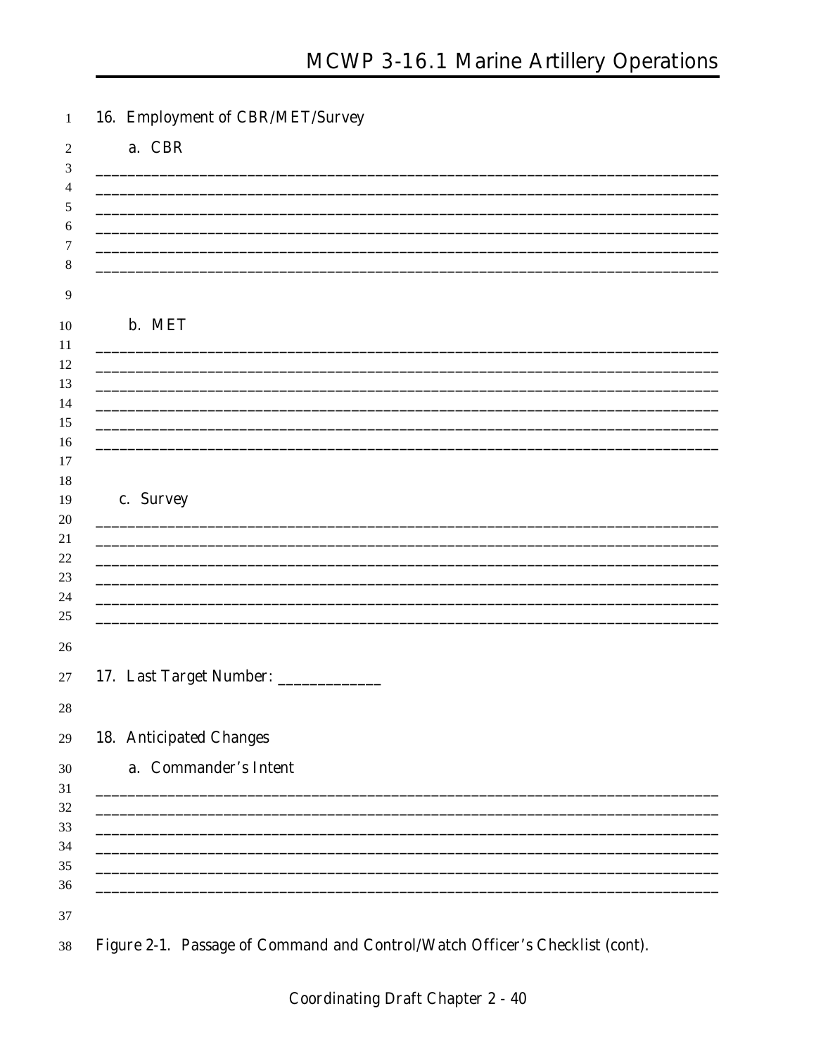16. Employment of CBR/MET/Survey

a. CBR

______________________________________________________________________________
______________________________________________________________________________
______________________________________________________________________________
______________________________________________________________________________
______________________________________________________________________________
______________________________________________________________________________

b. MET

______________________________________________________________________________
______________________________________________________________________________
______________________________________________________________________________
______________________________________________________________________________
______________________________________________________________________________
______________________________________________________________________________

c. Survey

______________________________________________________________________________
______________________________________________________________________________
______________________________________________________________________________
______________________________________________________________________________
______________________________________________________________________________
______________________________________________________________________________

17. Last Target Number: _____________

18. Anticipated Changes

a. Commander's Intent

______________________________________________________________________________
______________________________________________________________________________
______________________________________________________________________________
______________________________________________________________________________
______________________________________________________________________________
______________________________________________________________________________

*Figure 2-1. Passage of Command and Control/Watch Officer's Checklist (cont).*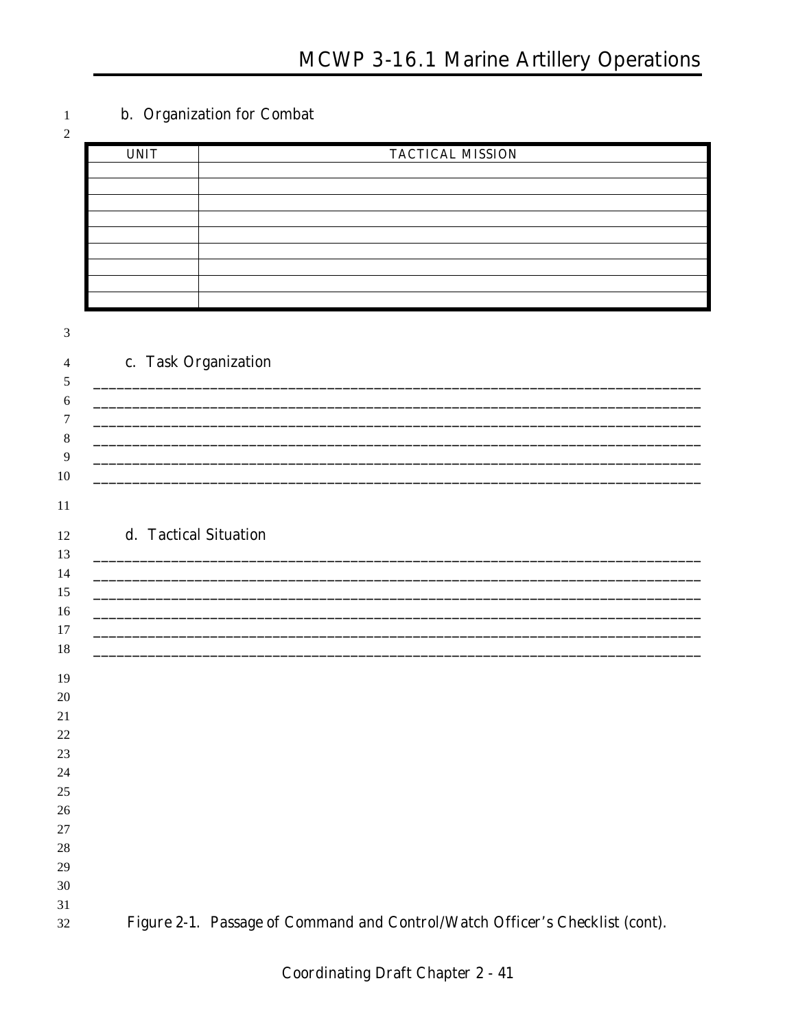b. Organization for Combat

| UNIT | TACTICAL MISSION |
| --- | --- |
| | |
| | |
| | |
| | |
| | |
| | |
| | |
| | |
| | |

c. Task Organization

______________________________________________________________________________
______________________________________________________________________________
______________________________________________________________________________
______________________________________________________________________________
______________________________________________________________________________
______________________________________________________________________________

d. Tactical Situation

______________________________________________________________________________
______________________________________________________________________________
______________________________________________________________________________
______________________________________________________________________________
______________________________________________________________________________
______________________________________________________________________________

*Figure 2-1. Passage of Command and Control/Watch Officer's Checklist (cont).*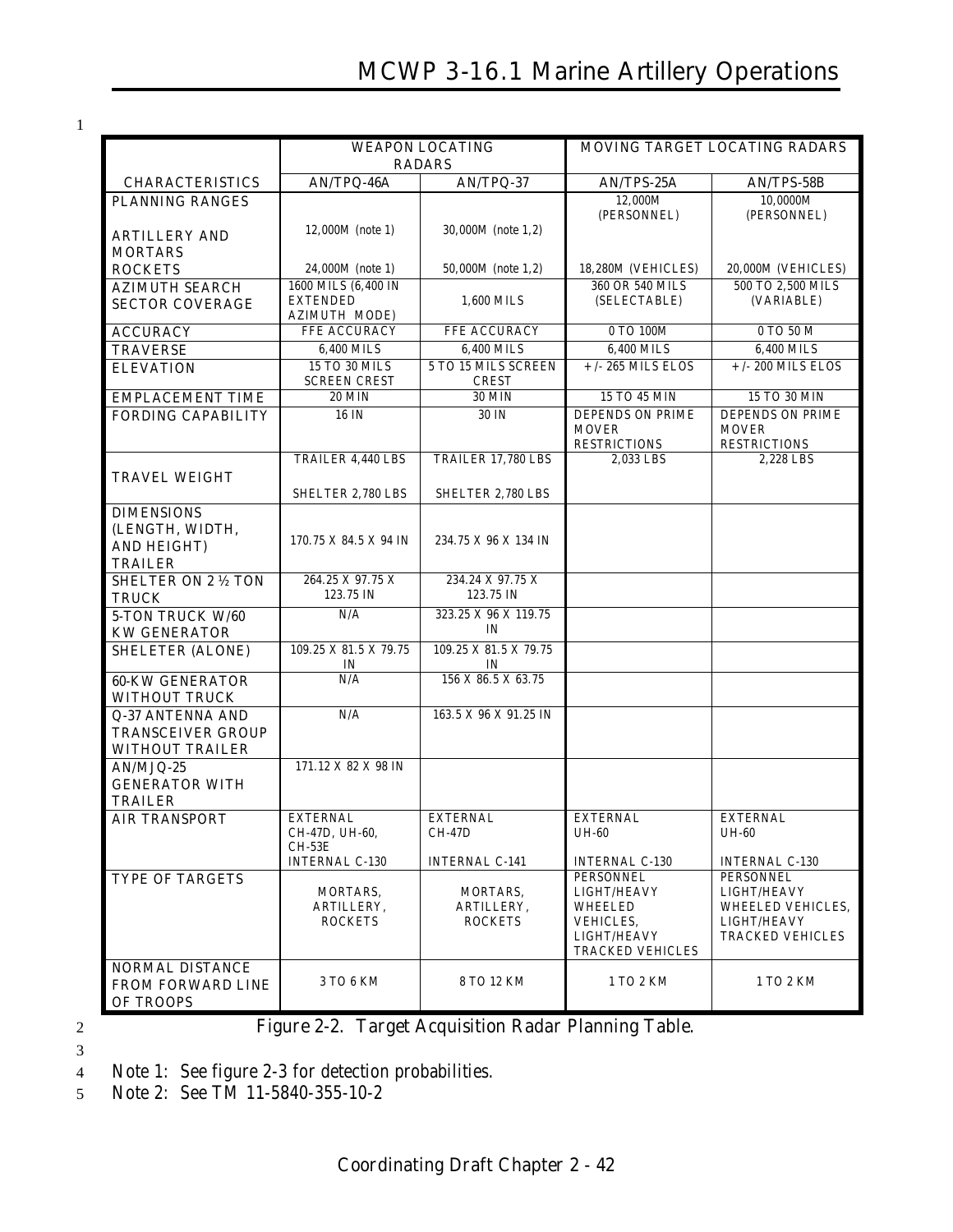| | WEAPON LOCATING RADARS | | MOVING TARGET LOCATING RADARS | |
|---|---|---|---|---|
| CHARACTERISTICS | AN/TPQ-46A | AN/TPQ-37 | AN/TPS-25A | AN/TPS-58B |
| PLANNING RANGES | | | 12,000M (PERSONNEL) | 10,0000M (PERSONNEL) |
| ARTILLERY AND MORTARS | 12,000M (note 1) | 30,000M (note 1,2) | | |
| ROCKETS | 24,000M (note 1) | 50,000M (note 1,2) | 18,280M (VEHICLES) | 20,000M (VEHICLES) |
| AZIMUTH SEARCH SECTOR COVERAGE | 1600 MILS (6,400 IN EXTENDED AZIMUTH MODE) | 1,600 MILS | 360 OR 540 MILS (SELECTABLE) | 500 TO 2,500 MILS (VARIABLE) |
| ACCURACY | FFE ACCURACY | FFE ACCURACY | 0 TO 100M | 0 TO 50 M |
| TRAVERSE | 6,400 MILS | 6,400 MILS | 6,400 MILS | 6,400 MILS |
| ELEVATION | 15 TO 30 MILS SCREEN CREST | 5 TO 15 MILS SCREEN CREST | +/- 265 MILS ELOS | +/- 200 MILS ELOS |
| EMPLACEMENT TIME | 20 MIN | 30 MIN | 15 TO 45 MIN | 15 TO 30 MIN |
| FORDING CAPABILITY | 16 IN | 30 IN | DEPENDS ON PRIME MOVER RESTRICTIONS | DEPENDS ON PRIME MOVER RESTRICTIONS |
| TRAVEL WEIGHT | TRAILER 4,440 LBS<br>SHELTER 2,780 LBS | TRAILER 17,780 LBS<br>SHELTER 2,780 LBS | 2,033 LBS | 2,228 LBS |
| DIMENSIONS (LENGTH, WIDTH, AND HEIGHT) TRAILER | 170.75 X 84.5 X 94 IN | 234.75 X 96 X 134 IN | | |
| SHELTER ON 2 ½ TON TRUCK | 264.25 X 97.75 X 123.75 IN | 234.24 X 97.75 X 123.75 IN | | |
| 5-TON TRUCK W/60 KW GENERATOR | N/A | 323.25 X 96 X 119.75 IN | | |
| SHELETER (ALONE) | 109.25 X 81.5 X 79.75 IN | 109.25 X 81.5 X 79.75 IN | | |
| 60-KW GENERATOR WITHOUT TRUCK | N/A | 156 X 86.5 X 63.75 | | |
| Q-37 ANTENNA AND TRANSCEIVER GROUP WITHOUT TRAILER | N/A | 163.5 X 96 X 91.25 IN | | |
| AN/MJQ-25 GENERATOR WITH TRAILER | 171.12 X 82 X 98 IN | | | |
| AIR TRANSPORT | EXTERNAL CH-47D, UH-60, CH-53E<br>INTERNAL C-130 | EXTERNAL CH-47D<br>INTERNAL C-141 | EXTERNAL UH-60<br>INTERNAL C-130 | EXTERNAL UH-60<br>INTERNAL C-130 |
| TYPE OF TARGETS | MORTARS, ARTILLERY, ROCKETS | MORTARS, ARTILLERY, ROCKETS | PERSONNEL LIGHT/HEAVY WHEELED VEHICLES, LIGHT/HEAVY TRACKED VEHICLES | PERSONNEL LIGHT/HEAVY WHEELED VEHICLES, LIGHT/HEAVY TRACKED VEHICLES |
| NORMAL DISTANCE FROM FORWARD LINE OF TROOPS | 3 TO 6 KM | 8 TO 12 KM | 1 TO 2 KM | 1 TO 2 KM |

Figure 2-2. Target Acquisition Radar Planning Table.

Note 1: See figure 2-3 for detection probabilities.

Note 2: See TM 11-5840-355-10-2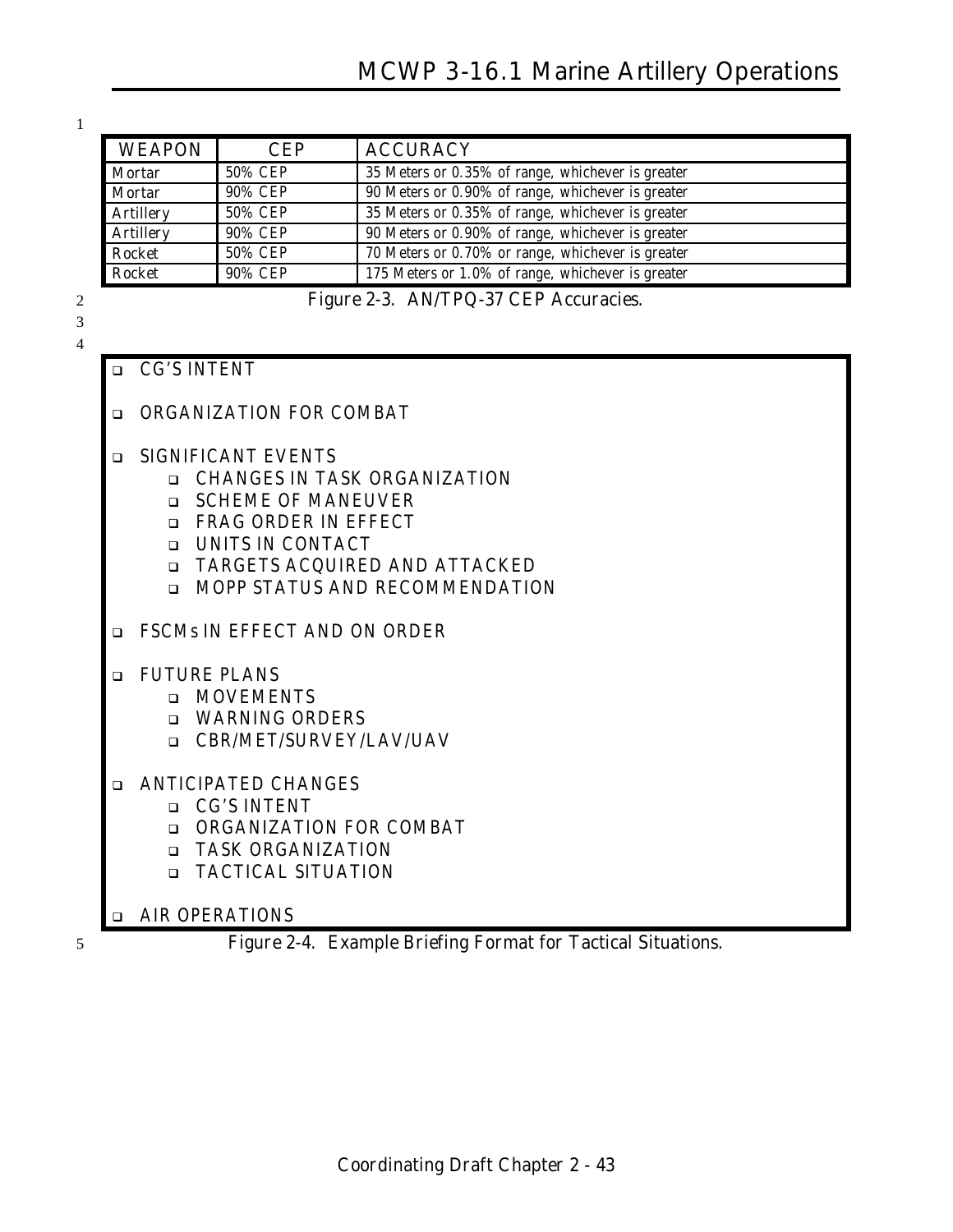| WEAPON | CEP | ACCURACY |
|---|---|---|
| Mortar | 50% CEP | 35 Meters or 0.35% of range, whichever is greater |
| Mortar | 90% CEP | 90 Meters or 0.90% of range, whichever is greater |
| Artillery | 50% CEP | 35 Meters or 0.35% of range, whichever is greater |
| Artillery | 90% CEP | 90 Meters or 0.90% of range, whichever is greater |
| Rocket | 50% CEP | 70 Meters or 0.70% or range, whichever is greater |
| Rocket | 90% CEP | 175 Meters or 1.0% of range, whichever is greater |

Figure 2-3. AN/TPQ-37 CEP Accuracies.

- CG'S INTENT
- ORGANIZATION FOR COMBAT
- SIGNIFICANT EVENTS
  - CHANGES IN TASK ORGANIZATION
  - SCHEME OF MANEUVER
  - FRAG ORDER IN EFFECT
  - UNITS IN CONTACT
  - TARGETS ACQUIRED AND ATTACKED
  - MOPP STATUS AND RECOMMENDATION
- FSCMs IN EFFECT AND ON ORDER
- FUTURE PLANS
  - MOVEMENTS
  - WARNING ORDERS
  - CBR/MET/SURVEY/LAV/UAV
- ANTICIPATED CHANGES
  - CG'S INTENT
  - ORGANIZATION FOR COMBAT
  - TASK ORGANIZATION
  - TACTICAL SITUATION
- AIR OPERATIONS

Figure 2-4. Example Briefing Format for Tactical Situations.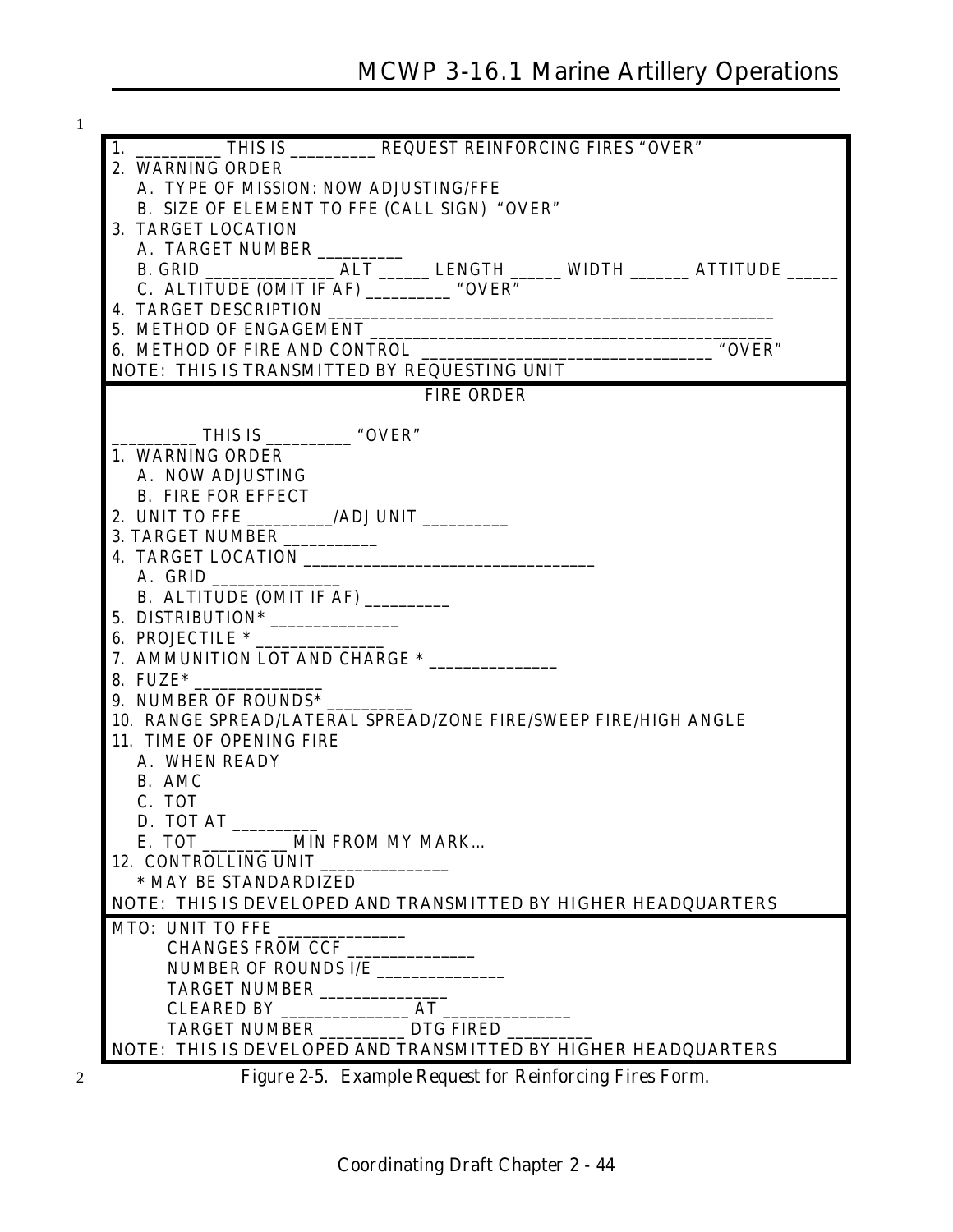1. __________ THIS IS __________ REQUEST REINFORCING FIRES "OVER"
2. WARNING ORDER
   A. TYPE OF MISSION: NOW ADJUSTING/FFE
   B. SIZE OF ELEMENT TO FFE (CALL SIGN) "OVER"
3. TARGET LOCATION
   A. TARGET NUMBER __________
   B. GRID _______________ ALT ______ LENGTH ______ WIDTH _______ ATTITUDE ______
   C. ALTITUDE (OMIT IF AF) __________ "OVER"
4. TARGET DESCRIPTION ____________________________________________________
5. METHOD OF ENGAGEMENT ______________________________________________
6. METHOD OF FIRE AND CONTROL ___________________________________ "OVER"

NOTE: THIS IS TRANSMITTED BY REQUESTING UNIT

FIRE ORDER

__________ THIS IS __________ "OVER"

1. WARNING ORDER
   A. NOW ADJUSTING
   B. FIRE FOR EFFECT
2. UNIT TO FFE __________/ADJ UNIT __________
3. TARGET NUMBER ___________
4. TARGET LOCATION __________________________________
   A. GRID _______________
   B. ALTITUDE (OMIT IF AF) __________
5. DISTRIBUTION* _______________
6. PROJECTILE * _______________
7. AMMUNITION LOT AND CHARGE * _______________
8. FUZE* _______________
9. NUMBER OF ROUNDS* __________
10. RANGE SPREAD/LATERAL SPREAD/ZONE FIRE/SWEEP FIRE/HIGH ANGLE
11. TIME OF OPENING FIRE
    A. WHEN READY
    B. AMC
    C. TOT
    D. TOT AT __________
    E. TOT __________ MIN FROM MY MARK…
12. CONTROLLING UNIT _______________

* MAY BE STANDARDIZED

NOTE: THIS IS DEVELOPED AND TRANSMITTED BY HIGHER HEADQUARTERS

MTO: UNIT TO FFE _______________
  CHANGES FROM CCF _______________
  NUMBER OF ROUNDS I/E _______________
  TARGET NUMBER _______________
  CLEARED BY _______________ AT _______________
  TARGET NUMBER __________ DTG FIRED __________

NOTE: THIS IS DEVELOPED AND TRANSMITTED BY HIGHER HEADQUARTERS

*Figure 2-5. Example Request for Reinforcing Fires Form.*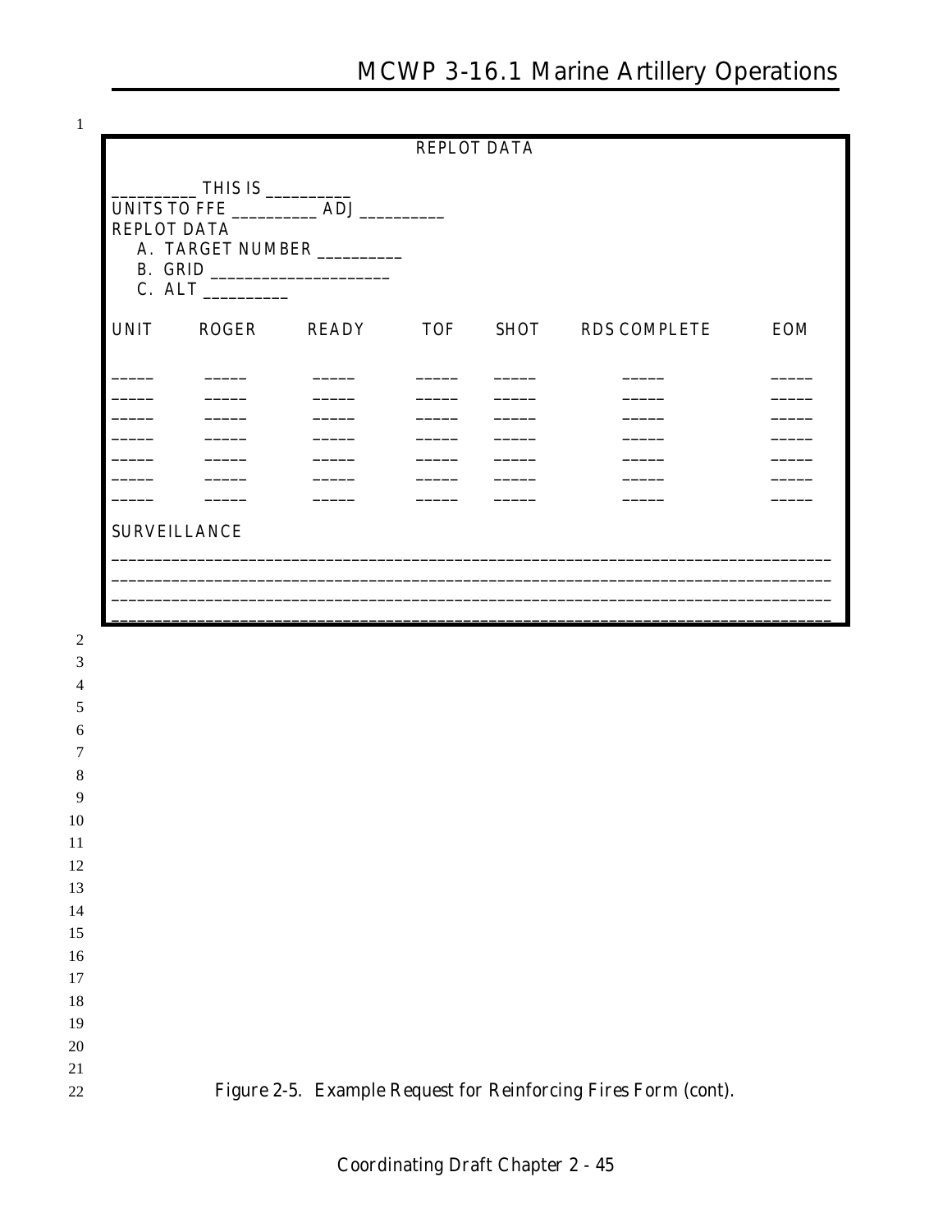REPLOT DATA

__________ THIS IS __________
UNITS TO FFE __________ ADJ __________
REPLOT DATA

A. TARGET NUMBER __________
B. GRID ____________________
C. ALT __________

| UNIT | ROGER | READY | TOF | SHOT | RDS COMPLETE | EOM |
|---|---|---|---|---|---|---|
| _____ | _____ | _____ | _____ | _____ | _____ | _____ |
| _____ | _____ | _____ | _____ | _____ | _____ | _____ |
| _____ | _____ | _____ | _____ | _____ | _____ | _____ |
| _____ | _____ | _____ | _____ | _____ | _____ | _____ |
| _____ | _____ | _____ | _____ | _____ | _____ | _____ |
| _____ | _____ | _____ | _____ | _____ | _____ | _____ |
| _____ | _____ | _____ | _____ | _____ | _____ | _____ |

SURVEILLANCE

________________________________________________________________________________
________________________________________________________________________________
________________________________________________________________________________
________________________________________________________________________________

*Figure 2-5. Example Request for Reinforcing Fires Form (cont).*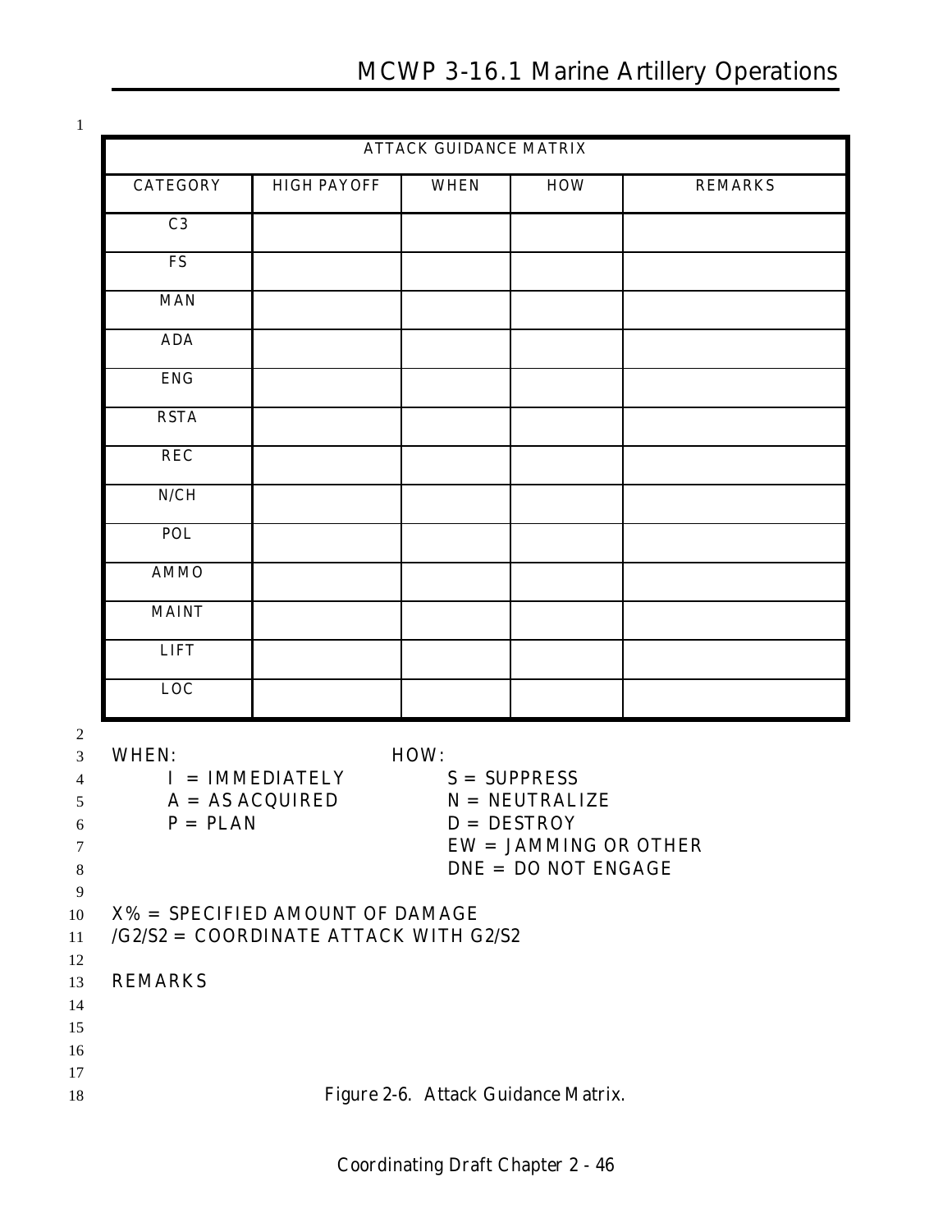| ATTACK GUIDANCE MATRIX | | | | |
|---|---|---|---|---|
| CATEGORY | HIGH PAYOFF | WHEN | HOW | REMARKS |
| C3 | | | | |
| FS | | | | |
| MAN | | | | |
| ADA | | | | |
| ENG | | | | |
| RSTA | | | | |
| REC | | | | |
| N/CH | | | | |
| POL | | | | |
| AMMO | | | | |
| MAINT | | | | |
| LIFT | | | | |
| LOC | | | | |

WHEN:
- I = IMMEDIATELY
- A = AS ACQUIRED
- P = PLAN

HOW:
- S = SUPPRESS
- N = NEUTRALIZE
- D = DESTROY
- EW = JAMMING OR OTHER
- DNE = DO NOT ENGAGE

X% = SPECIFIED AMOUNT OF DAMAGE
/G2/S2 = COORDINATE ATTACK WITH G2/S2

REMARKS

Figure 2-6. Attack Guidance Matrix.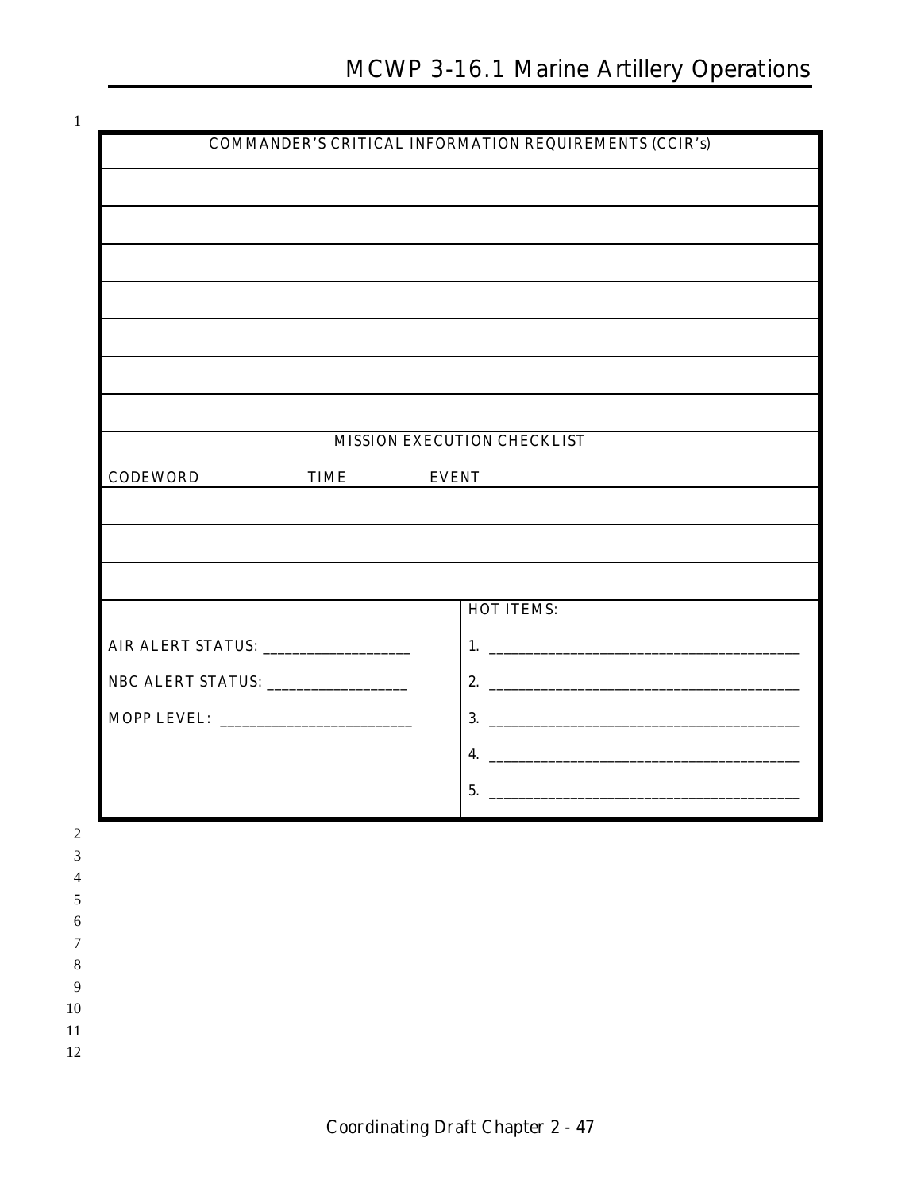| COMMANDER'S CRITICAL INFORMATION REQUIREMENTS (CCIR's) |
| --- |
| |
| |
| |
| |
| |
| |
| |

| MISSION EXECUTION CHECKLIST | | |
| --- | --- | --- |
| CODEWORD | TIME | EVENT |
| | | |
| | | |
| | | |

| | HOT ITEMS: |
| --- | --- |
| AIR ALERT STATUS: ____________________ | 1. ____________________________________________ |
| NBC ALERT STATUS: ___________________ | 2. ____________________________________________ |
| MOPP LEVEL: ___________________________ | 3. ____________________________________________ |
| | 4. ____________________________________________ |
| | 5. ____________________________________________ |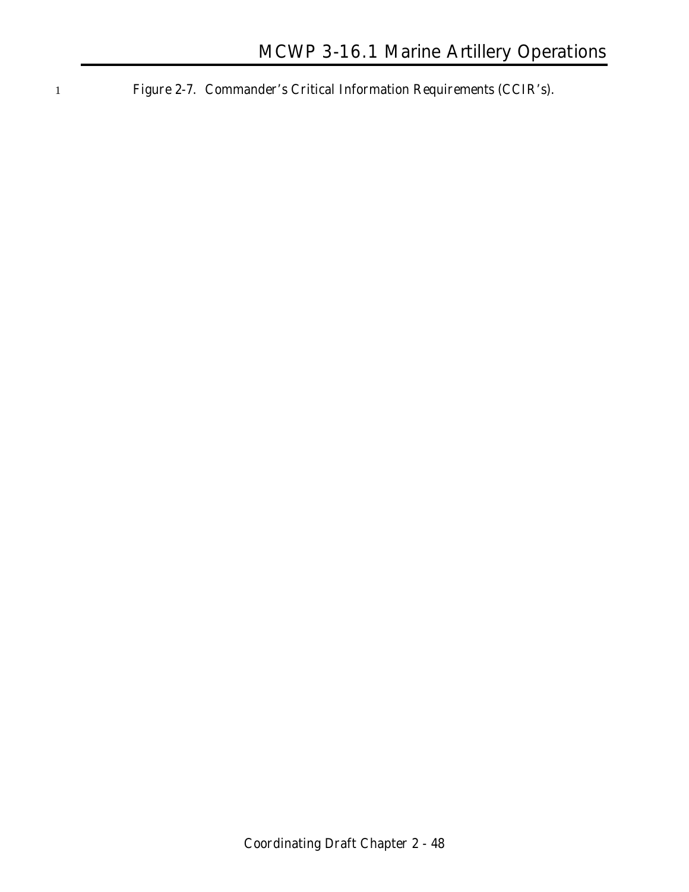Figure 2-7. Commander's Critical Information Requirements (CCIR's).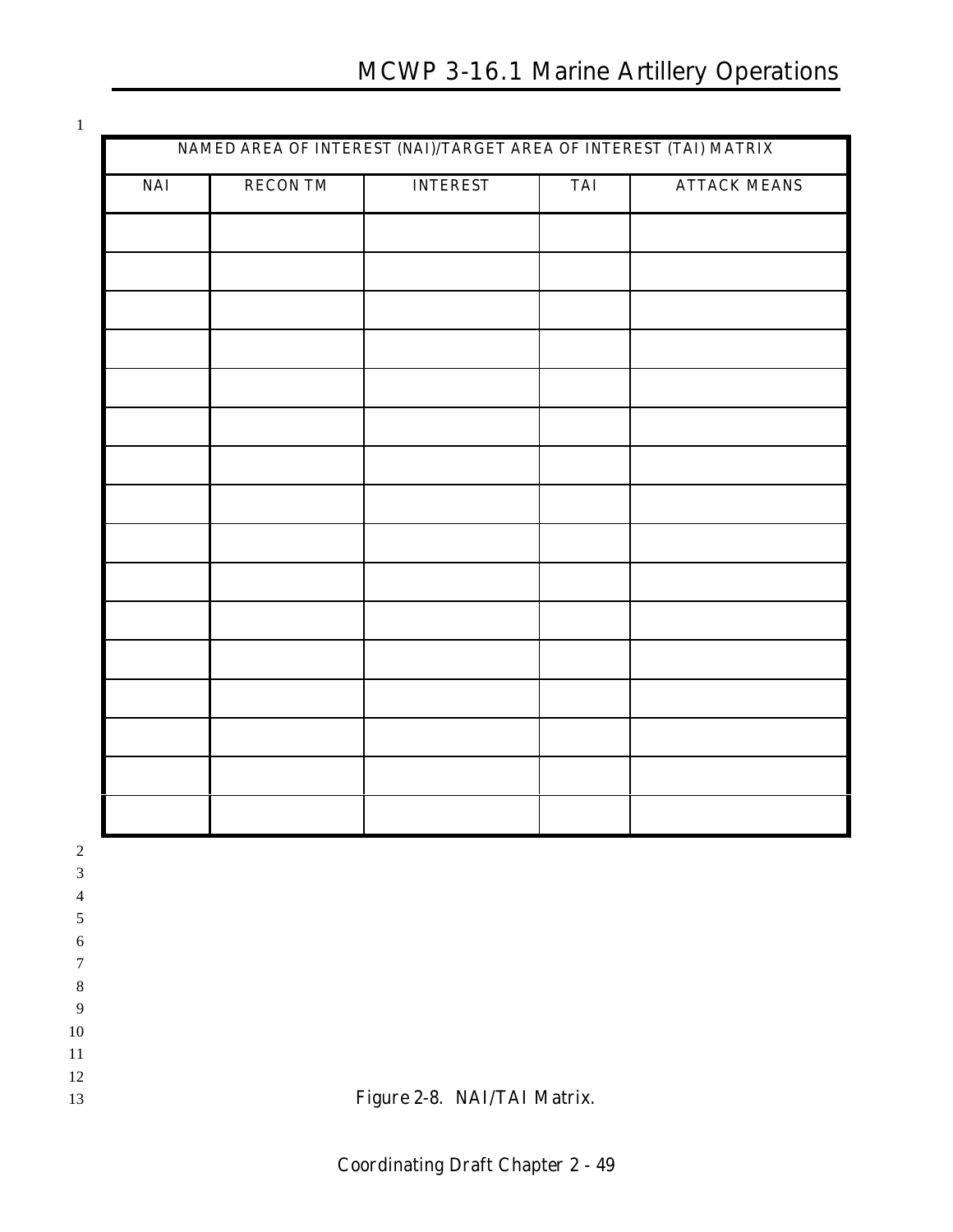| NAMED AREA OF INTEREST (NAI)/TARGET AREA OF INTEREST (TAI) MATRIX | | | | |
|---|---|---|---|---|
| NAI | RECON TM | INTEREST | TAI | ATTACK MEANS |
| | | | | |
| | | | | |
| | | | | |
| | | | | |
| | | | | |
| | | | | |
| | | | | |
| | | | | |
| | | | | |
| | | | | |
| | | | | |
| | | | | |
| | | | | |
| | | | | |
| | | | | |
| | | | | |

Figure 2-8. NAI/TAI Matrix.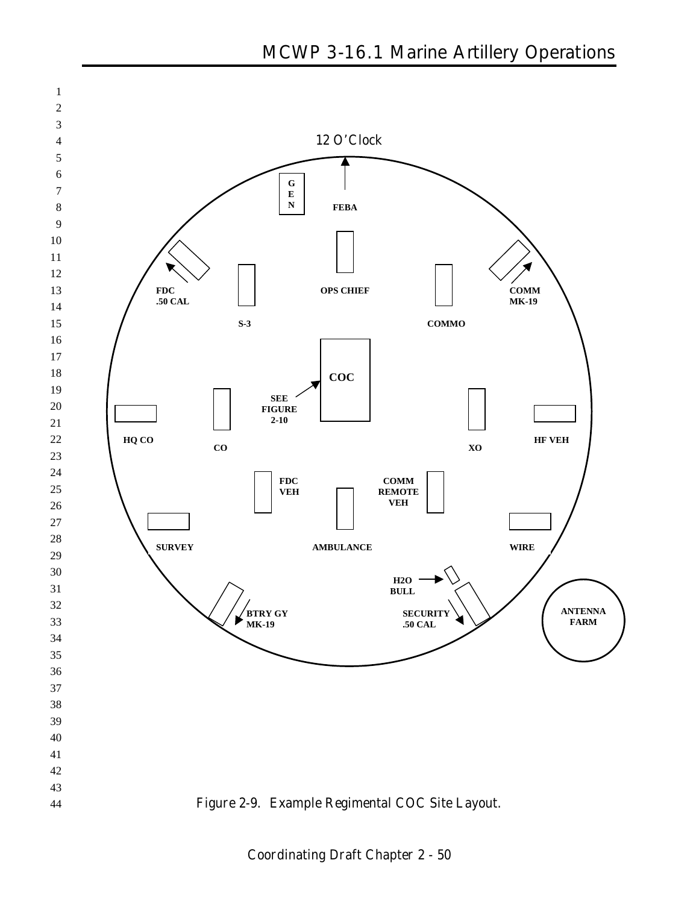12 O'Clock

FEBA

GEN

OPS CHIEF

FDC .50 CAL

S-3

COMMO

COMM MK-19

COC

SEE FIGURE 2-10

HQ CO

CO

XO

HF VEH

FDC VEH

COMM REMOTE VEH

AMBULANCE

SURVEY

WIRE

H2O BULL

BTRY GY MK-19

SECURITY .50 CAL

ANTENNA FARM

Figure 2-9. Example Regimental COC Site Layout.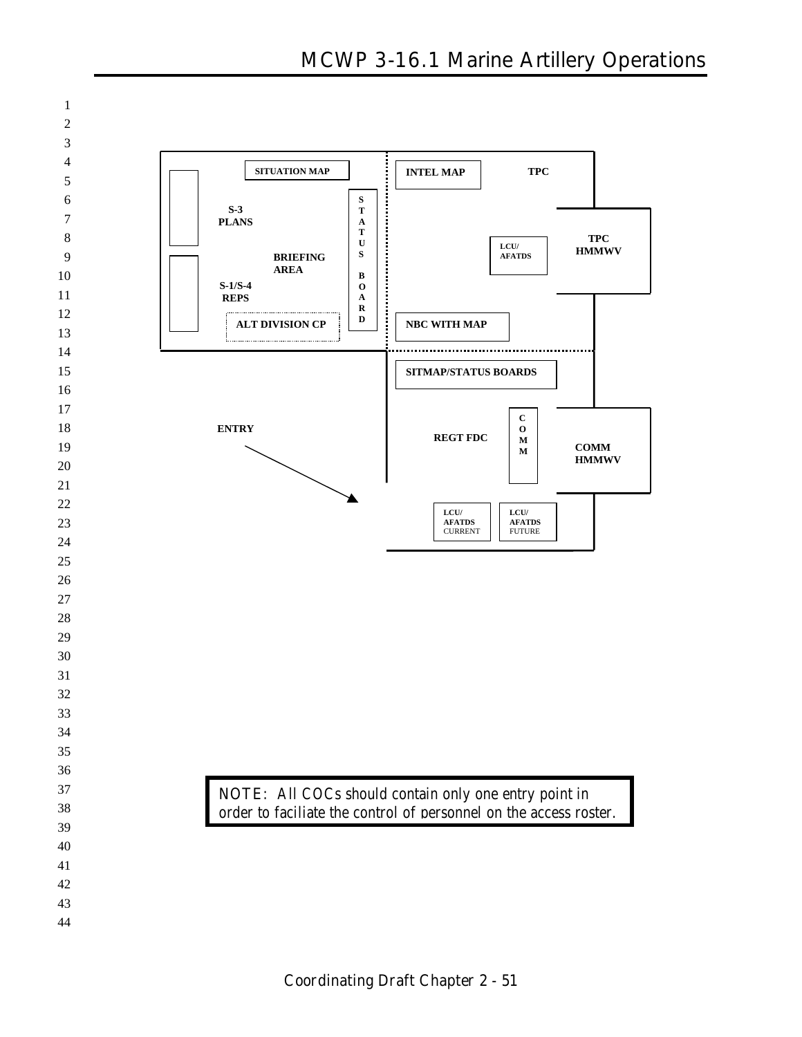SITUATION MAP

S-3
PLANS

BRIEFING
AREA

S-1/S-4
REPS

ALT DIVISION CP

STATUS BOARD

INTEL MAP

TPC

LCU/
AFATDS

TPC
HMMWV

NBC WITH MAP

SITMAP/STATUS BOARDS

ENTRY

REGT FDC

COMM

COMM
HMMWV

LCU/
AFATDS
CURRENT

LCU/
AFATDS
FUTURE

NOTE: All COCs should contain only one entry point in order to faciliate the control of personnel on the access roster.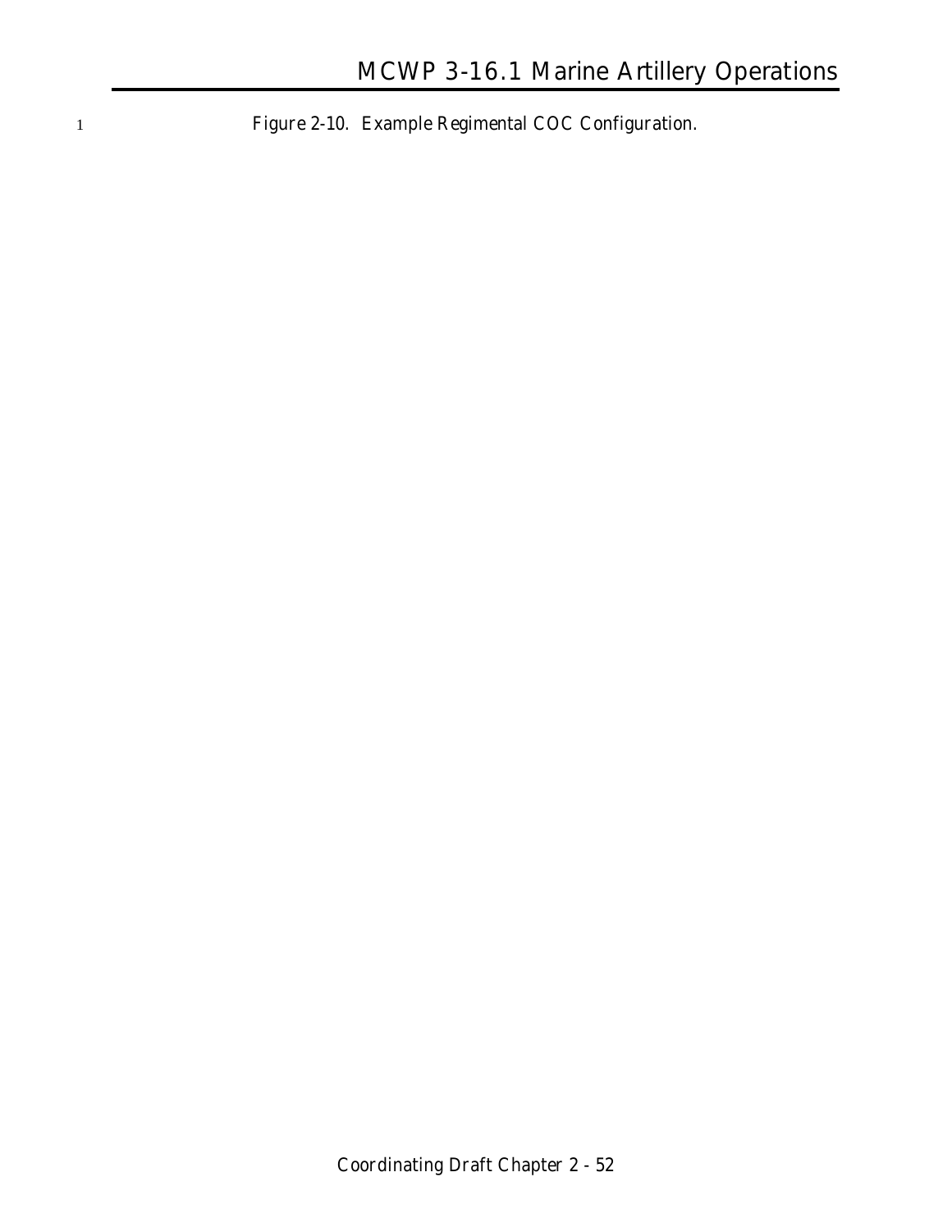Figure 2-10. Example Regimental COC Configuration.